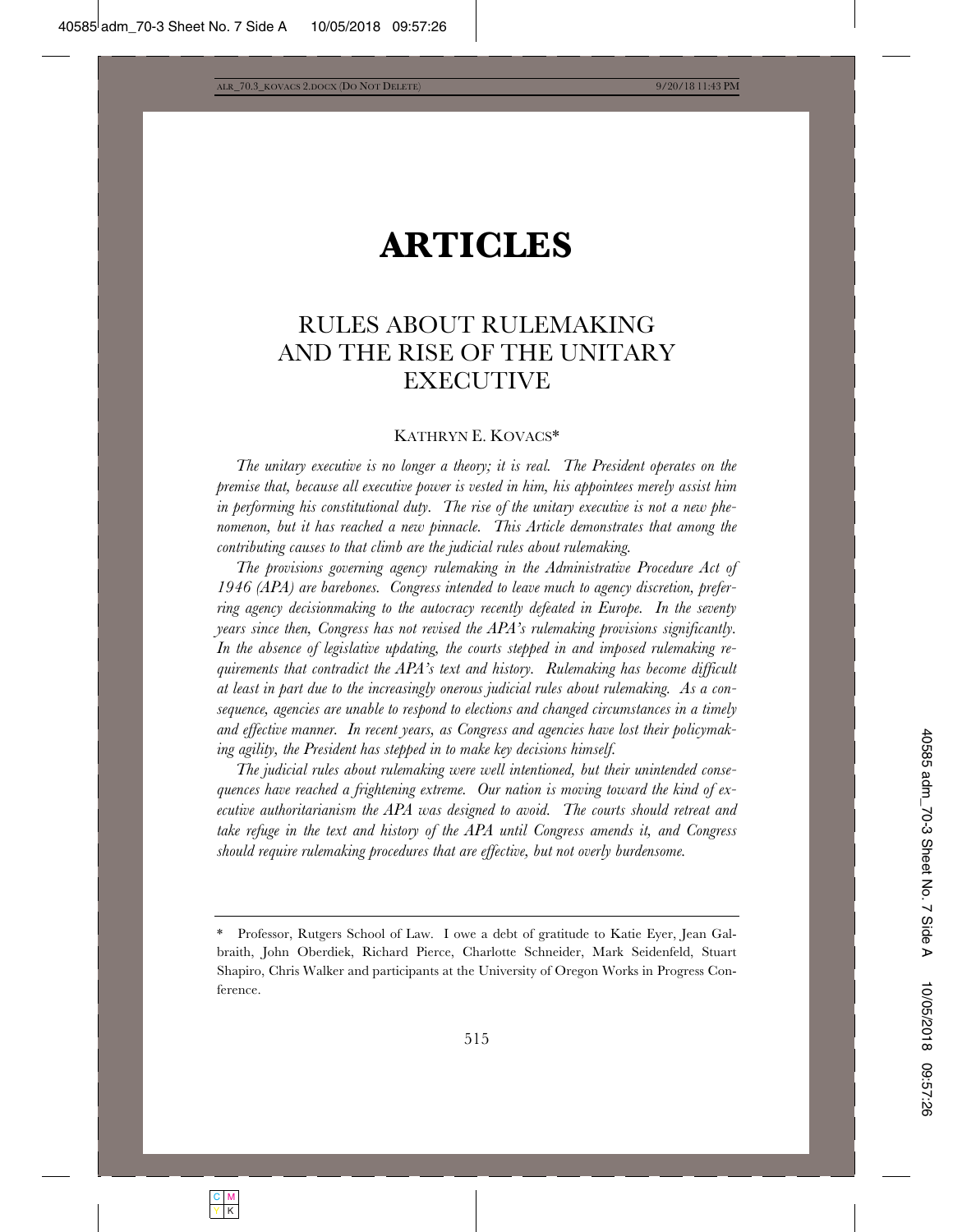# ARTICLES

## RULES ABOUT RULEMAKING AND THE RISE OF THE UNITARY EXECUTIVE

KATHRYN E. KOVACS*

*The unitary executive is no longer a theory; it is real. The President operates on the premise that, because all executive power is vested in him, his appointees merely assist him in performing his constitutional duty. The rise of the unitary executive is not a new phenomenon, but it has reached a new pinnacle. This Article demonstrates that among the contributing causes to that climb are the judicial rules about rulemaking.*

*The provisions governing agency rulemaking in the Administrative Procedure Act of 1946 (APA) are barebones. Congress intended to leave much to agency discretion, preferring agency decisionmaking to the autocracy recently defeated in Europe. In the seventy years since then, Congress has not revised the APA's rulemaking provisions significantly. In the absence of legislative updating, the courts stepped in and imposed rulemaking requirements that contradict the APA's text and history. Rulemaking has become difficult at least in part due to the increasingly onerous judicial rules about rulemaking. As a consequence, agencies are unable to respond to elections and changed circumstances in a timely and effective manner. In recent years, as Congress and agencies have lost their policymaking agility, the President has stepped in to make key decisions himself.*

*The judicial rules about rulemaking were well intentioned, but their unintended consequences have reached a frightening extreme. Our nation is moving toward the kind of executive authoritarianism the APA was designed to avoid. The courts should retreat and take refuge in the text and history of the APA until Congress amends it, and Congress should require rulemaking procedures that are effective, but not overly burdensome.*

---

\* Professor, Rutgers School of Law. I owe a debt of gratitude to Katie Eyer, Jean Galbraith, John Oberdiek, Richard Pierce, Charlotte Schneider, Mark Seidenfeld, Stuart Shapiro, Chris Walker and participants at the University of Oregon Works in Progress Conference.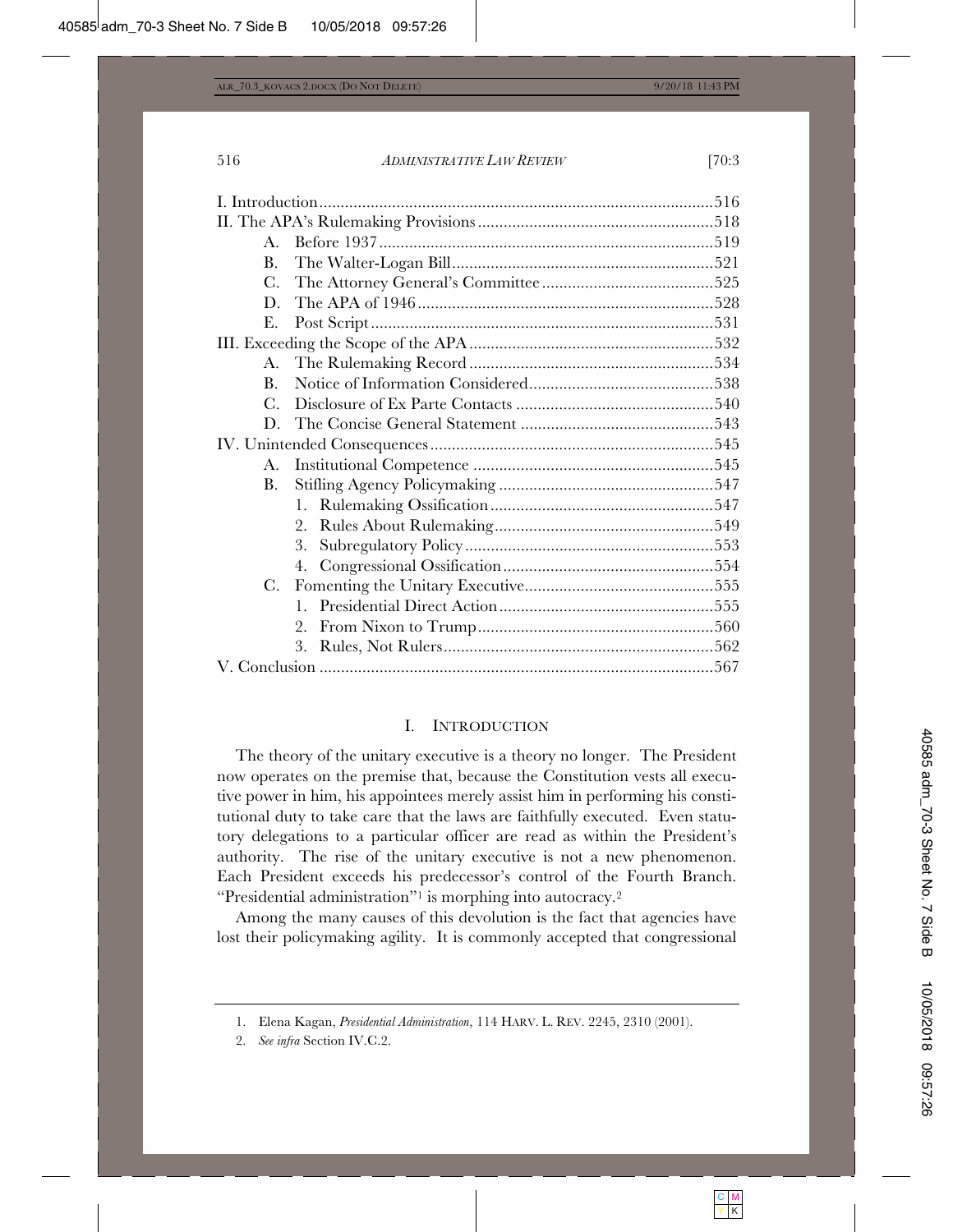- I. Introduction ........ 516
- II. The APA's Rulemaking Provisions ........ 518
  - A. Before 1937 ........ 519
  - B. The Walter-Logan Bill ........ 521
  - C. The Attorney General's Committee ........ 525
  - D. The APA of 1946 ........ 528
  - E. Post Script ........ 531
- III. Exceeding the Scope of the APA ........ 532
  - A. The Rulemaking Record ........ 534
  - B. Notice of Information Considered ........ 538
  - C. Disclosure of Ex Parte Contacts ........ 540
  - D. The Concise General Statement ........ 543
- IV. Unintended Consequences ........ 545
  - A. Institutional Competence ........ 545
  - B. Stifling Agency Policymaking ........ 547
    1. Rulemaking Ossification ........ 547
    2. Rules About Rulemaking ........ 549
    3. Subregulatory Policy ........ 553
    4. Congressional Ossification ........ 554
  - C. Fomenting the Unitary Executive ........ 555
    1. Presidential Direct Action ........ 555
    2. From Nixon to Trump ........ 560
    3. Rules, Not Rulers ........ 562
- V. Conclusion ........ 567

## I. Introduction

The theory of the unitary executive is a theory no longer. The President now operates on the premise that, because the Constitution vests all executive power in him, his appointees merely assist him in performing his constitutional duty to take care that the laws are faithfully executed. Even statutory delegations to a particular officer are read as within the President's authority. The rise of the unitary executive is not a new phenomenon. Each President exceeds his predecessor's control of the Fourth Branch. "Presidential administration"[1] is morphing into autocracy.[2]

Among the many causes of this devolution is the fact that agencies have lost their policymaking agility. It is commonly accepted that congressional

1. Elena Kagan, *Presidential Administration*, 114 Harv. L. Rev. 2245, 2310 (2001).

2. *See infra* Section IV.C.2.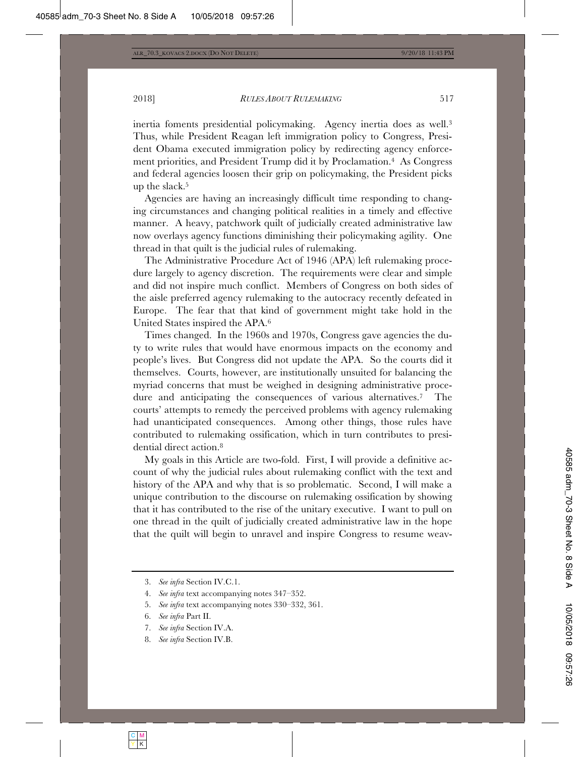inertia foments presidential policymaking. Agency inertia does as well.[3] Thus, while President Reagan left immigration policy to Congress, President Obama executed immigration policy by redirecting agency enforcement priorities, and President Trump did it by Proclamation.[4] As Congress and federal agencies loosen their grip on policymaking, the President picks up the slack.[5]

Agencies are having an increasingly difficult time responding to changing circumstances and changing political realities in a timely and effective manner. A heavy, patchwork quilt of judicially created administrative law now overlays agency functions diminishing their policymaking agility. One thread in that quilt is the judicial rules of rulemaking.

The Administrative Procedure Act of 1946 (APA) left rulemaking procedure largely to agency discretion. The requirements were clear and simple and did not inspire much conflict. Members of Congress on both sides of the aisle preferred agency rulemaking to the autocracy recently defeated in Europe. The fear that that kind of government might take hold in the United States inspired the APA.[6]

Times changed. In the 1960s and 1970s, Congress gave agencies the duty to write rules that would have enormous impacts on the economy and people's lives. But Congress did not update the APA. So the courts did it themselves. Courts, however, are institutionally unsuited for balancing the myriad concerns that must be weighed in designing administrative procedure and anticipating the consequences of various alternatives.[7] The courts' attempts to remedy the perceived problems with agency rulemaking had unanticipated consequences. Among other things, those rules have contributed to rulemaking ossification, which in turn contributes to presidential direct action.[8]

My goals in this Article are two-fold. First, I will provide a definitive account of why the judicial rules about rulemaking conflict with the text and history of the APA and why that is so problematic. Second, I will make a unique contribution to the discourse on rulemaking ossification by showing that it has contributed to the rise of the unitary executive. I want to pull on one thread in the quilt of judicially created administrative law in the hope that the quilt will begin to unravel and inspire Congress to resume weav-

---

3. *See infra* Section IV.C.1.
4. *See infra* text accompanying notes 347–352.
5. *See infra* text accompanying notes 330–332, 361.
6. *See infra* Part II.
7. *See infra* Section IV.A.
8. *See infra* Section IV.B.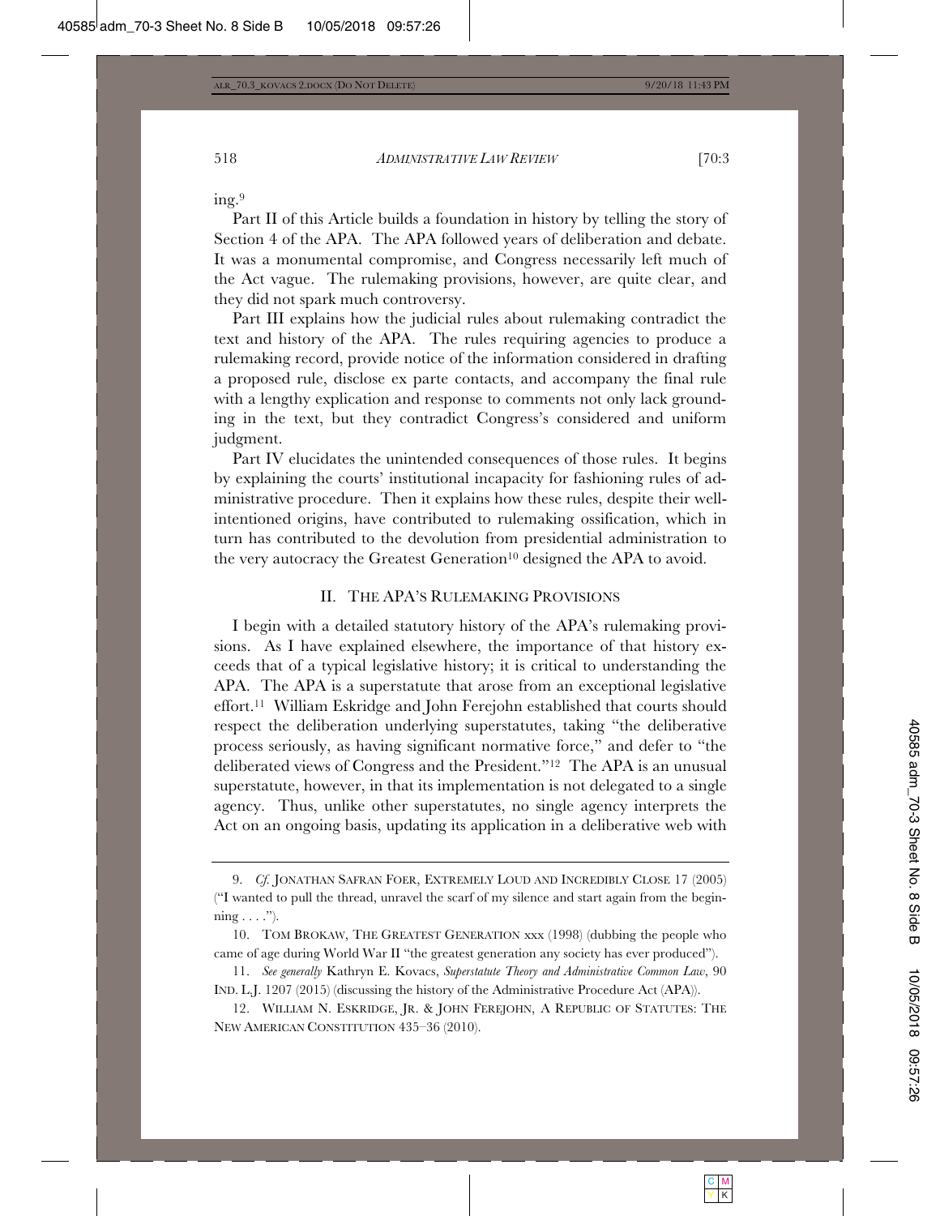ing.[9]

Part II of this Article builds a foundation in history by telling the story of Section 4 of the APA. The APA followed years of deliberation and debate. It was a monumental compromise, and Congress necessarily left much of the Act vague. The rulemaking provisions, however, are quite clear, and they did not spark much controversy.

Part III explains how the judicial rules about rulemaking contradict the text and history of the APA. The rules requiring agencies to produce a rulemaking record, provide notice of the information considered in drafting a proposed rule, disclose ex parte contacts, and accompany the final rule with a lengthy explication and response to comments not only lack grounding in the text, but they contradict Congress's considered and uniform judgment.

Part IV elucidates the unintended consequences of those rules. It begins by explaining the courts' institutional incapacity for fashioning rules of administrative procedure. Then it explains how these rules, despite their well-intentioned origins, have contributed to rulemaking ossification, which in turn has contributed to the devolution from presidential administration to the very autocracy the Greatest Generation[10] designed the APA to avoid.

## II. THE APA'S RULEMAKING PROVISIONS

I begin with a detailed statutory history of the APA's rulemaking provisions. As I have explained elsewhere, the importance of that history exceeds that of a typical legislative history; it is critical to understanding the APA. The APA is a superstatute that arose from an exceptional legislative effort.[11] William Eskridge and John Ferejohn established that courts should respect the deliberation underlying superstatutes, taking "the deliberative process seriously, as having significant normative force," and defer to "the deliberated views of Congress and the President."[12] The APA is an unusual superstatute, however, in that its implementation is not delegated to a single agency. Thus, unlike other superstatutes, no single agency interprets the Act on an ongoing basis, updating its application in a deliberative web with

---

9. *Cf.* JONATHAN SAFRAN FOER, EXTREMELY LOUD AND INCREDIBLY CLOSE 17 (2005) ("I wanted to pull the thread, unravel the scarf of my silence and start again from the beginning . . . .").

10. TOM BROKAW, THE GREATEST GENERATION xxx (1998) (dubbing the people who came of age during World War II "the greatest generation any society has ever produced").

11. *See generally* Kathryn E. Kovacs, *Superstatute Theory and Administrative Common Law*, 90 IND. L.J. 1207 (2015) (discussing the history of the Administrative Procedure Act (APA)).

12. WILLIAM N. ESKRIDGE, JR. & JOHN FEREJOHN, A REPUBLIC OF STATUTES: THE NEW AMERICAN CONSTITUTION 435–36 (2010).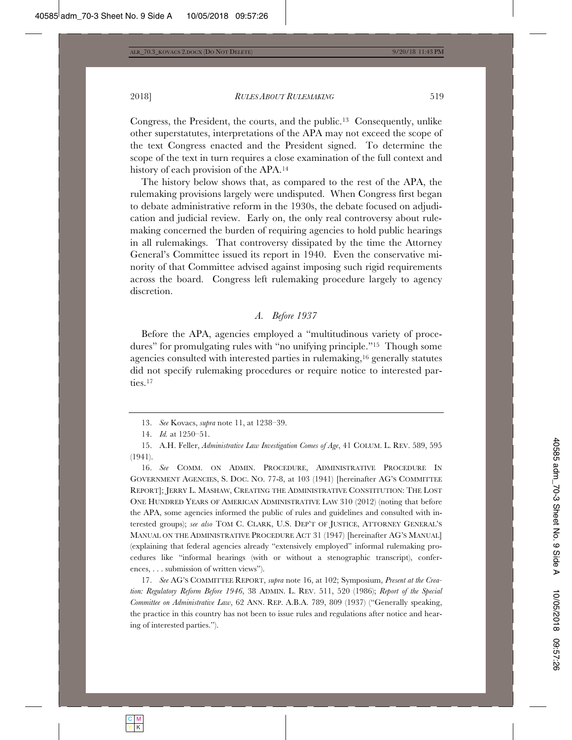Congress, the President, the courts, and the public.[13] Consequently, unlike other superstatutes, interpretations of the APA may not exceed the scope of the text Congress enacted and the President signed. To determine the scope of the text in turn requires a close examination of the full context and history of each provision of the APA.[14]

The history below shows that, as compared to the rest of the APA, the rulemaking provisions largely were undisputed. When Congress first began to debate administrative reform in the 1930s, the debate focused on adjudication and judicial review. Early on, the only real controversy about rulemaking concerned the burden of requiring agencies to hold public hearings in all rulemakings. That controversy dissipated by the time the Attorney General's Committee issued its report in 1940. Even the conservative minority of that Committee advised against imposing such rigid requirements across the board. Congress left rulemaking procedure largely to agency discretion.

### *A. Before 1937*

Before the APA, agencies employed a "multitudinous variety of procedures" for promulgating rules with "no unifying principle."[15] Though some agencies consulted with interested parties in rulemaking,[16] generally statutes did not specify rulemaking procedures or require notice to interested parties.[17]

---

13. *See* Kovacs, *supra* note 11, at 1238–39.

14. *Id.* at 1250–51.

15. A.H. Feller, *Administrative Law Investigation Comes of Age*, 41 COLUM. L. REV. 589, 595 (1941).

16. *See* COMM. ON ADMIN. PROCEDURE, ADMINISTRATIVE PROCEDURE IN GOVERNMENT AGENCIES, S. DOC. NO. 77-8, at 103 (1941) [hereinafter AG'S COMMITTEE REPORT]; JERRY L. MASHAW, CREATING THE ADMINISTRATIVE CONSTITUTION: THE LOST ONE HUNDRED YEARS OF AMERICAN ADMINISTRATIVE LAW 310 (2012) (noting that before the APA, some agencies informed the public of rules and guidelines and consulted with interested groups); *see also* TOM C. CLARK, U.S. DEP'T OF JUSTICE, ATTORNEY GENERAL'S MANUAL ON THE ADMINISTRATIVE PROCEDURE ACT 31 (1947) [hereinafter AG'S MANUAL] (explaining that federal agencies already "extensively employed" informal rulemaking procedures like "informal hearings (with or without a stenographic transcript), conferences, . . . submission of written views").

17. *See* AG'S COMMITTEE REPORT, *supra* note 16, at 102; Symposium, *Present at the Creation: Regulatory Reform Before 1946*, 38 ADMIN. L. REV. 511, 520 (1986); *Report of the Special Committee on Administrative Law*, 62 ANN. REP. A.B.A. 789, 809 (1937) ("Generally speaking, the practice in this country has not been to issue rules and regulations after notice and hearing of interested parties.").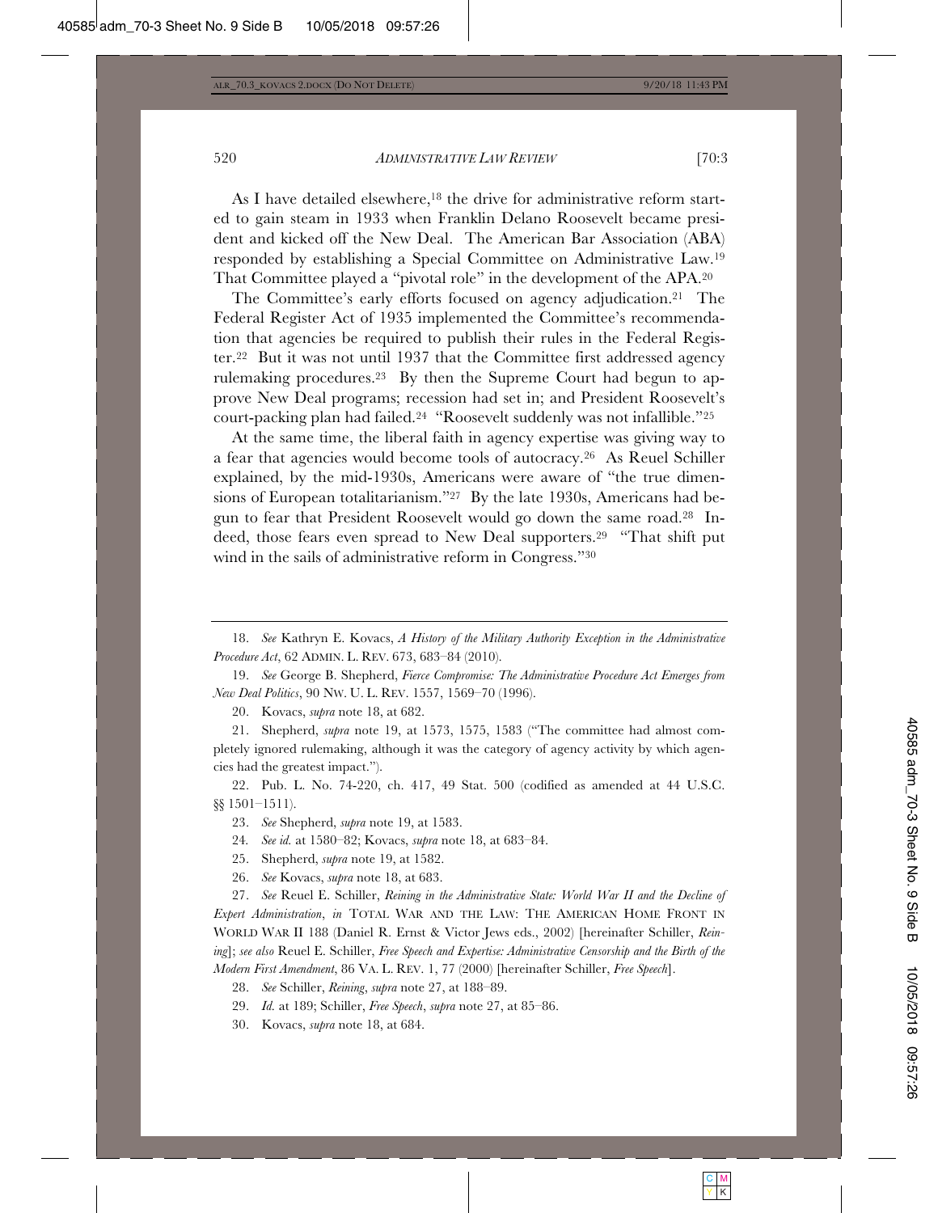As I have detailed elsewhere,[18] the drive for administrative reform started to gain steam in 1933 when Franklin Delano Roosevelt became president and kicked off the New Deal. The American Bar Association (ABA) responded by establishing a Special Committee on Administrative Law.[19] That Committee played a "pivotal role" in the development of the APA.[20]

The Committee's early efforts focused on agency adjudication.[21] The Federal Register Act of 1935 implemented the Committee's recommendation that agencies be required to publish their rules in the Federal Register.[22] But it was not until 1937 that the Committee first addressed agency rulemaking procedures.[23] By then the Supreme Court had begun to approve New Deal programs; recession had set in; and President Roosevelt's court-packing plan had failed.[24] "Roosevelt suddenly was not infallible."[25]

At the same time, the liberal faith in agency expertise was giving way to a fear that agencies would become tools of autocracy.[26] As Reuel Schiller explained, by the mid-1930s, Americans were aware of "the true dimensions of European totalitarianism."[27] By the late 1930s, Americans had begun to fear that President Roosevelt would go down the same road.[28] Indeed, those fears even spread to New Deal supporters.[29] "That shift put wind in the sails of administrative reform in Congress."[30]

---

18. *See* Kathryn E. Kovacs, *A History of the Military Authority Exception in the Administrative Procedure Act*, 62 ADMIN. L. REV. 673, 683–84 (2010).

19. *See* George B. Shepherd, *Fierce Compromise: The Administrative Procedure Act Emerges from New Deal Politics*, 90 NW. U. L. REV. 1557, 1569–70 (1996).

20. Kovacs, *supra* note 18, at 682.

21. Shepherd, *supra* note 19, at 1573, 1575, 1583 ("The committee had almost completely ignored rulemaking, although it was the category of agency activity by which agencies had the greatest impact.").

22. Pub. L. No. 74-220, ch. 417, 49 Stat. 500 (codified as amended at 44 U.S.C. §§ 1501–1511).

23. *See* Shepherd, *supra* note 19, at 1583.

24. *See id.* at 1580–82; Kovacs, *supra* note 18, at 683–84.

25. Shepherd, *supra* note 19, at 1582.

26. *See* Kovacs, *supra* note 18, at 683.

27. *See* Reuel E. Schiller, *Reining in the Administrative State: World War II and the Decline of Expert Administration*, *in* TOTAL WAR AND THE LAW: THE AMERICAN HOME FRONT IN WORLD WAR II 188 (Daniel R. Ernst & Victor Jews eds., 2002) [hereinafter Schiller, *Reining*]; *see also* Reuel E. Schiller, *Free Speech and Expertise: Administrative Censorship and the Birth of the Modern First Amendment*, 86 VA. L. REV. 1, 77 (2000) [hereinafter Schiller, *Free Speech*].

28. *See* Schiller, *Reining*, *supra* note 27, at 188–89.

29. *Id.* at 189; Schiller, *Free Speech*, *supra* note 27, at 85–86.

30. Kovacs, *supra* note 18, at 684.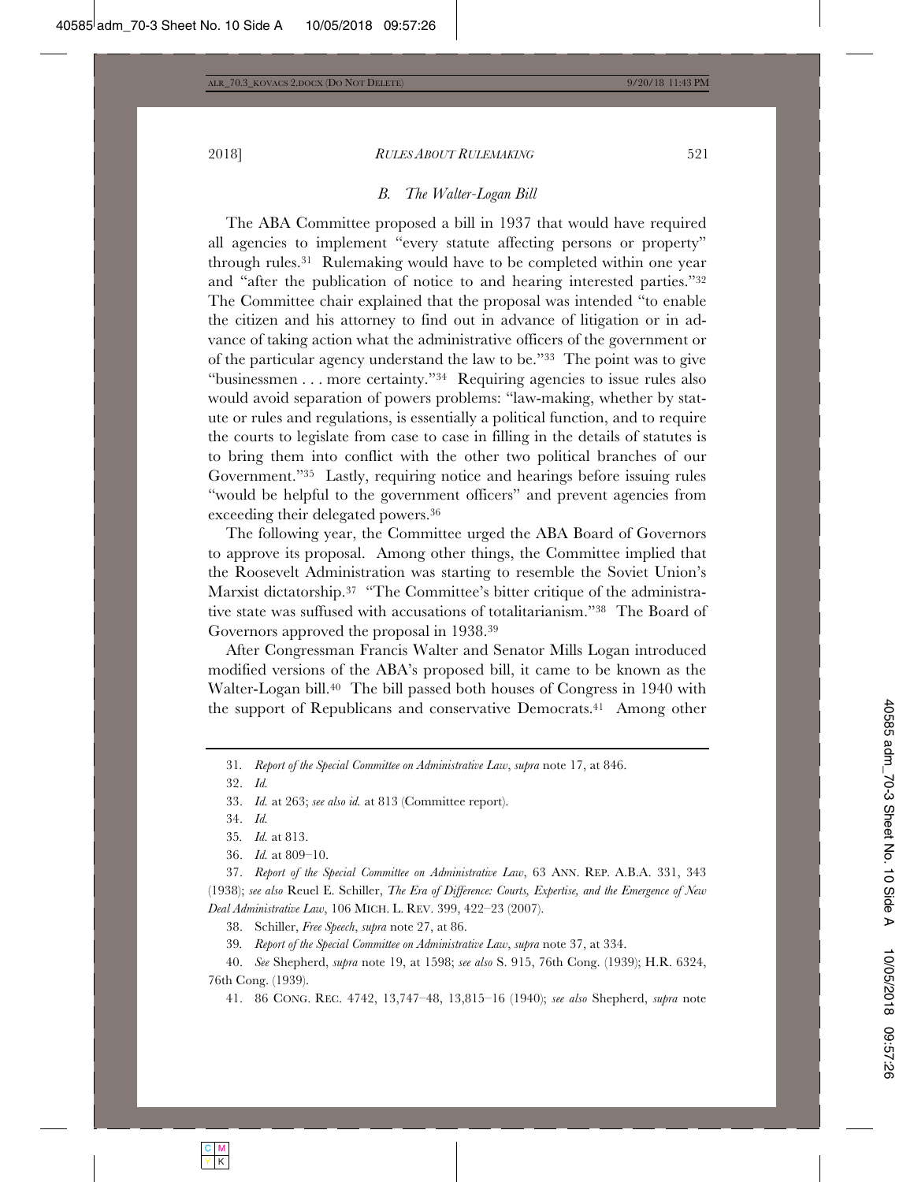### *B. The Walter-Logan Bill*

The ABA Committee proposed a bill in 1937 that would have required all agencies to implement "every statute affecting persons or property" through rules.[31] Rulemaking would have to be completed within one year and "after the publication of notice to and hearing interested parties."[32] The Committee chair explained that the proposal was intended "to enable the citizen and his attorney to find out in advance of litigation or in advance of taking action what the administrative officers of the government or of the particular agency understand the law to be."[33] The point was to give "businessmen . . . more certainty."[34] Requiring agencies to issue rules also would avoid separation of powers problems: "law-making, whether by statute or rules and regulations, is essentially a political function, and to require the courts to legislate from case to case in filling in the details of statutes is to bring them into conflict with the other two political branches of our Government."[35] Lastly, requiring notice and hearings before issuing rules "would be helpful to the government officers" and prevent agencies from exceeding their delegated powers.[36]

The following year, the Committee urged the ABA Board of Governors to approve its proposal. Among other things, the Committee implied that the Roosevelt Administration was starting to resemble the Soviet Union's Marxist dictatorship.[37] "The Committee's bitter critique of the administrative state was suffused with accusations of totalitarianism."[38] The Board of Governors approved the proposal in 1938.[39]

After Congressman Francis Walter and Senator Mills Logan introduced modified versions of the ABA's proposed bill, it came to be known as the Walter-Logan bill.[40] The bill passed both houses of Congress in 1940 with the support of Republicans and conservative Democrats.[41] Among other

---

31. *Report of the Special Committee on Administrative Law*, *supra* note 17, at 846.

32. *Id.*

33. *Id.* at 263; *see also id.* at 813 (Committee report).

34. *Id.*

35. *Id.* at 813.

36. *Id.* at 809–10.

37. *Report of the Special Committee on Administrative Law*, 63 ANN. REP. A.B.A. 331, 343 (1938); *see also* Reuel E. Schiller, *The Era of Difference: Courts, Expertise, and the Emergence of New Deal Administrative Law*, 106 MICH. L. REV. 399, 422–23 (2007).

38. Schiller, *Free Speech*, *supra* note 27, at 86.

39. *Report of the Special Committee on Administrative Law*, *supra* note 37, at 334.

40. *See* Shepherd, *supra* note 19, at 1598; *see also* S. 915, 76th Cong. (1939); H.R. 6324, 76th Cong. (1939).

41. 86 CONG. REC. 4742, 13,747–48, 13,815–16 (1940); *see also* Shepherd, *supra* note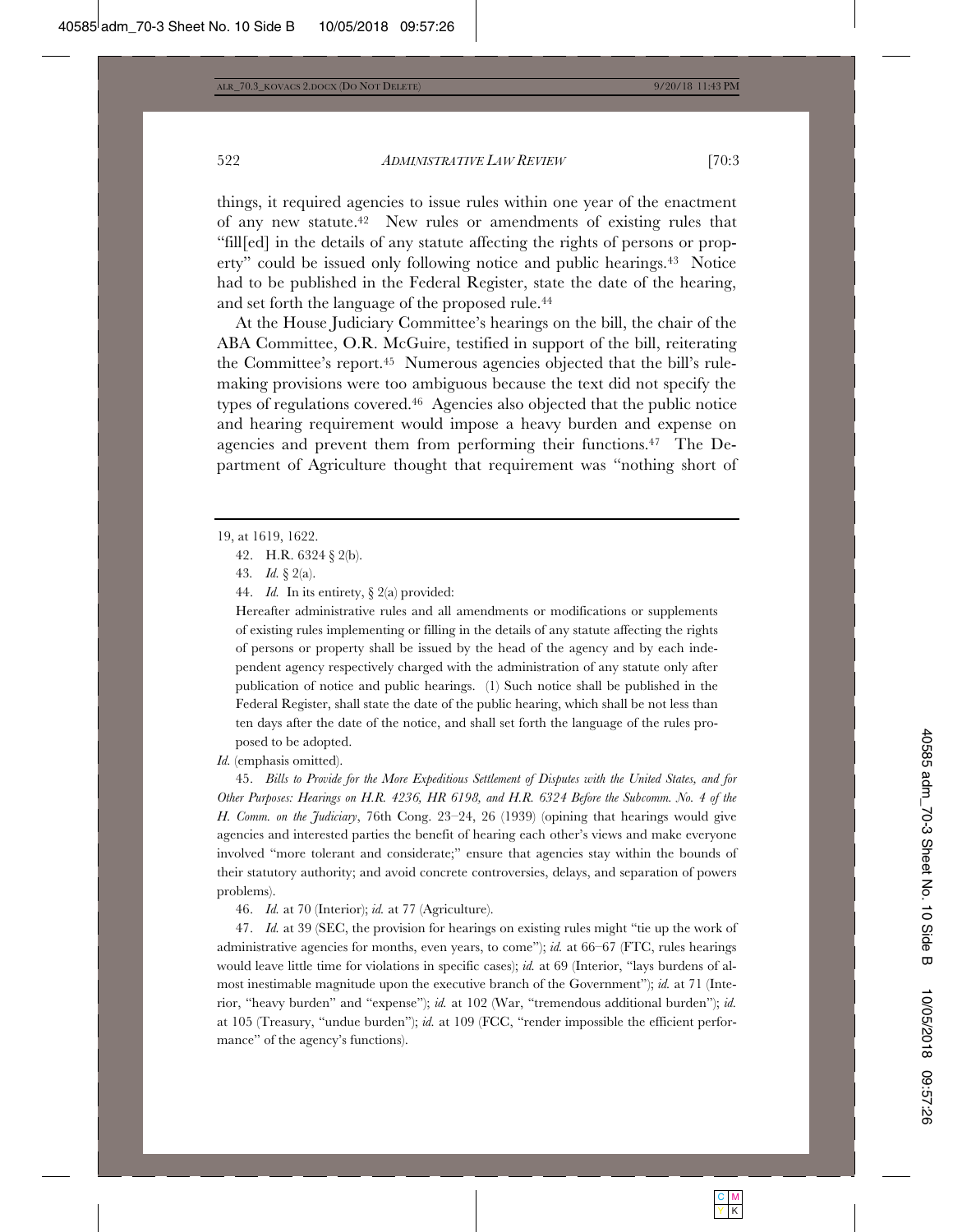things, it required agencies to issue rules within one year of the enactment of any new statute.[42] New rules or amendments of existing rules that "fill[ed] in the details of any statute affecting the rights of persons or property" could be issued only following notice and public hearings.[43] Notice had to be published in the Federal Register, state the date of the hearing, and set forth the language of the proposed rule.[44]

At the House Judiciary Committee's hearings on the bill, the chair of the ABA Committee, O.R. McGuire, testified in support of the bill, reiterating the Committee's report.[45] Numerous agencies objected that the bill's rulemaking provisions were too ambiguous because the text did not specify the types of regulations covered.[46] Agencies also objected that the public notice and hearing requirement would impose a heavy burden and expense on agencies and prevent them from performing their functions.[47] The Department of Agriculture thought that requirement was "nothing short of

---

19, at 1619, 1622.

42. H.R. 6324 § 2(b).

43. *Id.* § 2(a).

44. *Id.* In its entirety, § 2(a) provided:

> Hereafter administrative rules and all amendments or modifications or supplements of existing rules implementing or filling in the details of any statute affecting the rights of persons or property shall be issued by the head of the agency and by each independent agency respectively charged with the administration of any statute only after publication of notice and public hearings. (1) Such notice shall be published in the Federal Register, shall state the date of the public hearing, which shall be not less than ten days after the date of the notice, and shall set forth the language of the rules proposed to be adopted.

*Id.* (emphasis omitted).

45. *Bills to Provide for the More Expeditious Settlement of Disputes with the United States, and for Other Purposes: Hearings on H.R. 4236, HR 6198, and H.R. 6324 Before the Subcomm. No. 4 of the H. Comm. on the Judiciary*, 76th Cong. 23–24, 26 (1939) (opining that hearings would give agencies and interested parties the benefit of hearing each other's views and make everyone involved "more tolerant and considerate;" ensure that agencies stay within the bounds of their statutory authority; and avoid concrete controversies, delays, and separation of powers problems).

46. *Id.* at 70 (Interior); *id.* at 77 (Agriculture).

47. *Id.* at 39 (SEC, the provision for hearings on existing rules might "tie up the work of administrative agencies for months, even years, to come"); *id.* at 66–67 (FTC, rules hearings would leave little time for violations in specific cases); *id.* at 69 (Interior, "lays burdens of almost inestimable magnitude upon the executive branch of the Government"); *id.* at 71 (Interior, "heavy burden" and "expense"); *id.* at 102 (War, "tremendous additional burden"); *id.* at 105 (Treasury, "undue burden"); *id.* at 109 (FCC, "render impossible the efficient performance" of the agency's functions).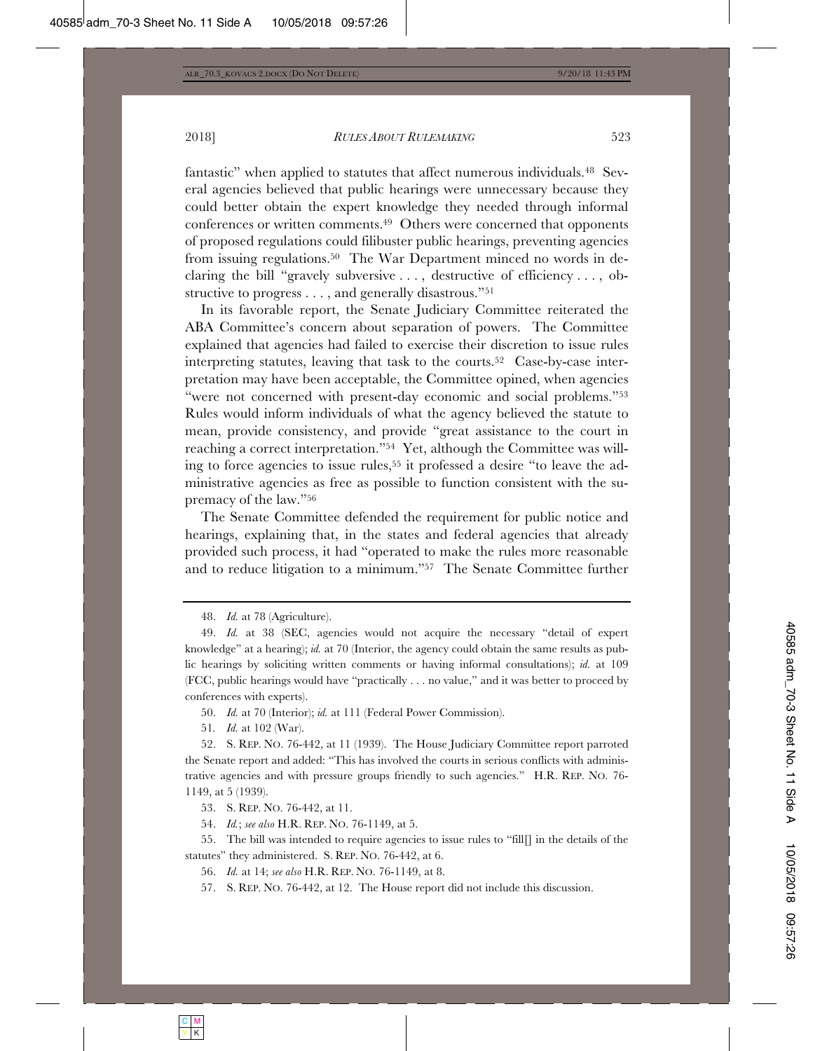fantastic" when applied to statutes that affect numerous individuals.[48] Several agencies believed that public hearings were unnecessary because they could better obtain the expert knowledge they needed through informal conferences or written comments.[49] Others were concerned that opponents of proposed regulations could filibuster public hearings, preventing agencies from issuing regulations.[50] The War Department minced no words in declaring the bill "gravely subversive . . . , destructive of efficiency . . . , obstructive to progress . . . , and generally disastrous."[51]

In its favorable report, the Senate Judiciary Committee reiterated the ABA Committee's concern about separation of powers. The Committee explained that agencies had failed to exercise their discretion to issue rules interpreting statutes, leaving that task to the courts.[52] Case-by-case interpretation may have been acceptable, the Committee opined, when agencies "were not concerned with present-day economic and social problems."[53] Rules would inform individuals of what the agency believed the statute to mean, provide consistency, and provide "great assistance to the court in reaching a correct interpretation."[54] Yet, although the Committee was willing to force agencies to issue rules,[55] it professed a desire "to leave the administrative agencies as free as possible to function consistent with the supremacy of the law."[56]

The Senate Committee defended the requirement for public notice and hearings, explaining that, in the states and federal agencies that already provided such process, it had "operated to make the rules more reasonable and to reduce litigation to a minimum."[57] The Senate Committee further

---

48. *Id.* at 78 (Agriculture).

49. *Id.* at 38 (SEC, agencies would not acquire the necessary "detail of expert knowledge" at a hearing); *id.* at 70 (Interior, the agency could obtain the same results as public hearings by soliciting written comments or having informal consultations); *id.* at 109 (FCC, public hearings would have "practically . . . no value," and it was better to proceed by conferences with experts).

50. *Id.* at 70 (Interior); *id.* at 111 (Federal Power Commission).

51. *Id.* at 102 (War).

52. S. REP. NO. 76-442, at 11 (1939). The House Judiciary Committee report parroted the Senate report and added: "This has involved the courts in serious conflicts with administrative agencies and with pressure groups friendly to such agencies." H.R. REP. NO. 76-1149, at 5 (1939).

53. S. REP. NO. 76-442, at 11.

54. *Id.*; *see also* H.R. REP. NO. 76-1149, at 5.

55. The bill was intended to require agencies to issue rules to "fill[] in the details of the statutes" they administered. S. REP. NO. 76-442, at 6.

56. *Id.* at 14; *see also* H.R. REP. NO. 76-1149, at 8.

57. S. REP. NO. 76-442, at 12. The House report did not include this discussion.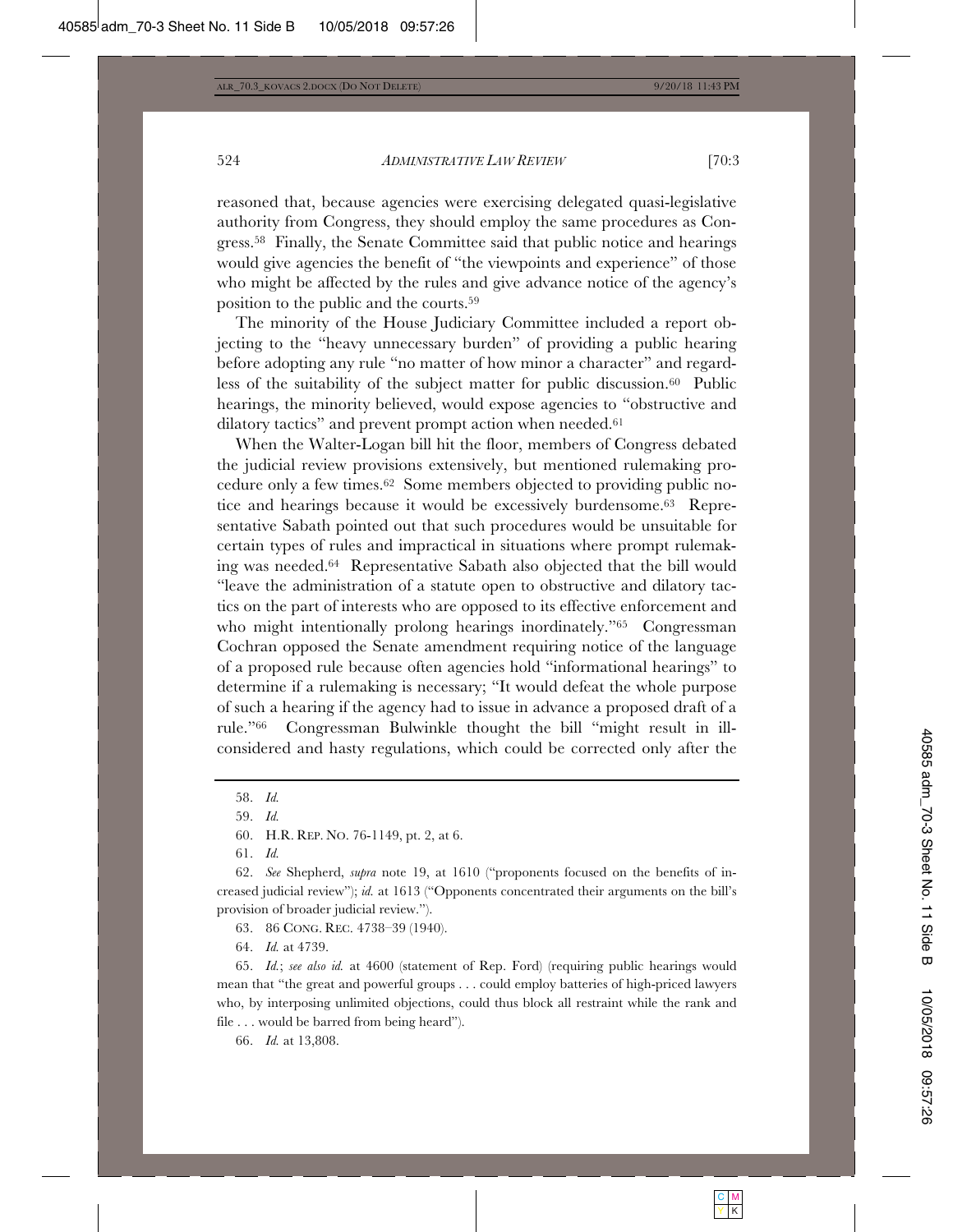reasoned that, because agencies were exercising delegated quasi-legislative authority from Congress, they should employ the same procedures as Congress.[58] Finally, the Senate Committee said that public notice and hearings would give agencies the benefit of "the viewpoints and experience" of those who might be affected by the rules and give advance notice of the agency's position to the public and the courts.[59]

The minority of the House Judiciary Committee included a report objecting to the "heavy unnecessary burden" of providing a public hearing before adopting any rule "no matter of how minor a character" and regardless of the suitability of the subject matter for public discussion.[60] Public hearings, the minority believed, would expose agencies to "obstructive and dilatory tactics" and prevent prompt action when needed.[61]

When the Walter-Logan bill hit the floor, members of Congress debated the judicial review provisions extensively, but mentioned rulemaking procedure only a few times.[62] Some members objected to providing public notice and hearings because it would be excessively burdensome.[63] Representative Sabath pointed out that such procedures would be unsuitable for certain types of rules and impractical in situations where prompt rulemaking was needed.[64] Representative Sabath also objected that the bill would "leave the administration of a statute open to obstructive and dilatory tactics on the part of interests who are opposed to its effective enforcement and who might intentionally prolong hearings inordinately."[65] Congressman Cochran opposed the Senate amendment requiring notice of the language of a proposed rule because often agencies hold "informational hearings" to determine if a rulemaking is necessary; "It would defeat the whole purpose of such a hearing if the agency had to issue in advance a proposed draft of a rule."[66] Congressman Bulwinkle thought the bill "might result in ill-considered and hasty regulations, which could be corrected only after the

---

58. *Id.*

59. *Id.*

60. H.R. REP. NO. 76-1149, pt. 2, at 6.

61. *Id.*

62. *See* Shepherd, *supra* note 19, at 1610 ("proponents focused on the benefits of increased judicial review"); *id.* at 1613 ("Opponents concentrated their arguments on the bill's provision of broader judicial review.").

63. 86 CONG. REC. 4738–39 (1940).

64. *Id.* at 4739.

65. *Id.*; *see also id.* at 4600 (statement of Rep. Ford) (requiring public hearings would mean that "the great and powerful groups . . . could employ batteries of high-priced lawyers who, by interposing unlimited objections, could thus block all restraint while the rank and file . . . would be barred from being heard").

66. *Id.* at 13,808.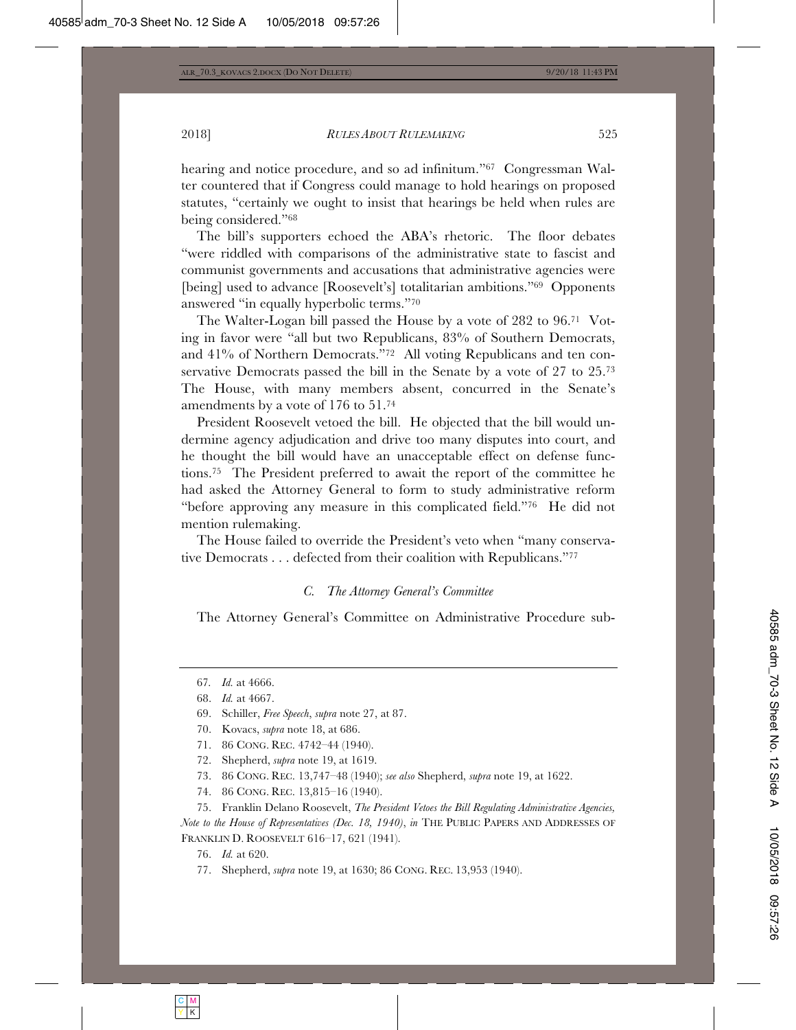hearing and notice procedure, and so ad infinitum."[67] Congressman Walter countered that if Congress could manage to hold hearings on proposed statutes, "certainly we ought to insist that hearings be held when rules are being considered."[68]

The bill's supporters echoed the ABA's rhetoric. The floor debates "were riddled with comparisons of the administrative state to fascist and communist governments and accusations that administrative agencies were [being] used to advance [Roosevelt's] totalitarian ambitions."[69] Opponents answered "in equally hyperbolic terms."[70]

The Walter-Logan bill passed the House by a vote of 282 to 96.[71] Voting in favor were "all but two Republicans, 83% of Southern Democrats, and 41% of Northern Democrats."[72] All voting Republicans and ten conservative Democrats passed the bill in the Senate by a vote of 27 to 25.[73] The House, with many members absent, concurred in the Senate's amendments by a vote of 176 to 51.[74]

President Roosevelt vetoed the bill. He objected that the bill would undermine agency adjudication and drive too many disputes into court, and he thought the bill would have an unacceptable effect on defense functions.[75] The President preferred to await the report of the committee he had asked the Attorney General to form to study administrative reform "before approving any measure in this complicated field."[76] He did not mention rulemaking.

The House failed to override the President's veto when "many conservative Democrats . . . defected from their coalition with Republicans."[77]

### C. *The Attorney General's Committee*

The Attorney General's Committee on Administrative Procedure sub-

---

67. *Id.* at 4666.

68. *Id.* at 4667.

69. Schiller, *Free Speech*, *supra* note 27, at 87.

70. Kovacs, *supra* note 18, at 686.

71. 86 CONG. REC. 4742–44 (1940).

72. Shepherd, *supra* note 19, at 1619.

73. 86 CONG. REC. 13,747–48 (1940); *see also* Shepherd, *supra* note 19, at 1622.

74. 86 CONG. REC. 13,815–16 (1940).

75. Franklin Delano Roosevelt, *The President Vetoes the Bill Regulating Administrative Agencies, Note to the House of Representatives (Dec. 18, 1940)*, *in* THE PUBLIC PAPERS AND ADDRESSES OF FRANKLIN D. ROOSEVELT 616–17, 621 (1941).

76. *Id.* at 620.

77. Shepherd, *supra* note 19, at 1630; 86 CONG. REC. 13,953 (1940).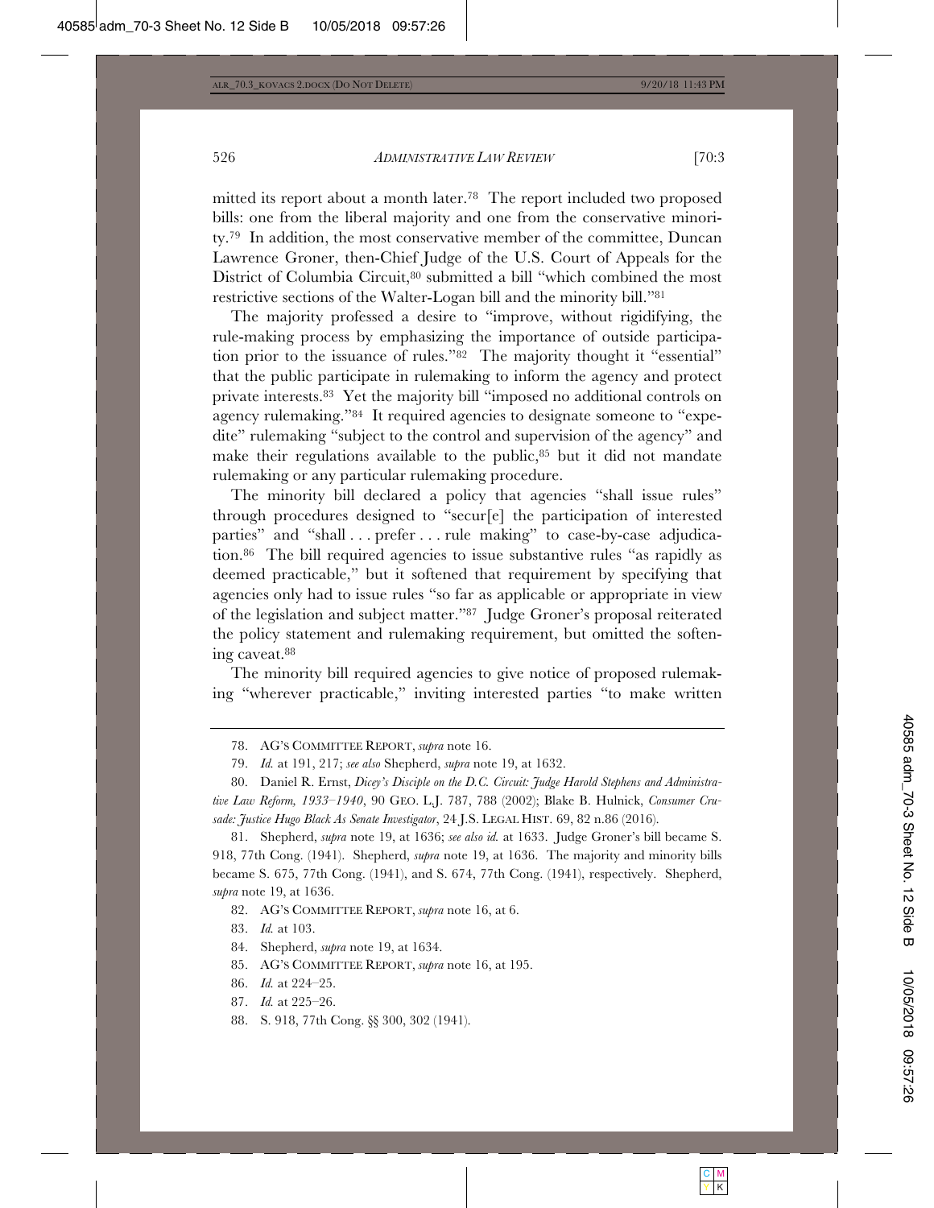mitted its report about a month later.[78] The report included two proposed bills: one from the liberal majority and one from the conservative minority.[79] In addition, the most conservative member of the committee, Duncan Lawrence Groner, then-Chief Judge of the U.S. Court of Appeals for the District of Columbia Circuit,[80] submitted a bill "which combined the most restrictive sections of the Walter-Logan bill and the minority bill."[81]

The majority professed a desire to "improve, without rigidifying, the rule-making process by emphasizing the importance of outside participation prior to the issuance of rules."[82] The majority thought it "essential" that the public participate in rulemaking to inform the agency and protect private interests.[83] Yet the majority bill "imposed no additional controls on agency rulemaking."[84] It required agencies to designate someone to "expedite" rulemaking "subject to the control and supervision of the agency" and make their regulations available to the public,[85] but it did not mandate rulemaking or any particular rulemaking procedure.

The minority bill declared a policy that agencies "shall issue rules" through procedures designed to "secur[e] the participation of interested parties" and "shall . . . prefer . . . rule making" to case-by-case adjudication.[86] The bill required agencies to issue substantive rules "as rapidly as deemed practicable," but it softened that requirement by specifying that agencies only had to issue rules "so far as applicable or appropriate in view of the legislation and subject matter."[87] Judge Groner's proposal reiterated the policy statement and rulemaking requirement, but omitted the softening caveat.[88]

The minority bill required agencies to give notice of proposed rulemaking "wherever practicable," inviting interested parties "to make written

---

78. AG'S COMMITTEE REPORT, *supra* note 16.

79. *Id.* at 191, 217; *see also* Shepherd, *supra* note 19, at 1632.

80. Daniel R. Ernst, *Dicey's Disciple on the D.C. Circuit: Judge Harold Stephens and Administrative Law Reform, 1933–1940*, 90 GEO. L.J. 787, 788 (2002); Blake B. Hulnick, *Consumer Crusade: Justice Hugo Black As Senate Investigator*, 24 J.S. LEGAL HIST. 69, 82 n.86 (2016).

81. Shepherd, *supra* note 19, at 1636; *see also id.* at 1633. Judge Groner's bill became S. 918, 77th Cong. (1941). Shepherd, *supra* note 19, at 1636. The majority and minority bills became S. 675, 77th Cong. (1941), and S. 674, 77th Cong. (1941), respectively. Shepherd, *supra* note 19, at 1636.

82. AG'S COMMITTEE REPORT, *supra* note 16, at 6.

83. *Id.* at 103.

84. Shepherd, *supra* note 19, at 1634.

85. AG'S COMMITTEE REPORT, *supra* note 16, at 195.

86. *Id.* at 224–25.

87. *Id.* at 225–26.

88. S. 918, 77th Cong. §§ 300, 302 (1941).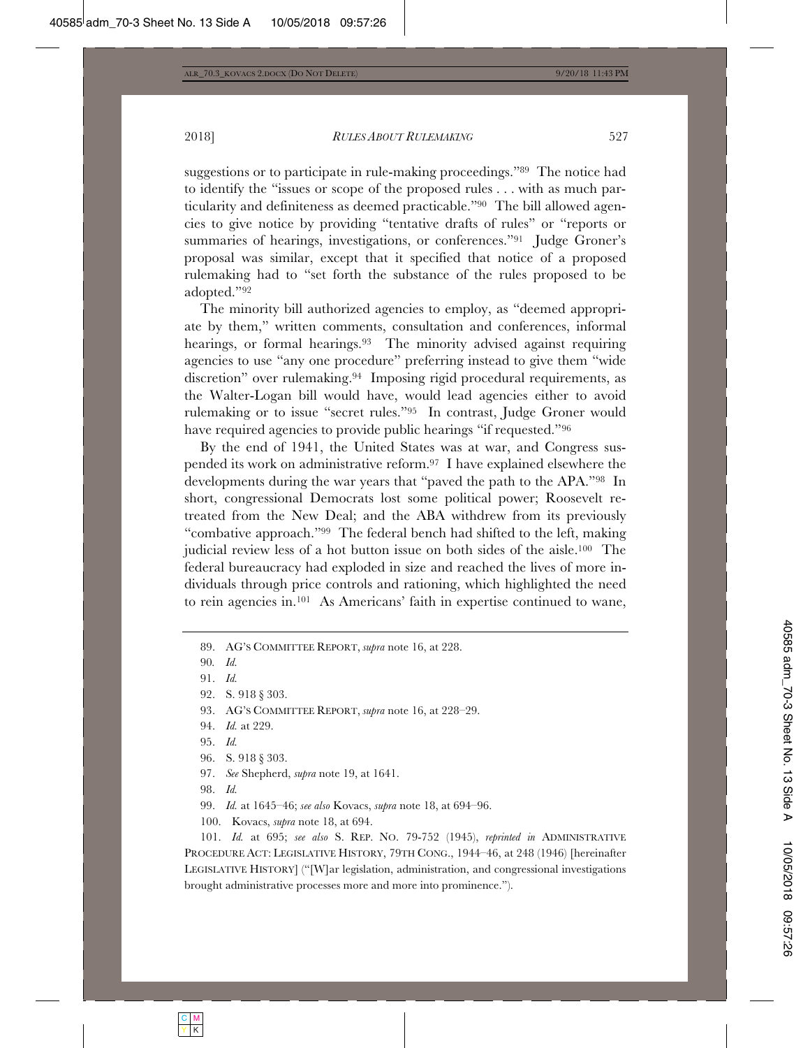suggestions or to participate in rule-making proceedings."[89] The notice had to identify the "issues or scope of the proposed rules . . . with as much particularity and definiteness as deemed practicable."[90] The bill allowed agencies to give notice by providing "tentative drafts of rules" or "reports or summaries of hearings, investigations, or conferences."[91] Judge Groner's proposal was similar, except that it specified that notice of a proposed rulemaking had to "set forth the substance of the rules proposed to be adopted."[92]

The minority bill authorized agencies to employ, as "deemed appropriate by them," written comments, consultation and conferences, informal hearings, or formal hearings.[93] The minority advised against requiring agencies to use "any one procedure" preferring instead to give them "wide discretion" over rulemaking.[94] Imposing rigid procedural requirements, as the Walter-Logan bill would have, would lead agencies either to avoid rulemaking or to issue "secret rules."[95] In contrast, Judge Groner would have required agencies to provide public hearings "if requested."[96]

By the end of 1941, the United States was at war, and Congress suspended its work on administrative reform.[97] I have explained elsewhere the developments during the war years that "paved the path to the APA."[98] In short, congressional Democrats lost some political power; Roosevelt retreated from the New Deal; and the ABA withdrew from its previously "combative approach."[99] The federal bench had shifted to the left, making judicial review less of a hot button issue on both sides of the aisle.[100] The federal bureaucracy had exploded in size and reached the lives of more individuals through price controls and rationing, which highlighted the need to rein agencies in.[101] As Americans' faith in expertise continued to wane,

89. AG'S COMMITTEE REPORT, *supra* note 16, at 228.

90. *Id.*

91. *Id.*

92. S. 918 § 303.

93. AG'S COMMITTEE REPORT, *supra* note 16, at 228–29.

94. *Id.* at 229.

95. *Id.*

96. S. 918 § 303.

97. *See* Shepherd, *supra* note 19, at 1641.

98. *Id.*

99. *Id.* at 1645–46; *see also* Kovacs, *supra* note 18, at 694–96.

100. Kovacs, *supra* note 18, at 694.

101. *Id.* at 695; *see also* S. REP. NO. 79-752 (1945), *reprinted in* ADMINISTRATIVE PROCEDURE ACT: LEGISLATIVE HISTORY, 79TH CONG., 1944–46, at 248 (1946) [hereinafter LEGISLATIVE HISTORY] ("[W]ar legislation, administration, and congressional investigations brought administrative processes more and more into prominence.").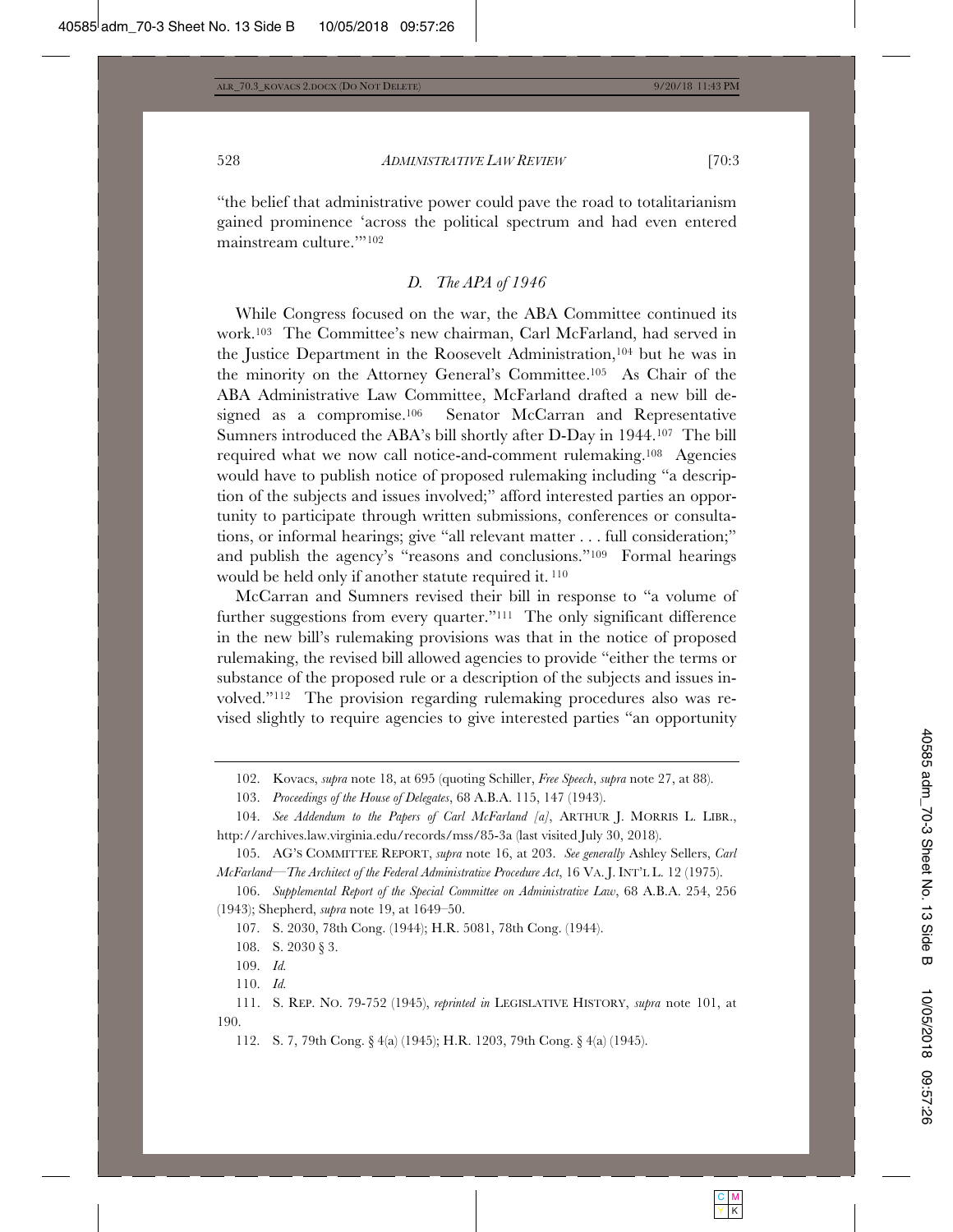"the belief that administrative power could pave the road to totalitarianism gained prominence 'across the political spectrum and had even entered mainstream culture.'"[102]

### *D. The APA of 1946*

While Congress focused on the war, the ABA Committee continued its work.[103] The Committee's new chairman, Carl McFarland, had served in the Justice Department in the Roosevelt Administration,[104] but he was in the minority on the Attorney General's Committee.[105] As Chair of the ABA Administrative Law Committee, McFarland drafted a new bill designed as a compromise.[106] Senator McCarran and Representative Sumners introduced the ABA's bill shortly after D-Day in 1944.[107] The bill required what we now call notice-and-comment rulemaking.[108] Agencies would have to publish notice of proposed rulemaking including "a description of the subjects and issues involved;" afford interested parties an opportunity to participate through written submissions, conferences or consultations, or informal hearings; give "all relevant matter . . . full consideration;" and publish the agency's "reasons and conclusions."[109] Formal hearings would be held only if another statute required it.[110]

McCarran and Sumners revised their bill in response to "a volume of further suggestions from every quarter."[111] The only significant difference in the new bill's rulemaking provisions was that in the notice of proposed rulemaking, the revised bill allowed agencies to provide "either the terms or substance of the proposed rule or a description of the subjects and issues involved."[112] The provision regarding rulemaking procedures also was revised slightly to require agencies to give interested parties "an opportunity

---

102. Kovacs, *supra* note 18, at 695 (quoting Schiller, *Free Speech*, *supra* note 27, at 88).

103. *Proceedings of the House of Delegates*, 68 A.B.A. 115, 147 (1943).

104. *See Addendum to the Papers of Carl McFarland [a]*, ARTHUR J. MORRIS L. LIBR., http://archives.law.virginia.edu/records/mss/85-3a (last visited July 30, 2018).

105. AG'S COMMITTEE REPORT, *supra* note 16, at 203. *See generally* Ashley Sellers, *Carl McFarland—The Architect of the Federal Administrative Procedure Act*, 16 VA. J. INT'L L. 12 (1975).

106. *Supplemental Report of the Special Committee on Administrative Law*, 68 A.B.A. 254, 256 (1943); Shepherd, *supra* note 19, at 1649–50.

107. S. 2030, 78th Cong. (1944); H.R. 5081, 78th Cong. (1944).

108. S. 2030 § 3.

109. *Id.*

110. *Id.*

111. S. REP. NO. 79-752 (1945), *reprinted in* LEGISLATIVE HISTORY, *supra* note 101, at 190.

112. S. 7, 79th Cong. § 4(a) (1945); H.R. 1203, 79th Cong. § 4(a) (1945).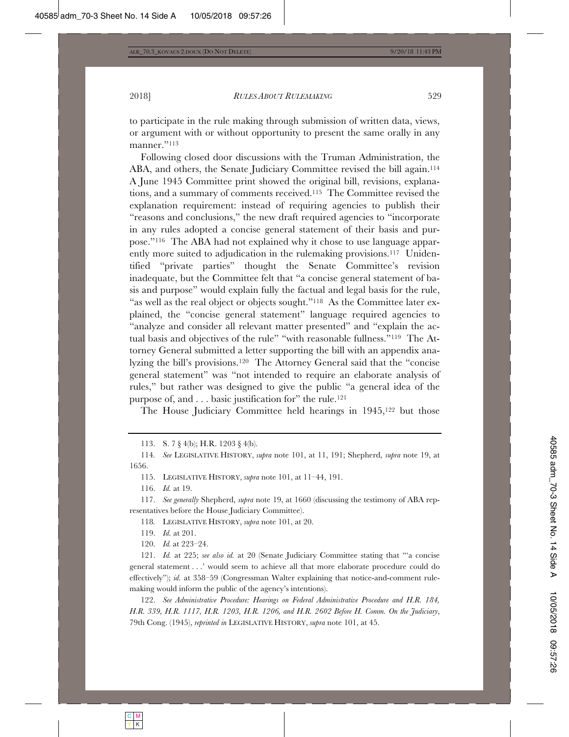to participate in the rule making through submission of written data, views, or argument with or without opportunity to present the same orally in any manner."[113]

Following closed door discussions with the Truman Administration, the ABA, and others, the Senate Judiciary Committee revised the bill again.[114] A June 1945 Committee print showed the original bill, revisions, explanations, and a summary of comments received.[115] The Committee revised the explanation requirement: instead of requiring agencies to publish their "reasons and conclusions," the new draft required agencies to "incorporate in any rules adopted a concise general statement of their basis and purpose."[116] The ABA had not explained why it chose to use language apparently more suited to adjudication in the rulemaking provisions.[117] Unidentified "private parties" thought the Senate Committee's revision inadequate, but the Committee felt that "a concise general statement of basis and purpose" would explain fully the factual and legal basis for the rule, "as well as the real object or objects sought."[118] As the Committee later explained, the "concise general statement" language required agencies to "analyze and consider all relevant matter presented" and "explain the actual basis and objectives of the rule" "with reasonable fullness."[119] The Attorney General submitted a letter supporting the bill with an appendix analyzing the bill's provisions.[120] The Attorney General said that the "concise general statement" was "not intended to require an elaborate analysis of rules," but rather was designed to give the public "a general idea of the purpose of, and . . . basic justification for" the rule.[121]

The House Judiciary Committee held hearings in 1945,[122] but those

---

113. S. 7 § 4(b); H.R. 1203 § 4(b).

114. *See* LEGISLATIVE HISTORY, *supra* note 101, at 11, 191; Shepherd, *supra* note 19, at 1656.

115. LEGISLATIVE HISTORY, *supra* note 101, at 11–44, 191.

116. *Id.* at 19.

117. *See generally* Shepherd, *supra* note 19, at 1660 (discussing the testimony of ABA representatives before the House Judiciary Committee).

118. LEGISLATIVE HISTORY, *supra* note 101, at 20.

119. *Id.* at 201.

120. *Id.* at 223–24.

121. *Id.* at 225; *see also id.* at 20 (Senate Judiciary Committee stating that "'a concise general statement . . .' would seem to achieve all that more elaborate procedure could do effectively"); *id.* at 358–59 (Congressman Walter explaining that notice-and-comment rulemaking would inform the public of the agency's intentions).

122. *See Administrative Procedure: Hearings on Federal Administrative Procedure and H.R. 184, H.R. 339, H.R. 1117, H.R. 1203, H.R. 1206, and H.R. 2602 Before H. Comm. On the Judiciary*, 79th Cong. (1945), *reprinted in* LEGISLATIVE HISTORY, *supra* note 101, at 45.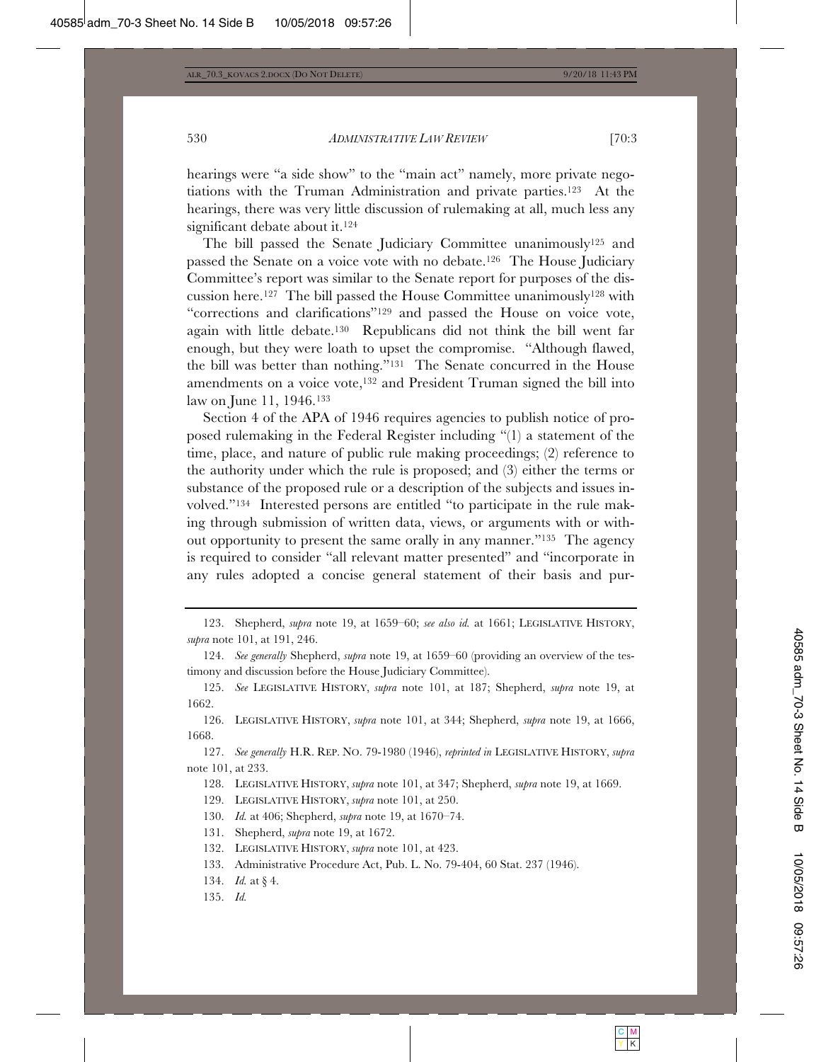hearings were "a side show" to the "main act" namely, more private negotiations with the Truman Administration and private parties.[123] At the hearings, there was very little discussion of rulemaking at all, much less any significant debate about it.[124]

The bill passed the Senate Judiciary Committee unanimously[125] and passed the Senate on a voice vote with no debate.[126] The House Judiciary Committee's report was similar to the Senate report for purposes of the discussion here.[127] The bill passed the House Committee unanimously[128] with "corrections and clarifications"[129] and passed the House on voice vote, again with little debate.[130] Republicans did not think the bill went far enough, but they were loath to upset the compromise. "Although flawed, the bill was better than nothing."[131] The Senate concurred in the House amendments on a voice vote,[132] and President Truman signed the bill into law on June 11, 1946.[133]

Section 4 of the APA of 1946 requires agencies to publish notice of proposed rulemaking in the Federal Register including "(1) a statement of the time, place, and nature of public rule making proceedings; (2) reference to the authority under which the rule is proposed; and (3) either the terms or substance of the proposed rule or a description of the subjects and issues involved."[134] Interested persons are entitled "to participate in the rule making through submission of written data, views, or arguments with or without opportunity to present the same orally in any manner."[135] The agency is required to consider "all relevant matter presented" and "incorporate in any rules adopted a concise general statement of their basis and pur-

---

123. Shepherd, *supra* note 19, at 1659–60; *see also id.* at 1661; LEGISLATIVE HISTORY, *supra* note 101, at 191, 246.

124. *See generally* Shepherd, *supra* note 19, at 1659–60 (providing an overview of the testimony and discussion before the House Judiciary Committee).

125. *See* LEGISLATIVE HISTORY, *supra* note 101, at 187; Shepherd, *supra* note 19, at 1662.

126. LEGISLATIVE HISTORY, *supra* note 101, at 344; Shepherd, *supra* note 19, at 1666, 1668.

127. *See generally* H.R. REP. NO. 79-1980 (1946), *reprinted in* LEGISLATIVE HISTORY, *supra* note 101, at 233.

128. LEGISLATIVE HISTORY, *supra* note 101, at 347; Shepherd, *supra* note 19, at 1669.

129. LEGISLATIVE HISTORY, *supra* note 101, at 250.

130. *Id.* at 406; Shepherd, *supra* note 19, at 1670–74.

131. Shepherd, *supra* note 19, at 1672.

132. LEGISLATIVE HISTORY, *supra* note 101, at 423.

133. Administrative Procedure Act, Pub. L. No. 79-404, 60 Stat. 237 (1946).

134. *Id.* at § 4.

135. *Id.*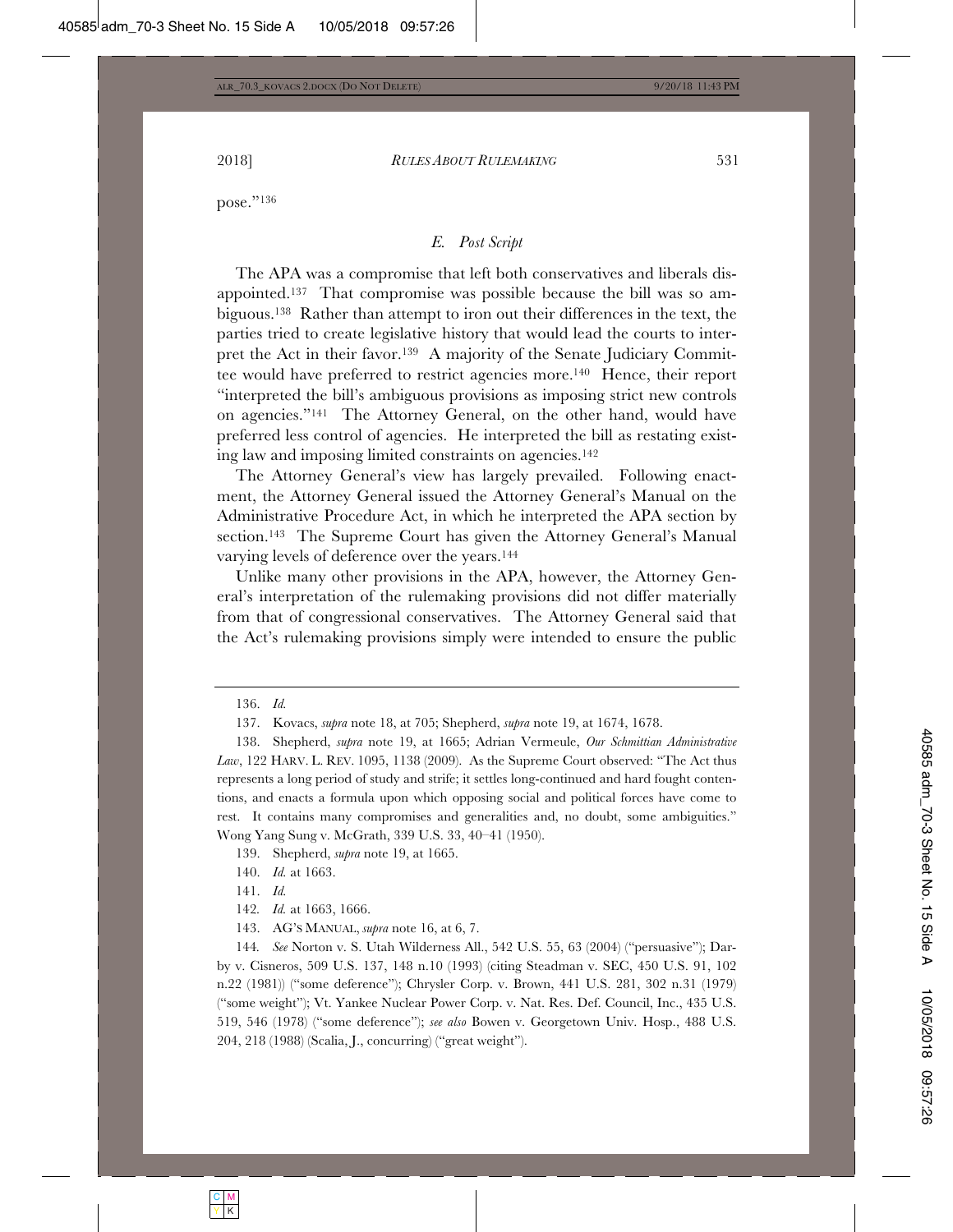pose."[136]

### *E. Post Script*

The APA was a compromise that left both conservatives and liberals disappointed.[137] That compromise was possible because the bill was so ambiguous.[138] Rather than attempt to iron out their differences in the text, the parties tried to create legislative history that would lead the courts to interpret the Act in their favor.[139] A majority of the Senate Judiciary Committee would have preferred to restrict agencies more.[140] Hence, their report "interpreted the bill's ambiguous provisions as imposing strict new controls on agencies."[141] The Attorney General, on the other hand, would have preferred less control of agencies. He interpreted the bill as restating existing law and imposing limited constraints on agencies.[142]

The Attorney General's view has largely prevailed. Following enactment, the Attorney General issued the Attorney General's Manual on the Administrative Procedure Act, in which he interpreted the APA section by section.[143] The Supreme Court has given the Attorney General's Manual varying levels of deference over the years.[144]

Unlike many other provisions in the APA, however, the Attorney General's interpretation of the rulemaking provisions did not differ materially from that of congressional conservatives. The Attorney General said that the Act's rulemaking provisions simply were intended to ensure the public

---

136. *Id.*

137. Kovacs, *supra* note 18, at 705; Shepherd, *supra* note 19, at 1674, 1678.

138. Shepherd, *supra* note 19, at 1665; Adrian Vermeule, *Our Schmittian Administrative Law*, 122 HARV. L. REV. 1095, 1138 (2009). As the Supreme Court observed: "The Act thus represents a long period of study and strife; it settles long-continued and hard fought contentions, and enacts a formula upon which opposing social and political forces have come to rest. It contains many compromises and generalities and, no doubt, some ambiguities." Wong Yang Sung v. McGrath, 339 U.S. 33, 40–41 (1950).

139. Shepherd, *supra* note 19, at 1665.

140. *Id.* at 1663.

141. *Id.*

142. *Id.* at 1663, 1666.

143. AG'S MANUAL, *supra* note 16, at 6, 7.

144. *See* Norton v. S. Utah Wilderness All., 542 U.S. 55, 63 (2004) ("persuasive"); Darby v. Cisneros, 509 U.S. 137, 148 n.10 (1993) (citing Steadman v. SEC, 450 U.S. 91, 102 n.22 (1981)) ("some deference"); Chrysler Corp. v. Brown, 441 U.S. 281, 302 n.31 (1979) ("some weight"); Vt. Yankee Nuclear Power Corp. v. Nat. Res. Def. Council, Inc., 435 U.S. 519, 546 (1978) ("some deference"); *see also* Bowen v. Georgetown Univ. Hosp., 488 U.S. 204, 218 (1988) (Scalia, J., concurring) ("great weight").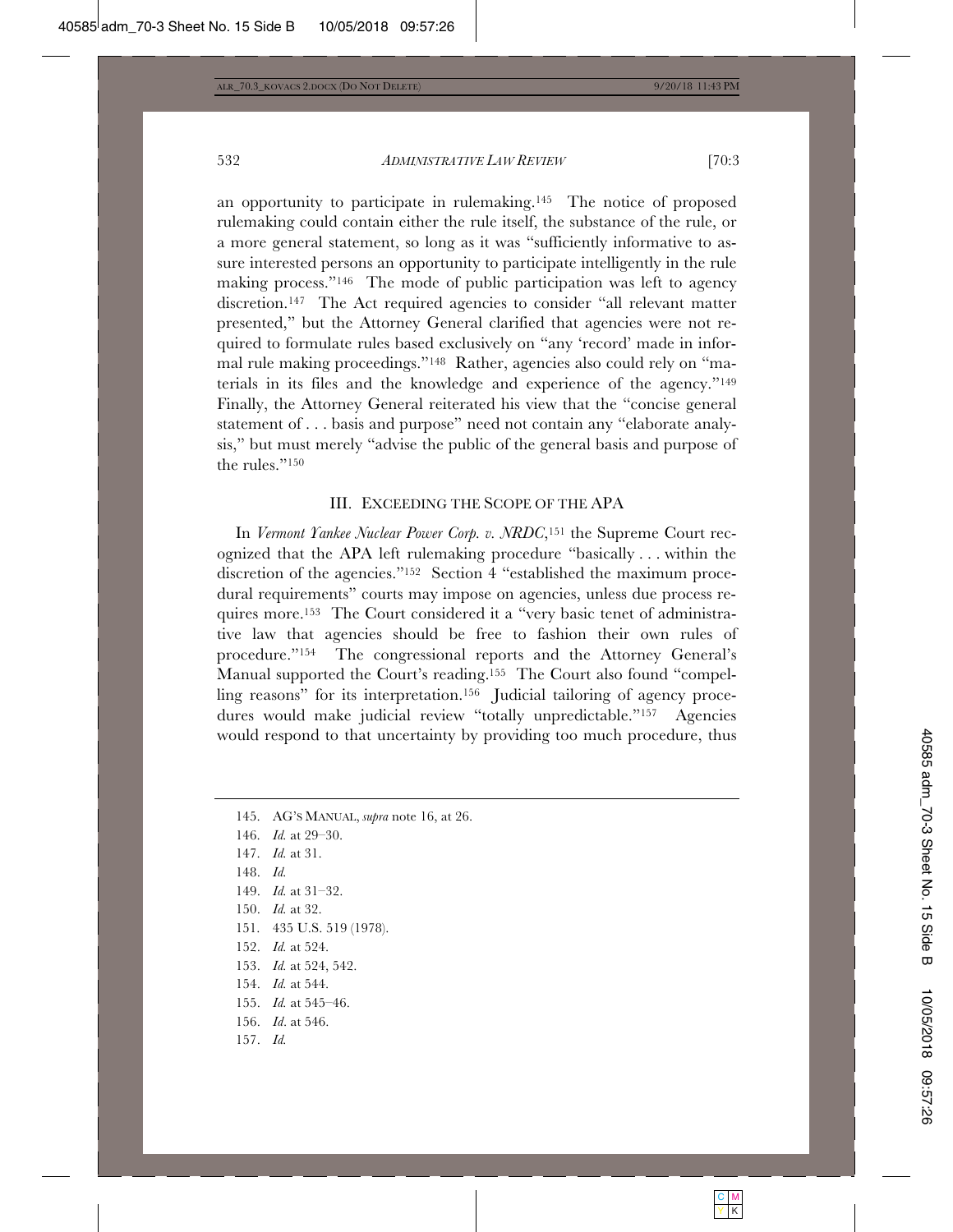an opportunity to participate in rulemaking.[145] The notice of proposed rulemaking could contain either the rule itself, the substance of the rule, or a more general statement, so long as it was "sufficiently informative to assure interested persons an opportunity to participate intelligently in the rule making process."[146] The mode of public participation was left to agency discretion.[147] The Act required agencies to consider "all relevant matter presented," but the Attorney General clarified that agencies were not required to formulate rules based exclusively on "any 'record' made in informal rule making proceedings."[148] Rather, agencies also could rely on "materials in its files and the knowledge and experience of the agency."[149] Finally, the Attorney General reiterated his view that the "concise general statement of . . . basis and purpose" need not contain any "elaborate analysis," but must merely "advise the public of the general basis and purpose of the rules."[150]

## III. EXCEEDING THE SCOPE OF THE APA

In *Vermont Yankee Nuclear Power Corp. v. NRDC*,[151] the Supreme Court recognized that the APA left rulemaking procedure "basically . . . within the discretion of the agencies."[152] Section 4 "established the maximum procedural requirements" courts may impose on agencies, unless due process requires more.[153] The Court considered it a "very basic tenet of administrative law that agencies should be free to fashion their own rules of procedure."[154] The congressional reports and the Attorney General's Manual supported the Court's reading.[155] The Court also found "compelling reasons" for its interpretation.[156] Judicial tailoring of agency procedures would make judicial review "totally unpredictable."[157] Agencies would respond to that uncertainty by providing too much procedure, thus

145. AG'S MANUAL, *supra* note 16, at 26.
146. *Id.* at 29–30.
147. *Id.* at 31.
148. *Id.*
149. *Id.* at 31–32.
150. *Id.* at 32.
151. 435 U.S. 519 (1978).
152. *Id.* at 524.
153. *Id.* at 524, 542.
154. *Id.* at 544.
155. *Id.* at 545–46.
156. *Id*. at 546.
157. *Id.*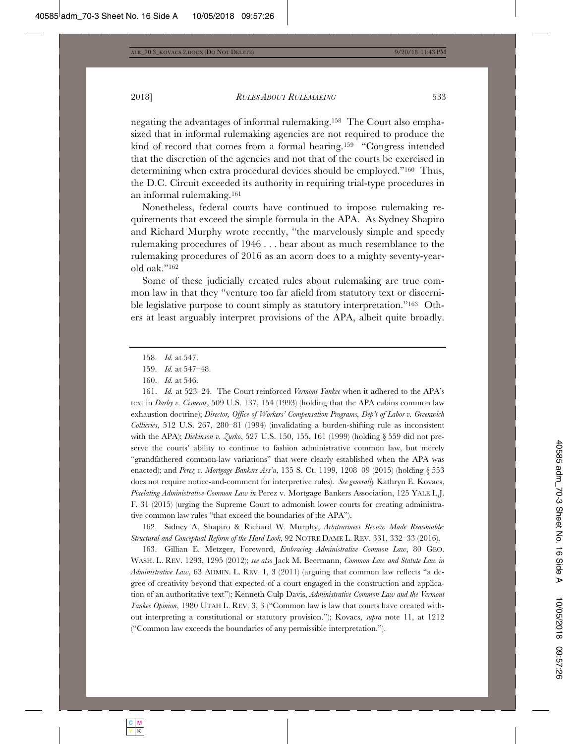negating the advantages of informal rulemaking.[158] The Court also emphasized that in informal rulemaking agencies are not required to produce the kind of record that comes from a formal hearing.[159] "Congress intended that the discretion of the agencies and not that of the courts be exercised in determining when extra procedural devices should be employed."[160] Thus, the D.C. Circuit exceeded its authority in requiring trial-type procedures in an informal rulemaking.[161]

Nonetheless, federal courts have continued to impose rulemaking requirements that exceed the simple formula in the APA. As Sydney Shapiro and Richard Murphy wrote recently, "the marvelously simple and speedy rulemaking procedures of 1946 . . . bear about as much resemblance to the rulemaking procedures of 2016 as an acorn does to a mighty seventy-year-old oak."[162]

Some of these judicially created rules about rulemaking are true common law in that they "venture too far afield from statutory text or discernible legislative purpose to count simply as statutory interpretation."[163] Others at least arguably interpret provisions of the APA, albeit quite broadly.

---

158. *Id.* at 547.

159. *Id.* at 547–48.

160. *Id.* at 546.

161. *Id.* at 523–24. The Court reinforced *Vermont Yankee* when it adhered to the APA's text in *Darby v. Cisneros*, 509 U.S. 137, 154 (1993) (holding that the APA cabins common law exhaustion doctrine); *Director, Office of Workers' Compensation Programs, Dep't of Labor v. Greenwich Collieries*, 512 U.S. 267, 280–81 (1994) (invalidating a burden-shifting rule as inconsistent with the APA); *Dickinson v. Zurko*, 527 U.S. 150, 155, 161 (1999) (holding § 559 did not preserve the courts' ability to continue to fashion administrative common law, but merely "grandfathered common-law variations" that were clearly established when the APA was enacted); and *Perez v. Mortgage Bankers Ass'n*, 135 S. Ct. 1199, 1208–09 (2015) (holding § 553 does not require notice-and-comment for interpretive rules). *See generally* Kathryn E. Kovacs, *Pixelating Administrative Common Law in* Perez v. Mortgage Bankers Association, 125 YALE L.J. F. 31 (2015) (urging the Supreme Court to admonish lower courts for creating administrative common law rules "that exceed the boundaries of the APA").

162. Sidney A. Shapiro & Richard W. Murphy, *Arbitrariness Review Made Reasonable: Structural and Conceptual Reform of the Hard Look*, 92 NOTRE DAME L. REV. 331, 332–33 (2016).

163. Gillian E. Metzger, Foreword, *Embracing Administrative Common Law*, 80 GEO. WASH. L. REV. 1293, 1295 (2012); *see also* Jack M. Beermann, *Common Law and Statute Law in Administrative Law*, 63 ADMIN. L. REV. 1, 3 (2011) (arguing that common law reflects "a degree of creativity beyond that expected of a court engaged in the construction and application of an authoritative text"); Kenneth Culp Davis, *Administrative Common Law and the Vermont Yankee Opinion*, 1980 UTAH L. REV. 3, 3 ("Common law is law that courts have created without interpreting a constitutional or statutory provision."); Kovacs, *supra* note 11, at 1212 ("Common law exceeds the boundaries of any permissible interpretation.").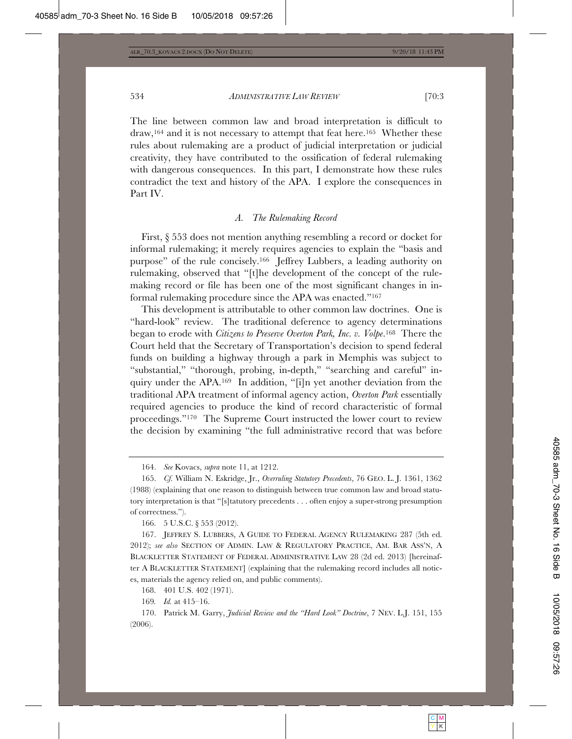The line between common law and broad interpretation is difficult to draw,[164] and it is not necessary to attempt that feat here.[165] Whether these rules about rulemaking are a product of judicial interpretation or judicial creativity, they have contributed to the ossification of federal rulemaking with dangerous consequences. In this part, I demonstrate how these rules contradict the text and history of the APA. I explore the consequences in Part IV.

### *A. The Rulemaking Record*

First, § 553 does not mention anything resembling a record or docket for informal rulemaking; it merely requires agencies to explain the "basis and purpose" of the rule concisely.[166] Jeffrey Lubbers, a leading authority on rulemaking, observed that "[t]he development of the concept of the rulemaking record or file has been one of the most significant changes in informal rulemaking procedure since the APA was enacted."[167]

This development is attributable to other common law doctrines. One is "hard-look" review. The traditional deference to agency determinations began to erode with *Citizens to Preserve Overton Park, Inc. v. Volpe*.[168] There the Court held that the Secretary of Transportation's decision to spend federal funds on building a highway through a park in Memphis was subject to "substantial," "thorough, probing, in-depth," "searching and careful" inquiry under the APA.[169] In addition, "[i]n yet another deviation from the traditional APA treatment of informal agency action, *Overton Park* essentially required agencies to produce the kind of record characteristic of formal proceedings."[170] The Supreme Court instructed the lower court to review the decision by examining "the full administrative record that was before

---

164. *See* Kovacs, *supra* note 11, at 1212.

165. *Cf.* William N. Eskridge, Jr., *Overruling Statutory Precedents*, 76 GEO. L. J. 1361, 1362 (1988) (explaining that one reason to distinguish between true common law and broad statutory interpretation is that "[s]tatutory precedents . . . often enjoy a super-strong presumption of correctness.").

166. 5 U.S.C. § 553 (2012).

167. JEFFREY S. LUBBERS, A GUIDE TO FEDERAL AGENCY RULEMAKING 287 (5th ed. 2012); *see also* SECTION OF ADMIN. LAW & REGULATORY PRACTICE, AM. BAR ASS'N, A BLACKLETTER STATEMENT OF FEDERAL ADMINISTRATIVE LAW 28 (2d ed. 2013) [hereinafter A BLACKLETTER STATEMENT] (explaining that the rulemaking record includes all notices, materials the agency relied on, and public comments).

168. 401 U.S. 402 (1971).

169. *Id.* at 415–16.

170. Patrick M. Garry, *Judicial Review and the "Hard Look" Doctrine*, 7 NEV. L.J. 151, 155 (2006).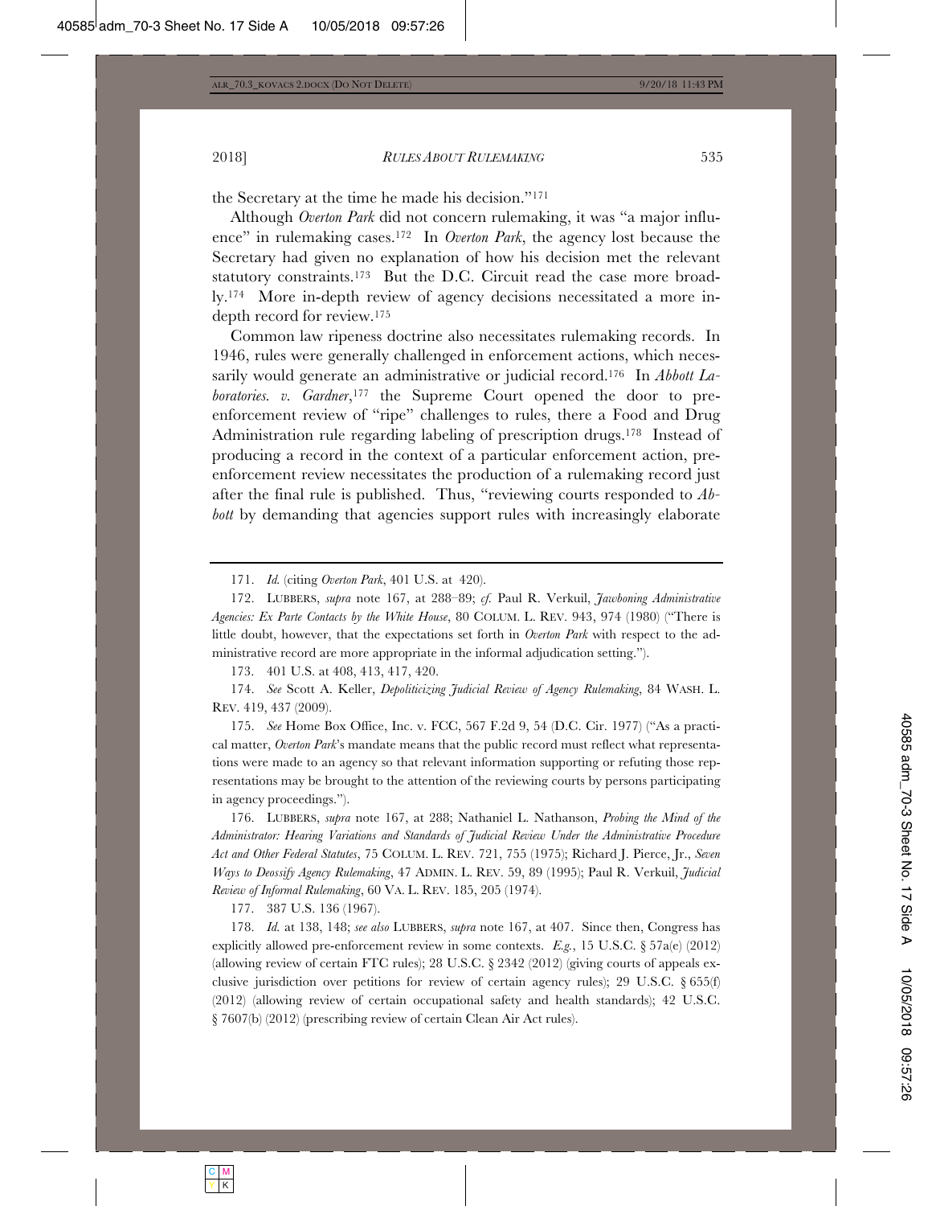the Secretary at the time he made his decision."[171]

Although *Overton Park* did not concern rulemaking, it was "a major influence" in rulemaking cases.[172] In *Overton Park*, the agency lost because the Secretary had given no explanation of how his decision met the relevant statutory constraints.[173] But the D.C. Circuit read the case more broadly.[174] More in-depth review of agency decisions necessitated a more in-depth record for review.[175]

Common law ripeness doctrine also necessitates rulemaking records. In 1946, rules were generally challenged in enforcement actions, which necessarily would generate an administrative or judicial record.[176] In *Abbott Laboratories. v. Gardner*,[177] the Supreme Court opened the door to pre-enforcement review of "ripe" challenges to rules, there a Food and Drug Administration rule regarding labeling of prescription drugs.[178] Instead of producing a record in the context of a particular enforcement action, pre-enforcement review necessitates the production of a rulemaking record just after the final rule is published. Thus, "reviewing courts responded to *Abbott* by demanding that agencies support rules with increasingly elaborate

---

171. *Id.* (citing *Overton Park*, 401 U.S. at 420).

172. LUBBERS, *supra* note 167, at 288–89; *cf.* Paul R. Verkuil, *Jawboning Administrative Agencies: Ex Parte Contacts by the White House*, 80 COLUM. L. REV. 943, 974 (1980) ("There is little doubt, however, that the expectations set forth in *Overton Park* with respect to the administrative record are more appropriate in the informal adjudication setting.").

173. 401 U.S. at 408, 413, 417, 420.

174. *See* Scott A. Keller, *Depoliticizing Judicial Review of Agency Rulemaking*, 84 WASH. L. REV. 419, 437 (2009).

175. *See* Home Box Office, Inc. v. FCC, 567 F.2d 9, 54 (D.C. Cir. 1977) ("As a practical matter, *Overton Park*'s mandate means that the public record must reflect what representations were made to an agency so that relevant information supporting or refuting those representations may be brought to the attention of the reviewing courts by persons participating in agency proceedings.").

176. LUBBERS, *supra* note 167, at 288; Nathaniel L. Nathanson, *Probing the Mind of the Administrator: Hearing Variations and Standards of Judicial Review Under the Administrative Procedure Act and Other Federal Statutes*, 75 COLUM. L. REV. 721, 755 (1975); Richard J. Pierce, Jr., *Seven Ways to Deossify Agency Rulemaking*, 47 ADMIN. L. REV. 59, 89 (1995); Paul R. Verkuil, *Judicial Review of Informal Rulemaking*, 60 VA. L. REV. 185, 205 (1974).

177. 387 U.S. 136 (1967).

178. *Id.* at 138, 148; *see also* LUBBERS, *supra* note 167, at 407. Since then, Congress has explicitly allowed pre-enforcement review in some contexts. *E.g.*, 15 U.S.C. § 57a(e) (2012) (allowing review of certain FTC rules); 28 U.S.C. § 2342 (2012) (giving courts of appeals exclusive jurisdiction over petitions for review of certain agency rules); 29 U.S.C. § 655(f) (2012) (allowing review of certain occupational safety and health standards); 42 U.S.C. § 7607(b) (2012) (prescribing review of certain Clean Air Act rules).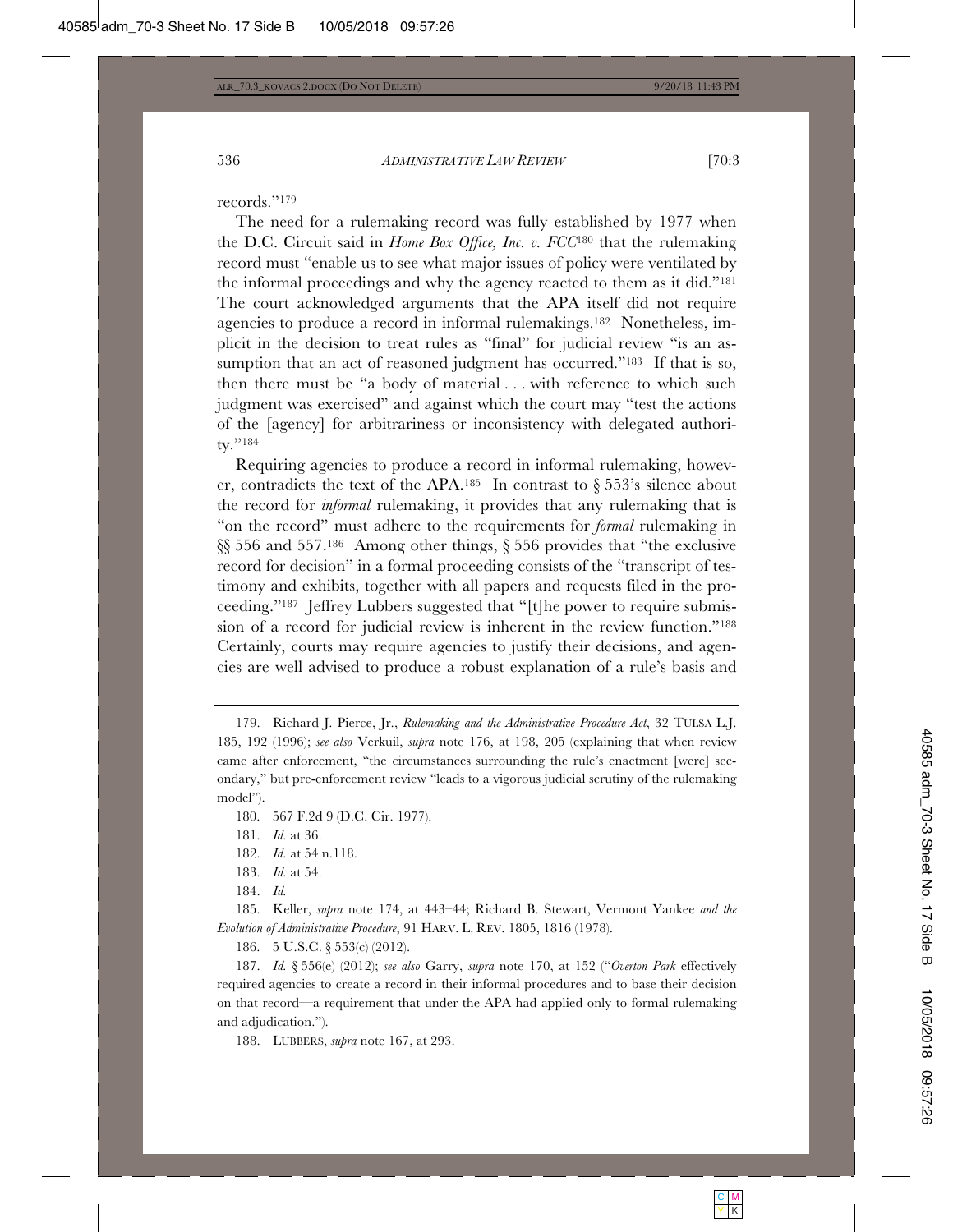records."[179]

The need for a rulemaking record was fully established by 1977 when the D.C. Circuit said in *Home Box Office, Inc. v. FCC*[180] that the rulemaking record must "enable us to see what major issues of policy were ventilated by the informal proceedings and why the agency reacted to them as it did."[181] The court acknowledged arguments that the APA itself did not require agencies to produce a record in informal rulemakings.[182] Nonetheless, implicit in the decision to treat rules as "final" for judicial review "is an assumption that an act of reasoned judgment has occurred."[183] If that is so, then there must be "a body of material . . . with reference to which such judgment was exercised" and against which the court may "test the actions of the [agency] for arbitrariness or inconsistency with delegated authority."[184]

Requiring agencies to produce a record in informal rulemaking, however, contradicts the text of the APA.[185] In contrast to § 553's silence about the record for *informal* rulemaking, it provides that any rulemaking that is "on the record" must adhere to the requirements for *formal* rulemaking in §§ 556 and 557.[186] Among other things, § 556 provides that "the exclusive record for decision" in a formal proceeding consists of the "transcript of testimony and exhibits, together with all papers and requests filed in the proceeding."[187] Jeffrey Lubbers suggested that "[t]he power to require submission of a record for judicial review is inherent in the review function."[188] Certainly, courts may require agencies to justify their decisions, and agencies are well advised to produce a robust explanation of a rule's basis and

---

179. Richard J. Pierce, Jr., *Rulemaking and the Administrative Procedure Act*, 32 TULSA L.J. 185, 192 (1996); *see also* Verkuil, *supra* note 176, at 198, 205 (explaining that when review came after enforcement, "the circumstances surrounding the rule's enactment [were] secondary," but pre-enforcement review "leads to a vigorous judicial scrutiny of the rulemaking model").

180. 567 F.2d 9 (D.C. Cir. 1977).

181. *Id.* at 36.

182. *Id.* at 54 n.118.

183. *Id.* at 54.

184. *Id.*

185. Keller, *supra* note 174, at 443–44; Richard B. Stewart, Vermont Yankee *and the Evolution of Administrative Procedure*, 91 HARV. L. REV. 1805, 1816 (1978).

186. 5 U.S.C. § 553(c) (2012).

187. *Id.* § 556(e) (2012); *see also* Garry, *supra* note 170, at 152 ("*Overton Park* effectively required agencies to create a record in their informal procedures and to base their decision on that record—a requirement that under the APA had applied only to formal rulemaking and adjudication.").

188. LUBBERS, *supra* note 167, at 293.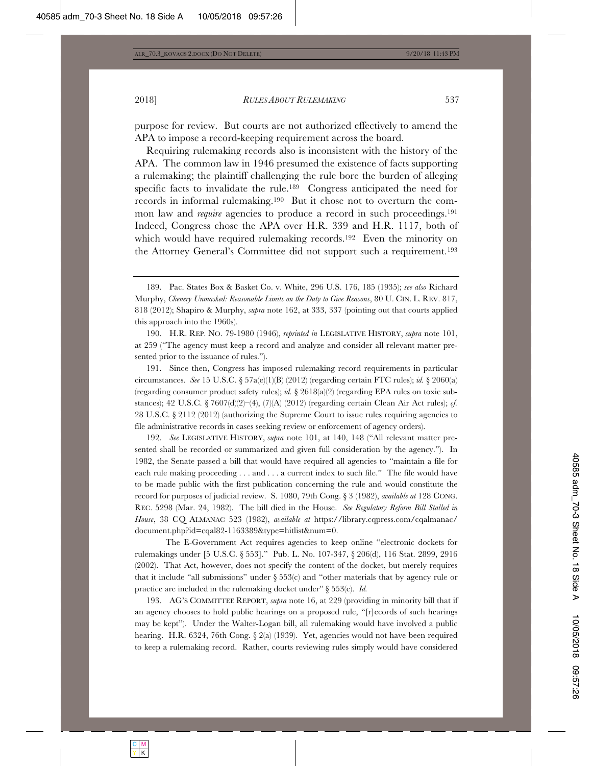purpose for review. But courts are not authorized effectively to amend the APA to impose a record-keeping requirement across the board.

Requiring rulemaking records also is inconsistent with the history of the APA. The common law in 1946 presumed the existence of facts supporting a rulemaking; the plaintiff challenging the rule bore the burden of alleging specific facts to invalidate the rule.[189] Congress anticipated the need for records in informal rulemaking.[190] But it chose not to overturn the common law and *require* agencies to produce a record in such proceedings.[191] Indeed, Congress chose the APA over H.R. 339 and H.R. 1117, both of which would have required rulemaking records.[192] Even the minority on the Attorney General's Committee did not support such a requirement.[193]

---

189. Pac. States Box & Basket Co. v. White, 296 U.S. 176, 185 (1935); *see also* Richard Murphy, *Chenery Unmasked: Reasonable Limits on the Duty to Give Reasons*, 80 U. CIN. L. REV. 817, 818 (2012); Shapiro & Murphy, *supra* note 162, at 333, 337 (pointing out that courts applied this approach into the 1960s).

190. H.R. REP. NO. 79-1980 (1946), *reprinted in* LEGISLATIVE HISTORY, *supra* note 101, at 259 ("The agency must keep a record and analyze and consider all relevant matter presented prior to the issuance of rules.").

191. Since then, Congress has imposed rulemaking record requirements in particular circumstances. *See* 15 U.S.C. § 57a(e)(1)(B) (2012) (regarding certain FTC rules); *id.* § 2060(a) (regarding consumer product safety rules); *id.* § 2618(a)(2) (regarding EPA rules on toxic substances); 42 U.S.C. § 7607(d)(2)–(4), (7)(A) (2012) (regarding certain Clean Air Act rules); *cf.* 28 U.S.C. § 2112 (2012) (authorizing the Supreme Court to issue rules requiring agencies to file administrative records in cases seeking review or enforcement of agency orders).

192. *See* LEGISLATIVE HISTORY, *supra* note 101, at 140, 148 ("All relevant matter presented shall be recorded or summarized and given full consideration by the agency."). In 1982, the Senate passed a bill that would have required all agencies to "maintain a file for each rule making proceeding . . . and . . . a current index to such file." The file would have to be made public with the first publication concerning the rule and would constitute the record for purposes of judicial review. S. 1080, 79th Cong. § 3 (1982), *available at* 128 CONG. REC. 5298 (Mar. 24, 1982). The bill died in the House. *See Regulatory Reform Bill Stalled in House*, 38 CQ ALMANAC 523 (1982), *available at* https://library.cqpress.com/cqalmanac/document.php?id=cqal82-1163389&type=hitlist&num=0.

The E-Government Act requires agencies to keep online "electronic dockets for rulemakings under [5 U.S.C. § 553]." Pub. L. No. 107-347, § 206(d), 116 Stat. 2899, 2916 (2002). That Act, however, does not specify the content of the docket, but merely requires that it include "all submissions" under § 553(c) and "other materials that by agency rule or practice are included in the rulemaking docket under" § 553(c). *Id.*

193. AG'S COMMITTEE REPORT, *supra* note 16, at 229 (providing in minority bill that if an agency chooses to hold public hearings on a proposed rule, "[r]ecords of such hearings may be kept"). Under the Walter-Logan bill, all rulemaking would have involved a public hearing. H.R. 6324, 76th Cong. § 2(a) (1939). Yet, agencies would not have been required to keep a rulemaking record. Rather, courts reviewing rules simply would have considered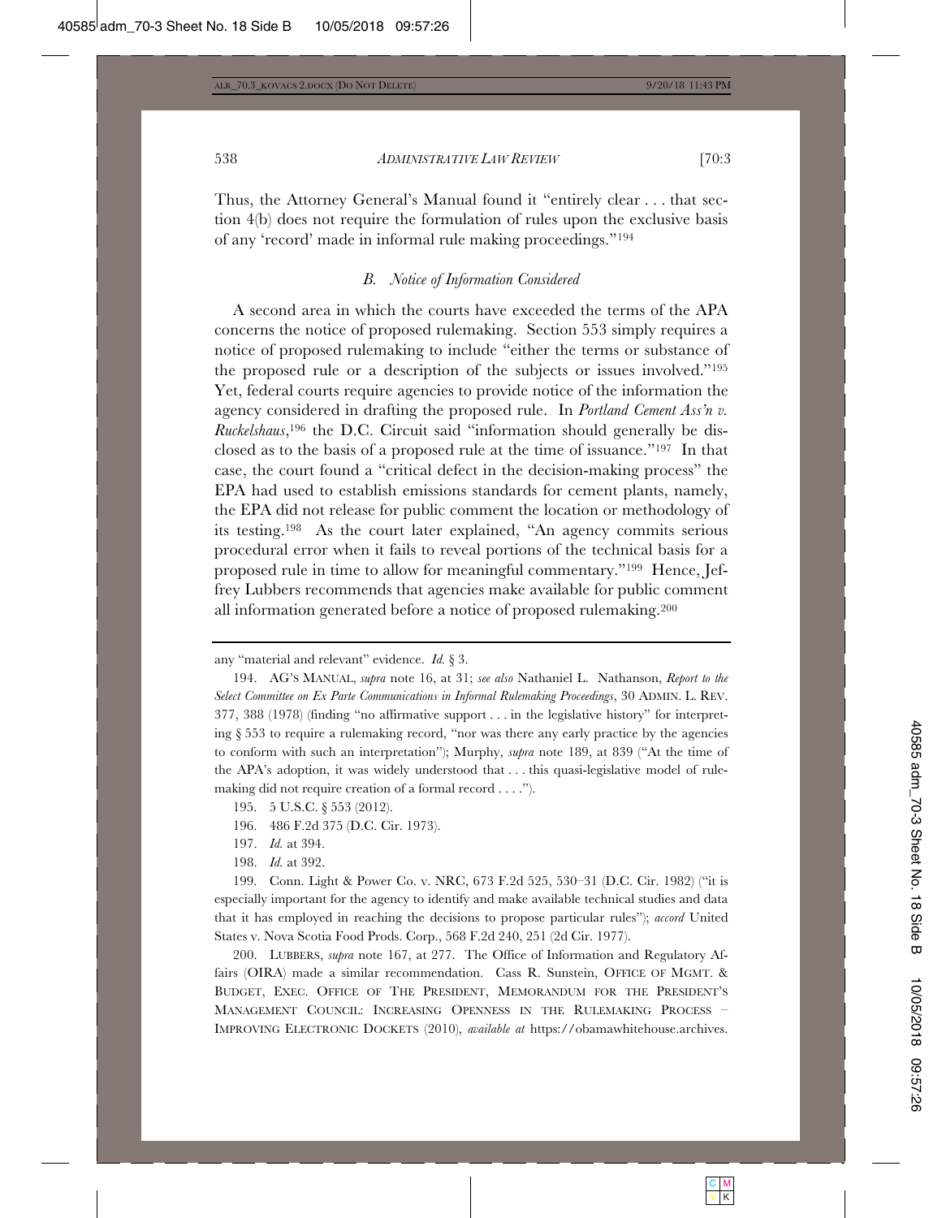Thus, the Attorney General's Manual found it "entirely clear . . . that section 4(b) does not require the formulation of rules upon the exclusive basis of any 'record' made in informal rule making proceedings."[194]

### *B. Notice of Information Considered*

A second area in which the courts have exceeded the terms of the APA concerns the notice of proposed rulemaking. Section 553 simply requires a notice of proposed rulemaking to include "either the terms or substance of the proposed rule or a description of the subjects or issues involved."[195] Yet, federal courts require agencies to provide notice of the information the agency considered in drafting the proposed rule. In *Portland Cement Ass'n v. Ruckelshaus*,[196] the D.C. Circuit said "information should generally be disclosed as to the basis of a proposed rule at the time of issuance."[197] In that case, the court found a "critical defect in the decision-making process" the EPA had used to establish emissions standards for cement plants, namely, the EPA did not release for public comment the location or methodology of its testing.[198] As the court later explained, "An agency commits serious procedural error when it fails to reveal portions of the technical basis for a proposed rule in time to allow for meaningful commentary."[199] Hence, Jeffrey Lubbers recommends that agencies make available for public comment all information generated before a notice of proposed rulemaking.[200]

---

any "material and relevant" evidence. *Id.* § 3.

194. AG'S MANUAL, *supra* note 16, at 31; *see also* Nathaniel L. Nathanson, *Report to the Select Committee on Ex Parte Communications in Informal Rulemaking Proceedings*, 30 ADMIN. L. REV. 377, 388 (1978) (finding "no affirmative support . . . in the legislative history" for interpreting § 553 to require a rulemaking record, "nor was there any early practice by the agencies to conform with such an interpretation"); Murphy, *supra* note 189, at 839 ("At the time of the APA's adoption, it was widely understood that . . . this quasi-legislative model of rulemaking did not require creation of a formal record . . . .").

195. 5 U.S.C. § 553 (2012).

196. 486 F.2d 375 (D.C. Cir. 1973).

197. *Id.* at 394.

198. *Id.* at 392.

199. Conn. Light & Power Co. v. NRC, 673 F.2d 525, 530–31 (D.C. Cir. 1982) ("it is especially important for the agency to identify and make available technical studies and data that it has employed in reaching the decisions to propose particular rules"); *accord* United States v. Nova Scotia Food Prods. Corp., 568 F.2d 240, 251 (2d Cir. 1977).

200. LUBBERS, *supra* note 167, at 277. The Office of Information and Regulatory Affairs (OIRA) made a similar recommendation. Cass R. Sunstein, OFFICE OF MGMT. & BUDGET, EXEC. OFFICE OF THE PRESIDENT, MEMORANDUM FOR THE PRESIDENT'S MANAGEMENT COUNCIL: INCREASING OPENNESS IN THE RULEMAKING PROCESS – IMPROVING ELECTRONIC DOCKETS (2010), *available at* https://obamawhitehouse.archives.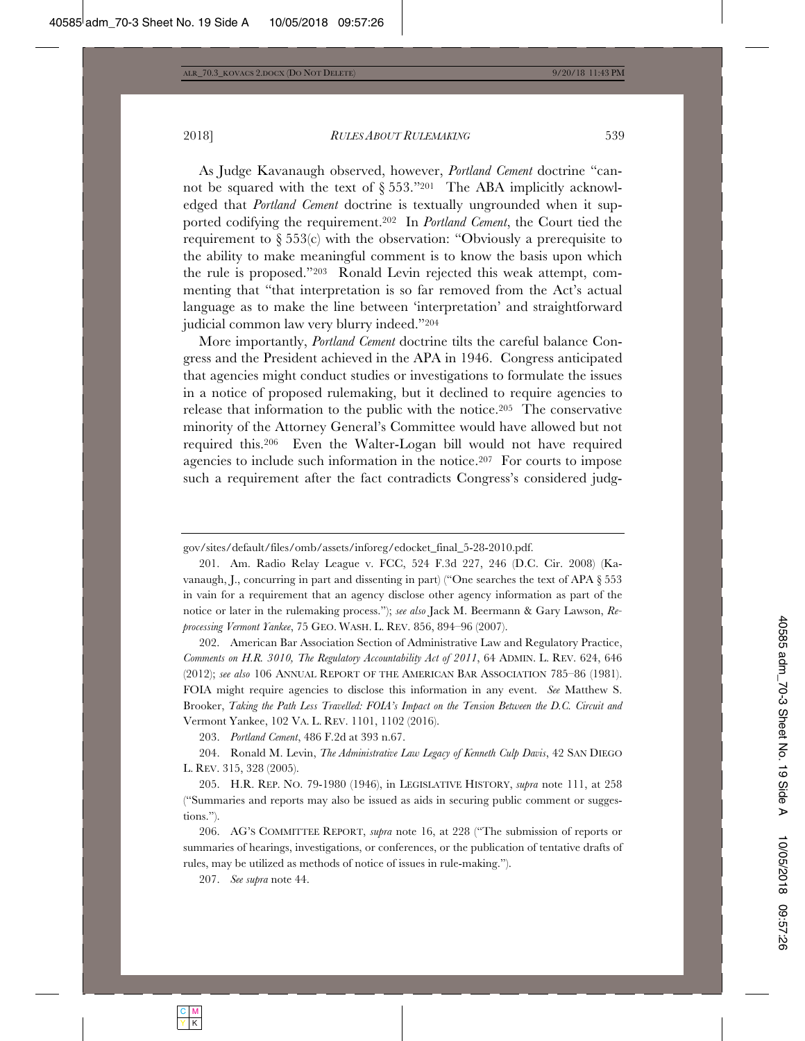As Judge Kavanaugh observed, however, *Portland Cement* doctrine "cannot be squared with the text of § 553."[201] The ABA implicitly acknowledged that *Portland Cement* doctrine is textually ungrounded when it supported codifying the requirement.[202] In *Portland Cement*, the Court tied the requirement to § 553(c) with the observation: "Obviously a prerequisite to the ability to make meaningful comment is to know the basis upon which the rule is proposed."[203] Ronald Levin rejected this weak attempt, commenting that "that interpretation is so far removed from the Act's actual language as to make the line between 'interpretation' and straightforward judicial common law very blurry indeed."[204]

More importantly, *Portland Cement* doctrine tilts the careful balance Congress and the President achieved in the APA in 1946. Congress anticipated that agencies might conduct studies or investigations to formulate the issues in a notice of proposed rulemaking, but it declined to require agencies to release that information to the public with the notice.[205] The conservative minority of the Attorney General's Committee would have allowed but not required this.[206] Even the Walter-Logan bill would not have required agencies to include such information in the notice.[207] For courts to impose such a requirement after the fact contradicts Congress's considered judg-

---

gov/sites/default/files/omb/assets/inforeg/edocket_final_5-28-2010.pdf.

201. Am. Radio Relay League v. FCC, 524 F.3d 227, 246 (D.C. Cir. 2008) (Kavanaugh, J., concurring in part and dissenting in part) ("One searches the text of APA § 553 in vain for a requirement that an agency disclose other agency information as part of the notice or later in the rulemaking process."); *see also* Jack M. Beermann & Gary Lawson, *Reprocessing Vermont Yankee*, 75 GEO. WASH. L. REV. 856, 894–96 (2007).

202. American Bar Association Section of Administrative Law and Regulatory Practice, *Comments on H.R. 3010, The Regulatory Accountability Act of 2011*, 64 ADMIN. L. REV. 624, 646 (2012); *see also* 106 ANNUAL REPORT OF THE AMERICAN BAR ASSOCIATION 785–86 (1981). FOIA might require agencies to disclose this information in any event. *See* Matthew S. Brooker, *Taking the Path Less Travelled: FOIA's Impact on the Tension Between the D.C. Circuit and* Vermont Yankee, 102 VA. L. REV. 1101, 1102 (2016).

203. *Portland Cement*, 486 F.2d at 393 n.67.

204. Ronald M. Levin, *The Administrative Law Legacy of Kenneth Culp Davis*, 42 SAN DIEGO L. REV. 315, 328 (2005).

205. H.R. REP. NO. 79-1980 (1946), in LEGISLATIVE HISTORY, *supra* note 111, at 258 ("Summaries and reports may also be issued as aids in securing public comment or suggestions.").

206. AG'S COMMITTEE REPORT, *supra* note 16, at 228 ("The submission of reports or summaries of hearings, investigations, or conferences, or the publication of tentative drafts of rules, may be utilized as methods of notice of issues in rule-making.").

207. *See supra* note 44.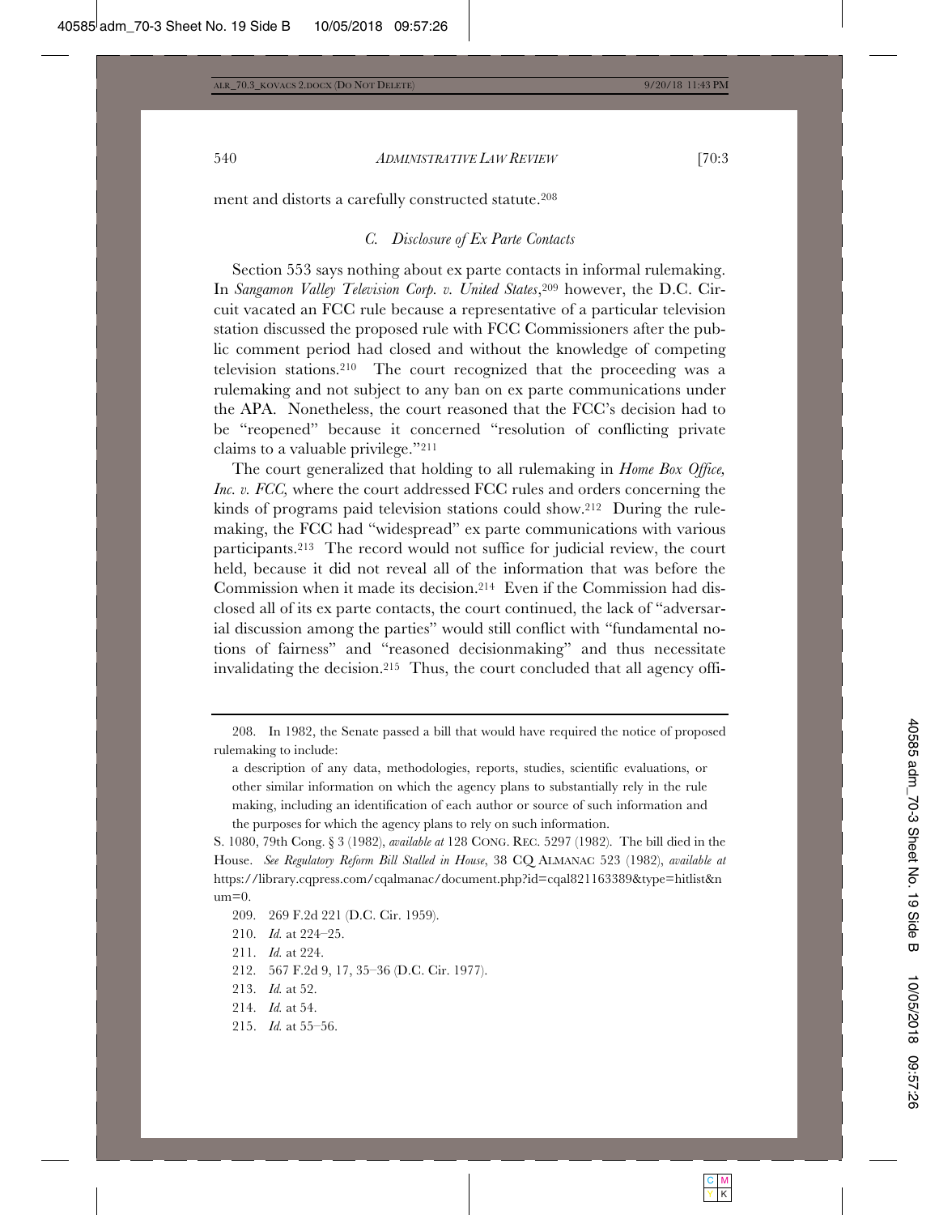ment and distorts a carefully constructed statute.[208]

### *C. Disclosure of Ex Parte Contacts*

Section 553 says nothing about ex parte contacts in informal rulemaking. In *Sangamon Valley Television Corp. v. United States*,[209] however, the D.C. Circuit vacated an FCC rule because a representative of a particular television station discussed the proposed rule with FCC Commissioners after the public comment period had closed and without the knowledge of competing television stations.[210] The court recognized that the proceeding was a rulemaking and not subject to any ban on ex parte communications under the APA. Nonetheless, the court reasoned that the FCC's decision had to be "reopened" because it concerned "resolution of conflicting private claims to a valuable privilege."[211]

The court generalized that holding to all rulemaking in *Home Box Office, Inc. v. FCC,* where the court addressed FCC rules and orders concerning the kinds of programs paid television stations could show.[212] During the rulemaking, the FCC had "widespread" ex parte communications with various participants.[213] The record would not suffice for judicial review, the court held, because it did not reveal all of the information that was before the Commission when it made its decision.[214] Even if the Commission had disclosed all of its ex parte contacts, the court continued, the lack of "adversarial discussion among the parties" would still conflict with "fundamental notions of fairness" and "reasoned decisionmaking" and thus necessitate invalidating the decision.[215] Thus, the court concluded that all agency offi-

---

208. In 1982, the Senate passed a bill that would have required the notice of proposed rulemaking to include:

> a description of any data, methodologies, reports, studies, scientific evaluations, or other similar information on which the agency plans to substantially rely in the rule making, including an identification of each author or source of such information and the purposes for which the agency plans to rely on such information.

S. 1080, 79th Cong. § 3 (1982), *available at* 128 CONG. REC. 5297 (1982). The bill died in the House. *See Regulatory Reform Bill Stalled in House*, 38 CQ ALMANAC 523 (1982), *available at* https://library.cqpress.com/cqalmanac/document.php?id=cqal821163389&type=hitlist&num=0.

209. 269 F.2d 221 (D.C. Cir. 1959).

210. *Id.* at 224–25.

211. *Id.* at 224.

212. 567 F.2d 9, 17, 35–36 (D.C. Cir. 1977).

213. *Id.* at 52.

214. *Id.* at 54.

215. *Id.* at 55–56.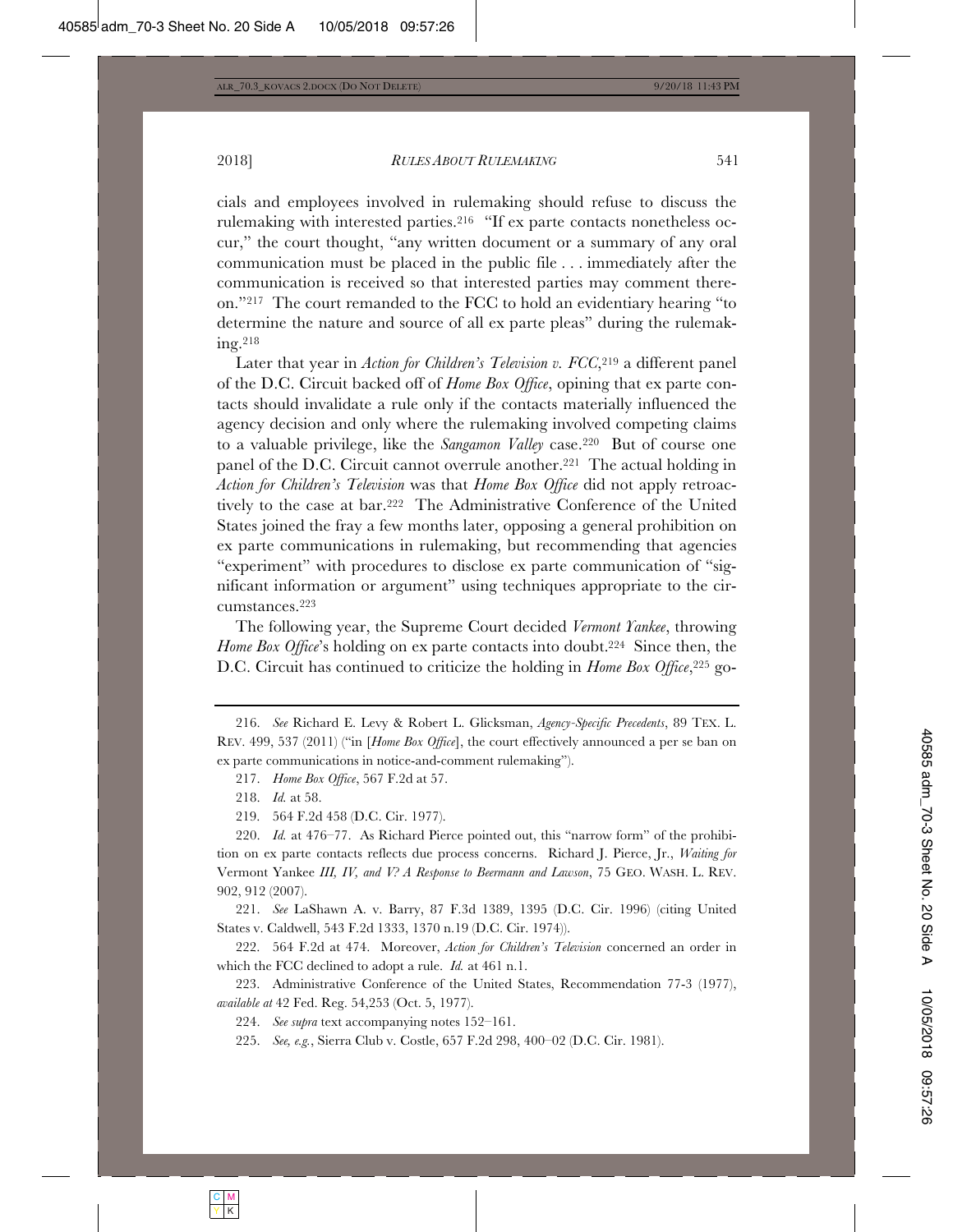cials and employees involved in rulemaking should refuse to discuss the rulemaking with interested parties.[216] "If ex parte contacts nonetheless occur," the court thought, "any written document or a summary of any oral communication must be placed in the public file . . . immediately after the communication is received so that interested parties may comment thereon."[217] The court remanded to the FCC to hold an evidentiary hearing "to determine the nature and source of all ex parte pleas" during the rulemaking.[218]

Later that year in *Action for Children's Television v. FCC*,[219] a different panel of the D.C. Circuit backed off of *Home Box Office*, opining that ex parte contacts should invalidate a rule only if the contacts materially influenced the agency decision and only where the rulemaking involved competing claims to a valuable privilege, like the *Sangamon Valley* case.[220] But of course one panel of the D.C. Circuit cannot overrule another.[221] The actual holding in *Action for Children's Television* was that *Home Box Office* did not apply retroactively to the case at bar.[222] The Administrative Conference of the United States joined the fray a few months later, opposing a general prohibition on ex parte communications in rulemaking, but recommending that agencies "experiment" with procedures to disclose ex parte communication of "significant information or argument" using techniques appropriate to the circumstances.[223]

The following year, the Supreme Court decided *Vermont Yankee*, throwing *Home Box Office*'s holding on ex parte contacts into doubt.[224] Since then, the D.C. Circuit has continued to criticize the holding in *Home Box Office*,[225] go-

---

216. *See* Richard E. Levy & Robert L. Glicksman, *Agency-Specific Precedents*, 89 TEX. L. REV. 499, 537 (2011) ("in [*Home Box Office*], the court effectively announced a per se ban on ex parte communications in notice-and-comment rulemaking").

217. *Home Box Office*, 567 F.2d at 57.

218. *Id.* at 58.

219. 564 F.2d 458 (D.C. Cir. 1977).

220. *Id.* at 476–77. As Richard Pierce pointed out, this "narrow form" of the prohibition on ex parte contacts reflects due process concerns. Richard J. Pierce, Jr., *Waiting for* Vermont Yankee *III, IV, and V? A Response to Beermann and Lawson*, 75 GEO. WASH. L. REV. 902, 912 (2007).

221. *See* LaShawn A. v. Barry, 87 F.3d 1389, 1395 (D.C. Cir. 1996) (citing United States v. Caldwell, 543 F.2d 1333, 1370 n.19 (D.C. Cir. 1974)).

222. 564 F.2d at 474. Moreover, *Action for Children's Television* concerned an order in which the FCC declined to adopt a rule. *Id.* at 461 n.1.

223. Administrative Conference of the United States, Recommendation 77-3 (1977), *available at* 42 Fed. Reg. 54,253 (Oct. 5, 1977).

224. *See supra* text accompanying notes 152–161.

225. *See, e.g.*, Sierra Club v. Costle, 657 F.2d 298, 400–02 (D.C. Cir. 1981).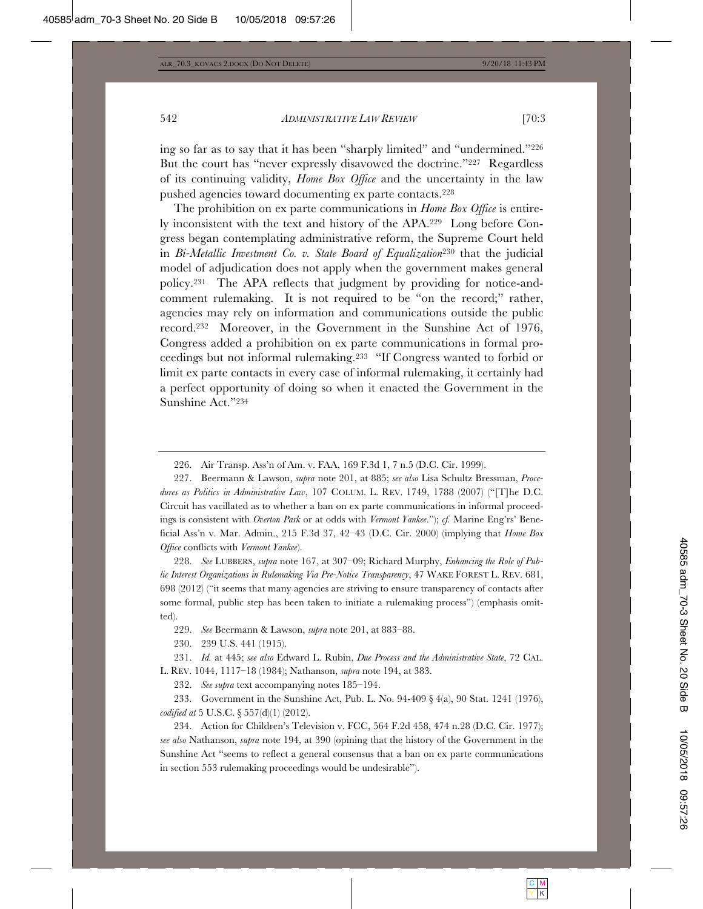ing so far as to say that it has been "sharply limited" and "undermined."[226] But the court has "never expressly disavowed the doctrine."[227] Regardless of its continuing validity, *Home Box Office* and the uncertainty in the law pushed agencies toward documenting ex parte contacts.[228]

The prohibition on ex parte communications in *Home Box Office* is entirely inconsistent with the text and history of the APA.[229] Long before Congress began contemplating administrative reform, the Supreme Court held in *Bi-Metallic Investment Co. v. State Board of Equalization*[230] that the judicial model of adjudication does not apply when the government makes general policy.[231] The APA reflects that judgment by providing for notice-and-comment rulemaking. It is not required to be "on the record;" rather, agencies may rely on information and communications outside the public record.[232] Moreover, in the Government in the Sunshine Act of 1976, Congress added a prohibition on ex parte communications in formal proceedings but not informal rulemaking.[233] "If Congress wanted to forbid or limit ex parte contacts in every case of informal rulemaking, it certainly had a perfect opportunity of doing so when it enacted the Government in the Sunshine Act."[234]

---

226. Air Transp. Ass'n of Am. v. FAA, 169 F.3d 1, 7 n.5 (D.C. Cir. 1999).

227. Beermann & Lawson, *supra* note 201, at 885; *see also* Lisa Schultz Bressman, *Procedures as Politics in Administrative Law*, 107 COLUM. L. REV. 1749, 1788 (2007) ("[T]he D.C. Circuit has vacillated as to whether a ban on ex parte communications in informal proceedings is consistent with *Overton Park* or at odds with *Vermont Yankee*."); *cf.* Marine Eng'rs' Beneficial Ass'n v. Mar. Admin., 215 F.3d 37, 42–43 (D.C. Cir. 2000) (implying that *Home Box Office* conflicts with *Vermont Yankee*).

228. *See* LUBBERS, *supra* note 167, at 307–09; Richard Murphy, *Enhancing the Role of Public Interest Organizations in Rulemaking Via Pre-Notice Transparency*, 47 WAKE FOREST L. REV. 681, 698 (2012) ("it seems that many agencies are striving to ensure transparency of contacts after some formal, public step has been taken to initiate a rulemaking process") (emphasis omitted).

229. *See* Beermann & Lawson, *supra* note 201, at 883–88.

230. 239 U.S. 441 (1915).

231. *Id.* at 445; *see also* Edward L. Rubin, *Due Process and the Administrative State*, 72 CAL. L. REV. 1044, 1117–18 (1984); Nathanson, *supra* note 194, at 383.

232. *See supra* text accompanying notes 185–194.

233. Government in the Sunshine Act, Pub. L. No. 94-409 § 4(a), 90 Stat. 1241 (1976), *codified at* 5 U.S.C. § 557(d)(1) (2012).

234. Action for Children's Television v. FCC, 564 F.2d 458, 474 n.28 (D.C. Cir. 1977); *see also* Nathanson, *supra* note 194, at 390 (opining that the history of the Government in the Sunshine Act "seems to reflect a general consensus that a ban on ex parte communications in section 553 rulemaking proceedings would be undesirable").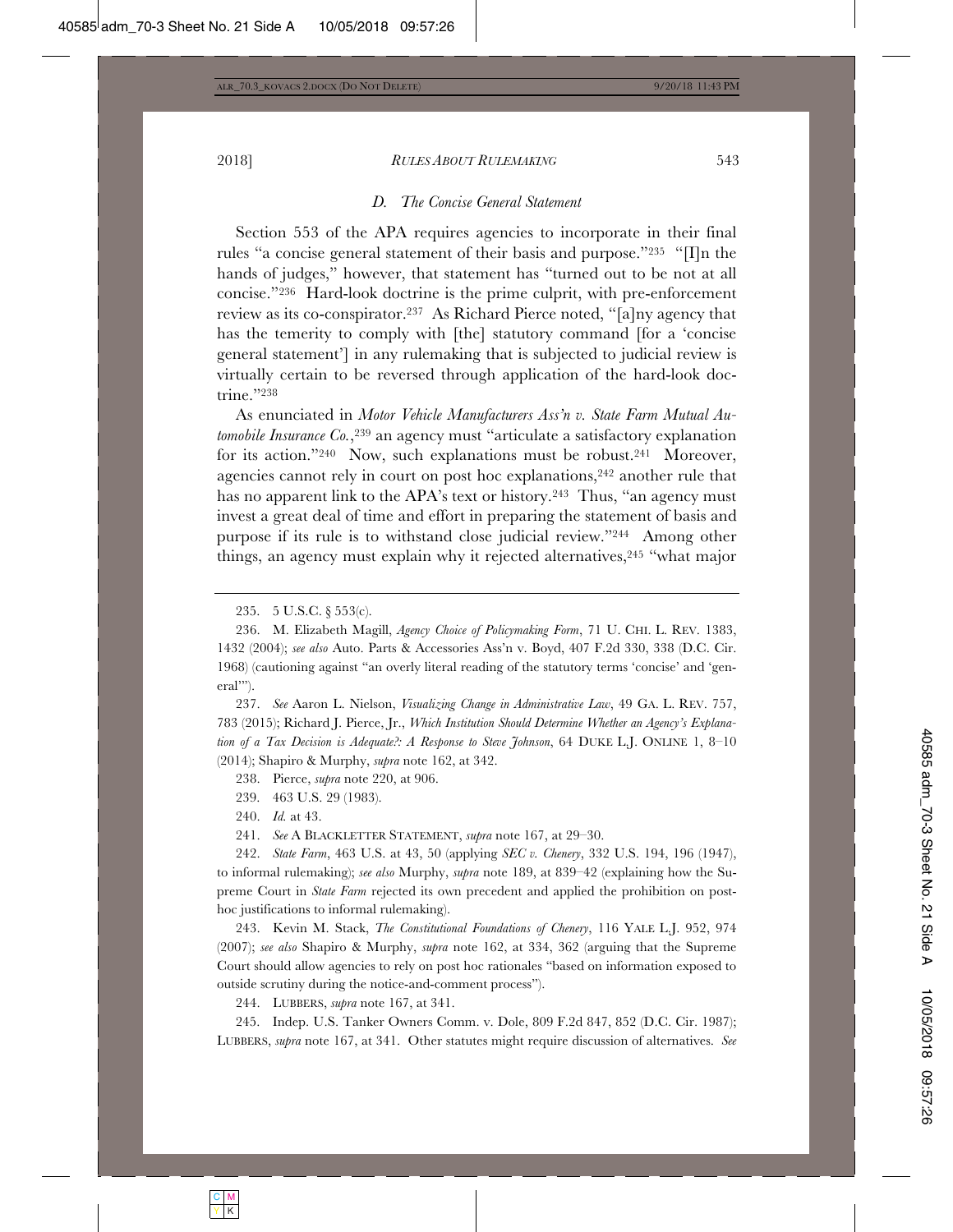### *D. The Concise General Statement*

Section 553 of the APA requires agencies to incorporate in their final rules "a concise general statement of their basis and purpose."[235] "[I]n the hands of judges," however, that statement has "turned out to be not at all concise."[236] Hard-look doctrine is the prime culprit, with pre-enforcement review as its co-conspirator.[237] As Richard Pierce noted, "[a]ny agency that has the temerity to comply with [the] statutory command [for a 'concise general statement'] in any rulemaking that is subjected to judicial review is virtually certain to be reversed through application of the hard-look doctrine."[238]

As enunciated in *Motor Vehicle Manufacturers Ass'n v. State Farm Mutual Automobile Insurance Co.*,[239] an agency must "articulate a satisfactory explanation for its action."[240] Now, such explanations must be robust.[241] Moreover, agencies cannot rely in court on post hoc explanations,[242] another rule that has no apparent link to the APA's text or history.[243] Thus, "an agency must invest a great deal of time and effort in preparing the statement of basis and purpose if its rule is to withstand close judicial review."[244] Among other things, an agency must explain why it rejected alternatives,[245] "what major

---

235. 5 U.S.C. § 553(c).

236. M. Elizabeth Magill, *Agency Choice of Policymaking Form*, 71 U. CHI. L. REV. 1383, 1432 (2004); *see also* Auto. Parts & Accessories Ass'n v. Boyd, 407 F.2d 330, 338 (D.C. Cir. 1968) (cautioning against "an overly literal reading of the statutory terms 'concise' and 'general'").

237. *See* Aaron L. Nielson, *Visualizing Change in Administrative Law*, 49 GA. L. REV. 757, 783 (2015); Richard J. Pierce, Jr., *Which Institution Should Determine Whether an Agency's Explanation of a Tax Decision is Adequate?: A Response to Steve Johnson*, 64 DUKE L.J. ONLINE 1, 8–10 (2014); Shapiro & Murphy, *supra* note 162, at 342.

238. Pierce, *supra* note 220, at 906.

239. 463 U.S. 29 (1983).

240. *Id.* at 43.

241. *See* A BLACKLETTER STATEMENT, *supra* note 167, at 29–30.

242. *State Farm*, 463 U.S. at 43, 50 (applying *SEC v. Chenery*, 332 U.S. 194, 196 (1947), to informal rulemaking); *see also* Murphy, *supra* note 189, at 839–42 (explaining how the Supreme Court in *State Farm* rejected its own precedent and applied the prohibition on post-hoc justifications to informal rulemaking).

243. Kevin M. Stack, *The Constitutional Foundations of Chenery*, 116 YALE L.J. 952, 974 (2007); *see also* Shapiro & Murphy, *supra* note 162, at 334, 362 (arguing that the Supreme Court should allow agencies to rely on post hoc rationales "based on information exposed to outside scrutiny during the notice-and-comment process").

244. LUBBERS, *supra* note 167, at 341.

245. Indep. U.S. Tanker Owners Comm. v. Dole, 809 F.2d 847, 852 (D.C. Cir. 1987); LUBBERS, *supra* note 167, at 341. Other statutes might require discussion of alternatives. *See*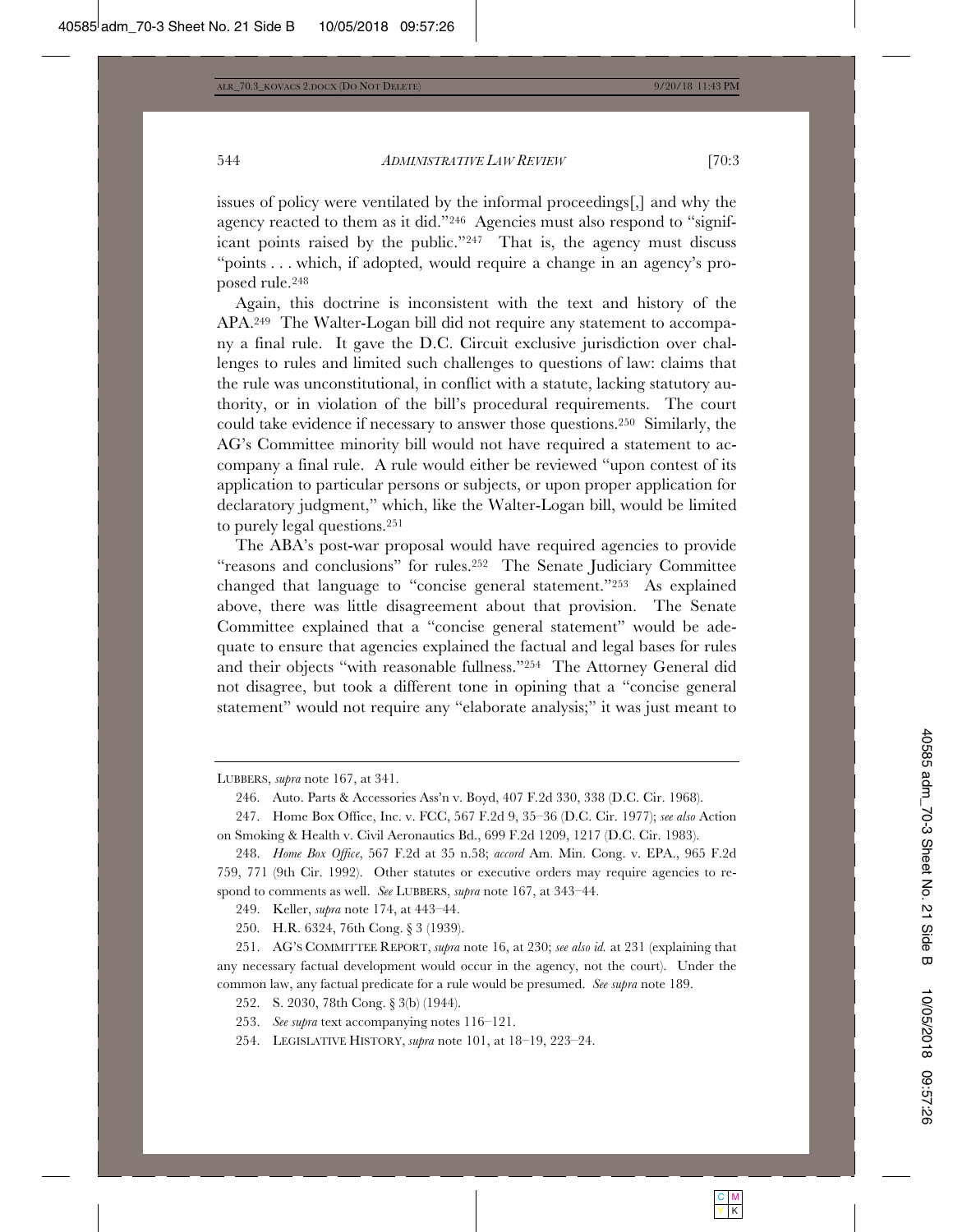issues of policy were ventilated by the informal proceedings[,] and why the agency reacted to them as it did."[246] Agencies must also respond to "significant points raised by the public."[247] That is, the agency must discuss "points . . . which, if adopted, would require a change in an agency's proposed rule.[248]

Again, this doctrine is inconsistent with the text and history of the APA.[249] The Walter-Logan bill did not require any statement to accompany a final rule. It gave the D.C. Circuit exclusive jurisdiction over challenges to rules and limited such challenges to questions of law: claims that the rule was unconstitutional, in conflict with a statute, lacking statutory authority, or in violation of the bill's procedural requirements. The court could take evidence if necessary to answer those questions.[250] Similarly, the AG's Committee minority bill would not have required a statement to accompany a final rule. A rule would either be reviewed "upon contest of its application to particular persons or subjects, or upon proper application for declaratory judgment," which, like the Walter-Logan bill, would be limited to purely legal questions.[251]

The ABA's post-war proposal would have required agencies to provide "reasons and conclusions" for rules.[252] The Senate Judiciary Committee changed that language to "concise general statement."[253] As explained above, there was little disagreement about that provision. The Senate Committee explained that a "concise general statement" would be adequate to ensure that agencies explained the factual and legal bases for rules and their objects "with reasonable fullness."[254] The Attorney General did not disagree, but took a different tone in opining that a "concise general statement" would not require any "elaborate analysis;" it was just meant to

---

LUBBERS, *supra* note 167, at 341.

246. Auto. Parts & Accessories Ass'n v. Boyd, 407 F.2d 330, 338 (D.C. Cir. 1968).

247. Home Box Office, Inc. v. FCC, 567 F.2d 9, 35–36 (D.C. Cir. 1977); *see also* Action on Smoking & Health v. Civil Aeronautics Bd., 699 F.2d 1209, 1217 (D.C. Cir. 1983).

248. *Home Box Office*, 567 F.2d at 35 n.58; *accord* Am. Min. Cong. v. EPA., 965 F.2d 759, 771 (9th Cir. 1992). Other statutes or executive orders may require agencies to respond to comments as well. *See* LUBBERS, *supra* note 167, at 343–44.

249. Keller, *supra* note 174, at 443–44.

250. H.R. 6324, 76th Cong. § 3 (1939).

251. AG'S COMMITTEE REPORT, *supra* note 16, at 230; *see also id.* at 231 (explaining that any necessary factual development would occur in the agency, not the court). Under the common law, any factual predicate for a rule would be presumed. *See supra* note 189.

252. S. 2030, 78th Cong. § 3(b) (1944).

253. *See supra* text accompanying notes 116–121.

254. LEGISLATIVE HISTORY, *supra* note 101, at 18–19, 223–24.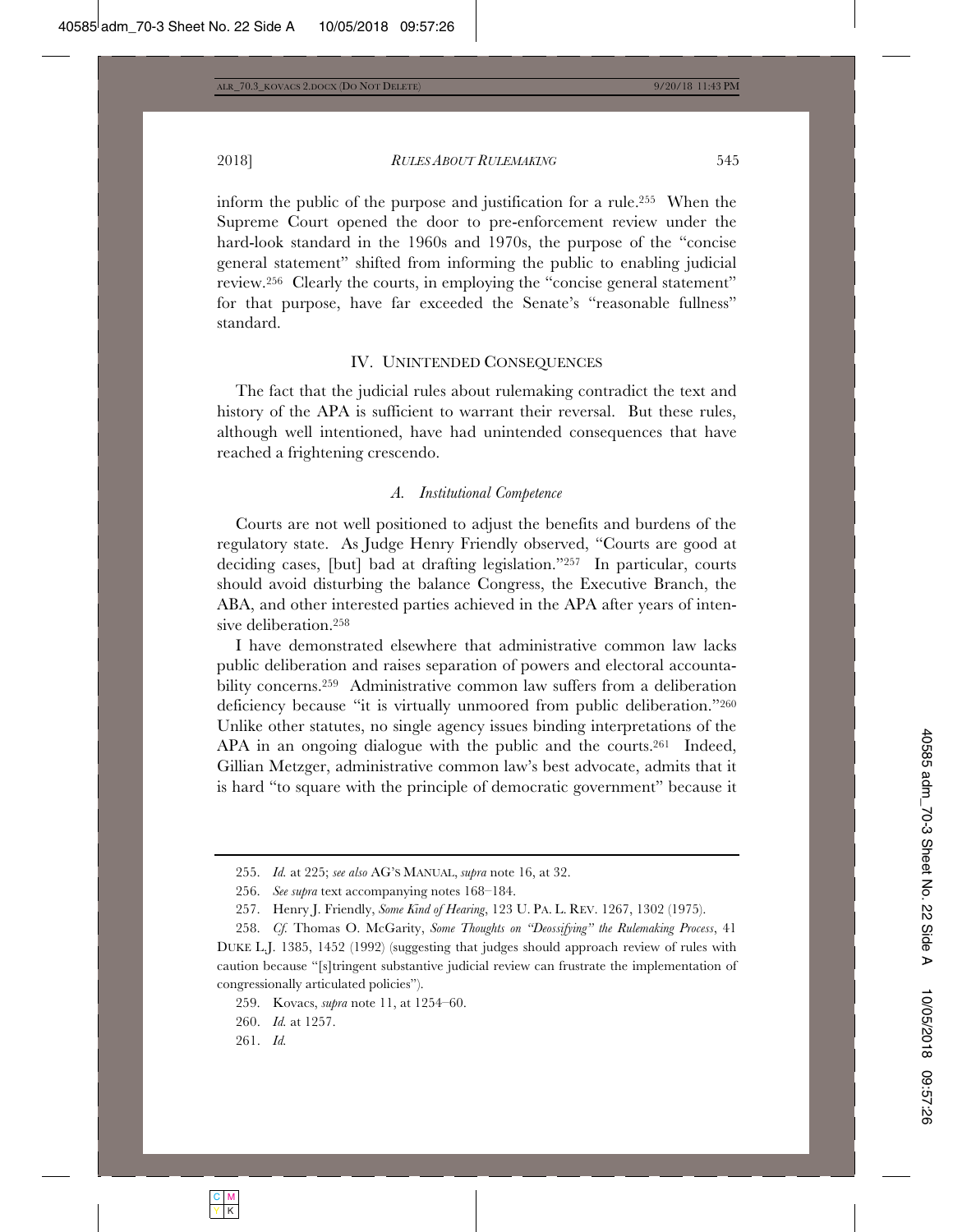inform the public of the purpose and justification for a rule.[255] When the Supreme Court opened the door to pre-enforcement review under the hard-look standard in the 1960s and 1970s, the purpose of the "concise general statement" shifted from informing the public to enabling judicial review.[256] Clearly the courts, in employing the "concise general statement" for that purpose, have far exceeded the Senate's "reasonable fullness" standard.

## IV. UNINTENDED CONSEQUENCES

The fact that the judicial rules about rulemaking contradict the text and history of the APA is sufficient to warrant their reversal. But these rules, although well intentioned, have had unintended consequences that have reached a frightening crescendo.

### *A. Institutional Competence*

Courts are not well positioned to adjust the benefits and burdens of the regulatory state. As Judge Henry Friendly observed, "Courts are good at deciding cases, [but] bad at drafting legislation."[257] In particular, courts should avoid disturbing the balance Congress, the Executive Branch, the ABA, and other interested parties achieved in the APA after years of intensive deliberation.[258]

I have demonstrated elsewhere that administrative common law lacks public deliberation and raises separation of powers and electoral accountability concerns.[259] Administrative common law suffers from a deliberation deficiency because "it is virtually unmoored from public deliberation."[260] Unlike other statutes, no single agency issues binding interpretations of the APA in an ongoing dialogue with the public and the courts.[261] Indeed, Gillian Metzger, administrative common law's best advocate, admits that it is hard "to square with the principle of democratic government" because it

---

255. *Id.* at 225; *see also* AG'S MANUAL, *supra* note 16, at 32.

256. *See supra* text accompanying notes 168–184.

257. Henry J. Friendly, *Some Kind of Hearing*, 123 U. PA. L. REV. 1267, 1302 (1975).

258. *Cf.* Thomas O. McGarity, *Some Thoughts on "Deossifying" the Rulemaking Process*, 41 DUKE L.J. 1385, 1452 (1992) (suggesting that judges should approach review of rules with caution because "[s]tringent substantive judicial review can frustrate the implementation of congressionally articulated policies").

259. Kovacs, *supra* note 11, at 1254–60.

260. *Id.* at 1257.

261. *Id.*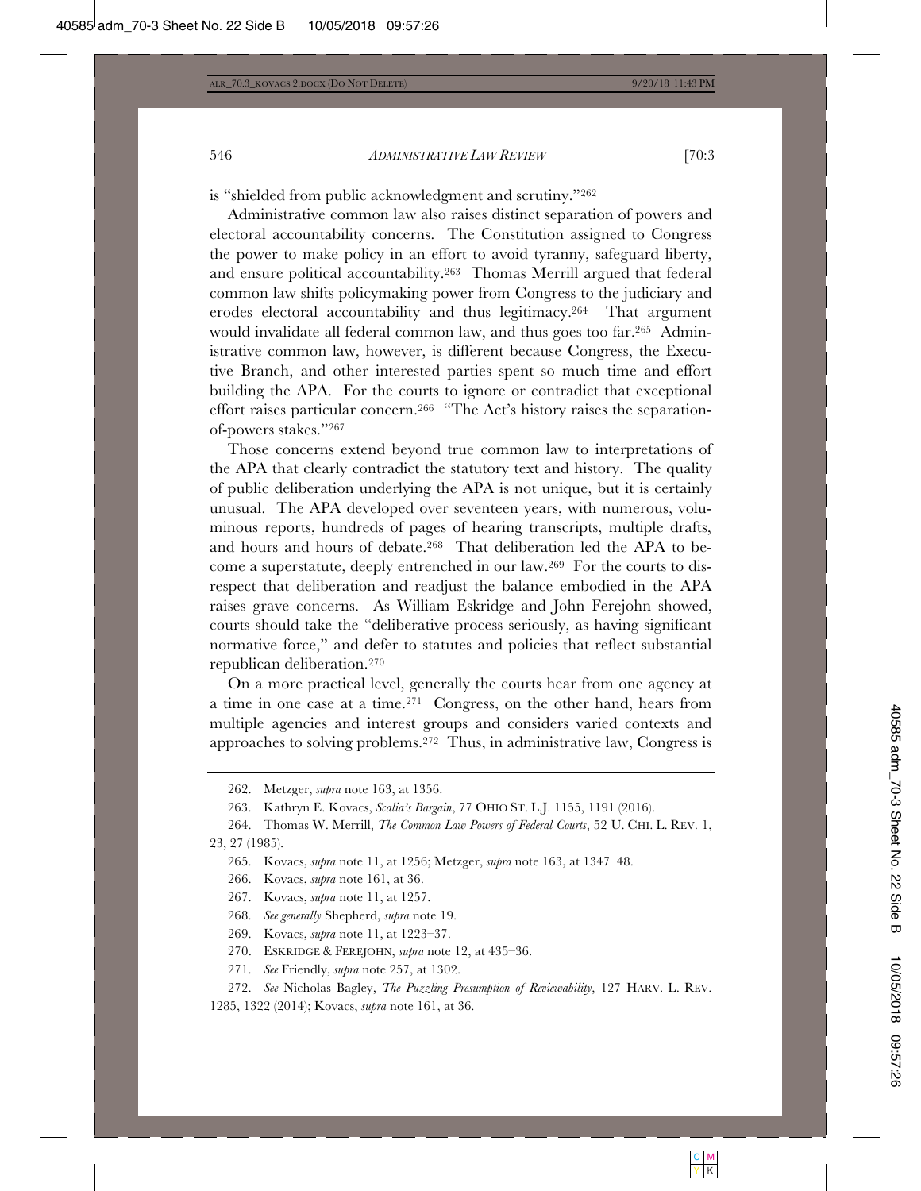is "shielded from public acknowledgment and scrutiny."[262]

Administrative common law also raises distinct separation of powers and electoral accountability concerns. The Constitution assigned to Congress the power to make policy in an effort to avoid tyranny, safeguard liberty, and ensure political accountability.[263] Thomas Merrill argued that federal common law shifts policymaking power from Congress to the judiciary and erodes electoral accountability and thus legitimacy.[264] That argument would invalidate all federal common law, and thus goes too far.[265] Administrative common law, however, is different because Congress, the Executive Branch, and other interested parties spent so much time and effort building the APA. For the courts to ignore or contradict that exceptional effort raises particular concern.[266] "The Act's history raises the separation-of-powers stakes."[267]

Those concerns extend beyond true common law to interpretations of the APA that clearly contradict the statutory text and history. The quality of public deliberation underlying the APA is not unique, but it is certainly unusual. The APA developed over seventeen years, with numerous, voluminous reports, hundreds of pages of hearing transcripts, multiple drafts, and hours and hours of debate.[268] That deliberation led the APA to become a superstatute, deeply entrenched in our law.[269] For the courts to disrespect that deliberation and readjust the balance embodied in the APA raises grave concerns. As William Eskridge and John Ferejohn showed, courts should take the "deliberative process seriously, as having significant normative force," and defer to statutes and policies that reflect substantial republican deliberation.[270]

On a more practical level, generally the courts hear from one agency at a time in one case at a time.[271] Congress, on the other hand, hears from multiple agencies and interest groups and considers varied contexts and approaches to solving problems.[272] Thus, in administrative law, Congress is

---

262. Metzger, *supra* note 163, at 1356.

263. Kathryn E. Kovacs, *Scalia's Bargain*, 77 OHIO ST. L.J. 1155, 1191 (2016).

264. Thomas W. Merrill, *The Common Law Powers of Federal Courts*, 52 U. CHI. L. REV. 1, 23, 27 (1985).

265. Kovacs, *supra* note 11, at 1256; Metzger, *supra* note 163, at 1347–48.

266. Kovacs, *supra* note 161, at 36.

267. Kovacs, *supra* note 11, at 1257.

268. *See generally* Shepherd, *supra* note 19.

269. Kovacs, *supra* note 11, at 1223–37.

270. ESKRIDGE & FEREJOHN, *supra* note 12, at 435–36.

271. *See* Friendly, *supra* note 257, at 1302.

272. *See* Nicholas Bagley, *The Puzzling Presumption of Reviewability*, 127 HARV. L. REV. 1285, 1322 (2014); Kovacs, *supra* note 161, at 36.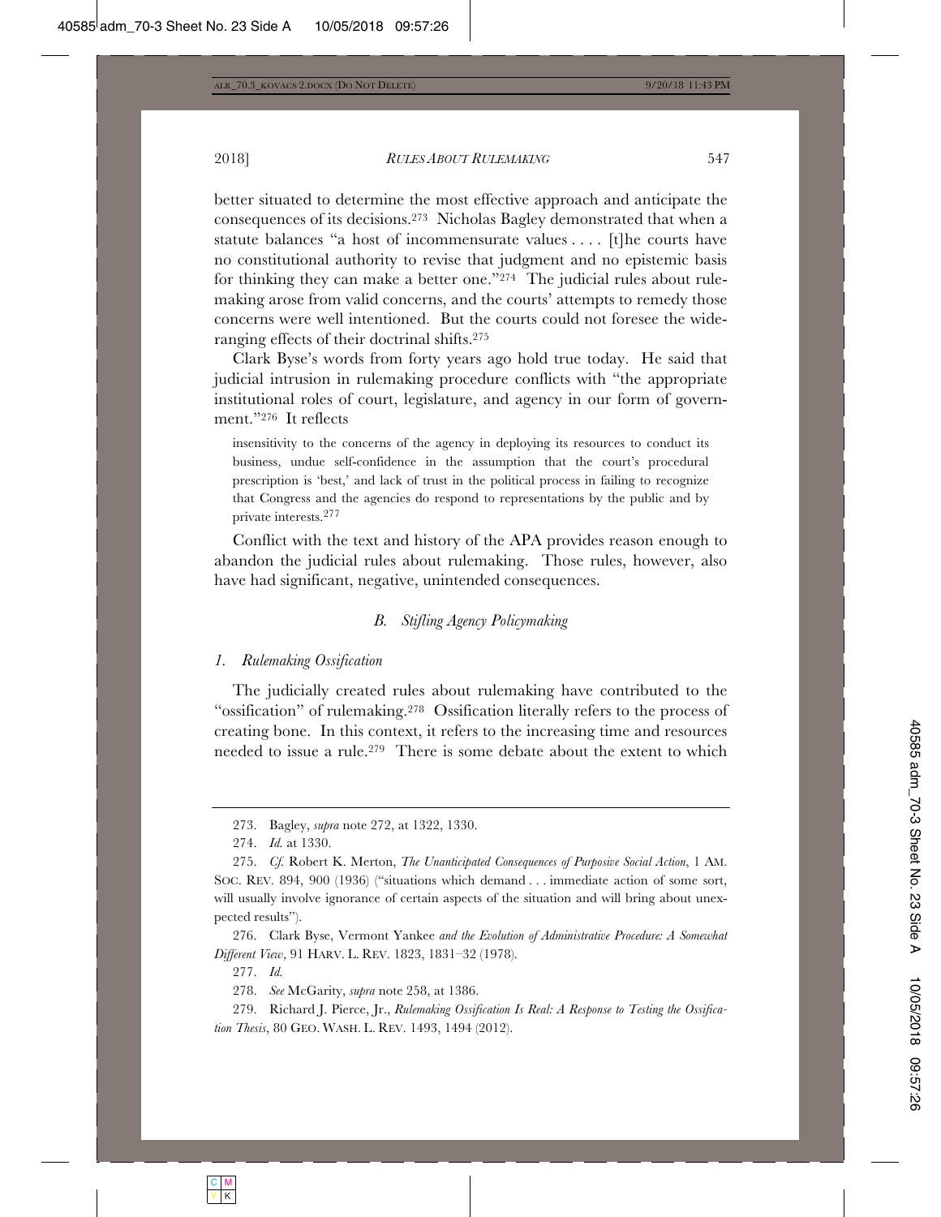better situated to determine the most effective approach and anticipate the consequences of its decisions.[273] Nicholas Bagley demonstrated that when a statute balances "a host of incommensurate values . . . . [t]he courts have no constitutional authority to revise that judgment and no epistemic basis for thinking they can make a better one."[274] The judicial rules about rulemaking arose from valid concerns, and the courts' attempts to remedy those concerns were well intentioned. But the courts could not foresee the wide-ranging effects of their doctrinal shifts.[275]

Clark Byse's words from forty years ago hold true today. He said that judicial intrusion in rulemaking procedure conflicts with "the appropriate institutional roles of court, legislature, and agency in our form of government."[276] It reflects

> insensitivity to the concerns of the agency in deploying its resources to conduct its business, undue self-confidence in the assumption that the court's procedural prescription is 'best,' and lack of trust in the political process in failing to recognize that Congress and the agencies do respond to representations by the public and by private interests.[277]

Conflict with the text and history of the APA provides reason enough to abandon the judicial rules about rulemaking. Those rules, however, also have had significant, negative, unintended consequences.

### *B. Stifling Agency Policymaking*

#### *1. Rulemaking Ossification*

The judicially created rules about rulemaking have contributed to the "ossification" of rulemaking.[278] Ossification literally refers to the process of creating bone. In this context, it refers to the increasing time and resources needed to issue a rule.[279] There is some debate about the extent to which

---

273. Bagley, *supra* note 272, at 1322, 1330.

274. *Id.* at 1330.

275. *Cf.* Robert K. Merton, *The Unanticipated Consequences of Purposive Social Action*, 1 AM. SOC. REV. 894, 900 (1936) ("situations which demand . . . immediate action of some sort, will usually involve ignorance of certain aspects of the situation and will bring about unexpected results").

276. Clark Byse, Vermont Yankee *and the Evolution of Administrative Procedure: A Somewhat Different View*, 91 HARV. L. REV. 1823, 1831–32 (1978).

277. *Id.*

278. *See* McGarity, *supra* note 258, at 1386.

279. Richard J. Pierce, Jr., *Rulemaking Ossification Is Real: A Response to Testing the Ossification Thesis*, 80 GEO. WASH. L. REV. 1493, 1494 (2012).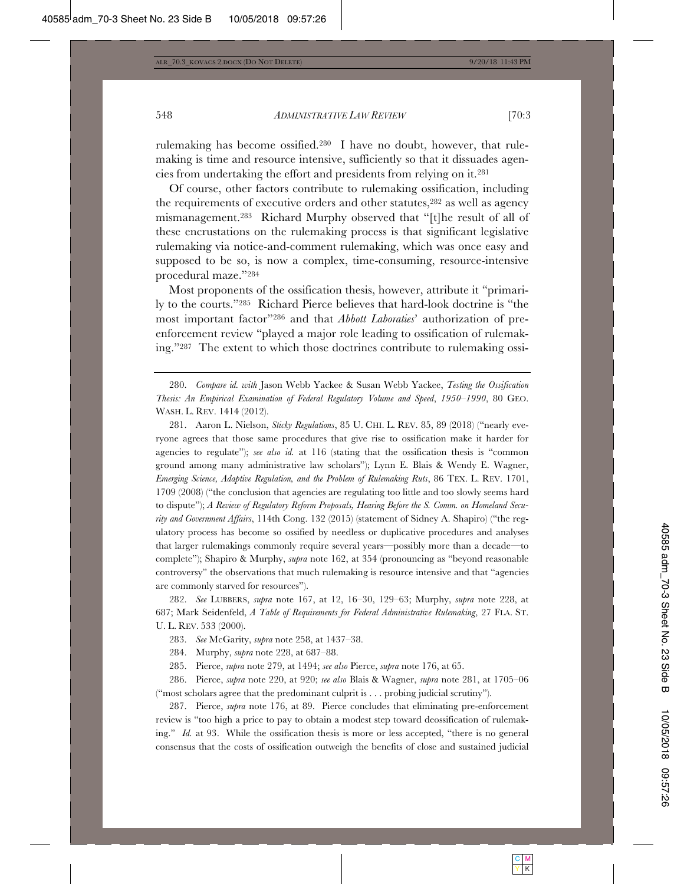rulemaking has become ossified.[280] I have no doubt, however, that rulemaking is time and resource intensive, sufficiently so that it dissuades agencies from undertaking the effort and presidents from relying on it.[281]

Of course, other factors contribute to rulemaking ossification, including the requirements of executive orders and other statutes,[282] as well as agency mismanagement.[283] Richard Murphy observed that "[t]he result of all of these encrustations on the rulemaking process is that significant legislative rulemaking via notice-and-comment rulemaking, which was once easy and supposed to be so, is now a complex, time-consuming, resource-intensive procedural maze."[284]

Most proponents of the ossification thesis, however, attribute it "primarily to the courts."[285] Richard Pierce believes that hard-look doctrine is "the most important factor"[286] and that *Abbott Laboraties*' authorization of pre-enforcement review "played a major role leading to ossification of rulemaking."[287] The extent to which those doctrines contribute to rulemaking ossi-

---

280. *Compare id. with* Jason Webb Yackee & Susan Webb Yackee, *Testing the Ossification Thesis: An Empirical Examination of Federal Regulatory Volume and Speed, 1950–1990*, 80 GEO. WASH. L. REV. 1414 (2012).

281. Aaron L. Nielson, *Sticky Regulations*, 85 U. CHI. L. REV. 85, 89 (2018) ("nearly everyone agrees that those same procedures that give rise to ossification make it harder for agencies to regulate"); *see also id.* at 116 (stating that the ossification thesis is "common ground among many administrative law scholars"); Lynn E. Blais & Wendy E. Wagner, *Emerging Science, Adaptive Regulation, and the Problem of Rulemaking Ruts*, 86 TEX. L. REV. 1701, 1709 (2008) ("the conclusion that agencies are regulating too little and too slowly seems hard to dispute"); *A Review of Regulatory Reform Proposals, Hearing Before the S. Comm. on Homeland Security and Government Affairs*, 114th Cong. 132 (2015) (statement of Sidney A. Shapiro) ("the regulatory process has become so ossified by needless or duplicative procedures and analyses that larger rulemakings commonly require several years—possibly more than a decade—to complete"); Shapiro & Murphy, *supra* note 162, at 354 (pronouncing as "beyond reasonable controversy" the observations that much rulemaking is resource intensive and that "agencies are commonly starved for resources").

282. *See* LUBBERS, *supra* note 167, at 12, 16–30, 129–63; Murphy, *supra* note 228, at 687; Mark Seidenfeld, *A Table of Requirements for Federal Administrative Rulemaking*, 27 FLA. ST. U. L. REV. 533 (2000).

283. *See* McGarity, *supra* note 258, at 1437–38.

284. Murphy, *supra* note 228, at 687–88.

285. Pierce, *supra* note 279, at 1494; *see also* Pierce, *supra* note 176, at 65.

286. Pierce, *supra* note 220, at 920; *see also* Blais & Wagner, *supra* note 281, at 1705–06 ("most scholars agree that the predominant culprit is . . . probing judicial scrutiny").

287. Pierce, *supra* note 176, at 89. Pierce concludes that eliminating pre-enforcement review is "too high a price to pay to obtain a modest step toward deossification of rulemaking." *Id.* at 93. While the ossification thesis is more or less accepted, "there is no general consensus that the costs of ossification outweigh the benefits of close and sustained judicial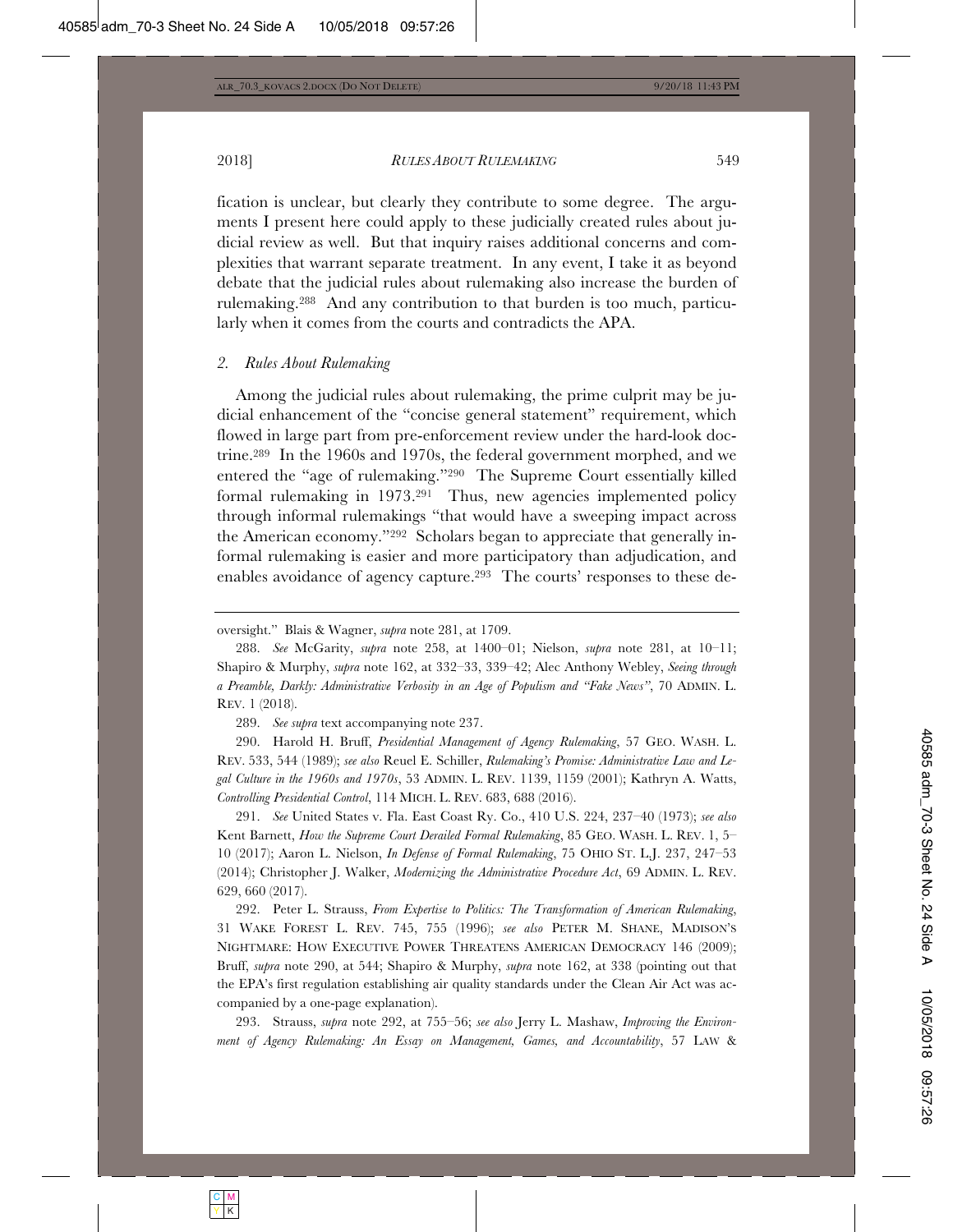fication is unclear, but clearly they contribute to some degree. The arguments I present here could apply to these judicially created rules about judicial review as well. But that inquiry raises additional concerns and complexities that warrant separate treatment. In any event, I take it as beyond debate that the judicial rules about rulemaking also increase the burden of rulemaking.[288] And any contribution to that burden is too much, particularly when it comes from the courts and contradicts the APA.

### *2. Rules About Rulemaking*

Among the judicial rules about rulemaking, the prime culprit may be judicial enhancement of the "concise general statement" requirement, which flowed in large part from pre-enforcement review under the hard-look doctrine.[289] In the 1960s and 1970s, the federal government morphed, and we entered the "age of rulemaking."[290] The Supreme Court essentially killed formal rulemaking in 1973.[291] Thus, new agencies implemented policy through informal rulemakings "that would have a sweeping impact across the American economy."[292] Scholars began to appreciate that generally informal rulemaking is easier and more participatory than adjudication, and enables avoidance of agency capture.[293] The courts' responses to these de-

---

oversight." Blais & Wagner, *supra* note 281, at 1709.

288. *See* McGarity, *supra* note 258, at 1400–01; Nielson, *supra* note 281, at 10–11; Shapiro & Murphy, *supra* note 162, at 332–33, 339–42; Alec Anthony Webley, *Seeing through a Preamble, Darkly: Administrative Verbosity in an Age of Populism and "Fake News"*, 70 ADMIN. L. REV. 1 (2018).

289. *See supra* text accompanying note 237.

290. Harold H. Bruff, *Presidential Management of Agency Rulemaking*, 57 GEO. WASH. L. REV. 533, 544 (1989); *see also* Reuel E. Schiller, *Rulemaking's Promise: Administrative Law and Legal Culture in the 1960s and 1970s*, 53 ADMIN. L. REV. 1139, 1159 (2001); Kathryn A. Watts, *Controlling Presidential Control*, 114 MICH. L. REV. 683, 688 (2016).

291. *See* United States v. Fla. East Coast Ry. Co., 410 U.S. 224, 237–40 (1973); *see also* Kent Barnett, *How the Supreme Court Derailed Formal Rulemaking*, 85 GEO. WASH. L. REV. 1, 5–10 (2017); Aaron L. Nielson, *In Defense of Formal Rulemaking*, 75 OHIO ST. L.J. 237, 247–53 (2014); Christopher J. Walker, *Modernizing the Administrative Procedure Act*, 69 ADMIN. L. REV. 629, 660 (2017).

292. Peter L. Strauss, *From Expertise to Politics: The Transformation of American Rulemaking*, 31 WAKE FOREST L. REV. 745, 755 (1996); *see also* PETER M. SHANE, MADISON'S NIGHTMARE: HOW EXECUTIVE POWER THREATENS AMERICAN DEMOCRACY 146 (2009); Bruff, *supra* note 290, at 544; Shapiro & Murphy, *supra* note 162, at 338 (pointing out that the EPA's first regulation establishing air quality standards under the Clean Air Act was accompanied by a one-page explanation).

293. Strauss, *supra* note 292, at 755–56; *see also* Jerry L. Mashaw, *Improving the Environment of Agency Rulemaking: An Essay on Management, Games, and Accountability*, 57 LAW &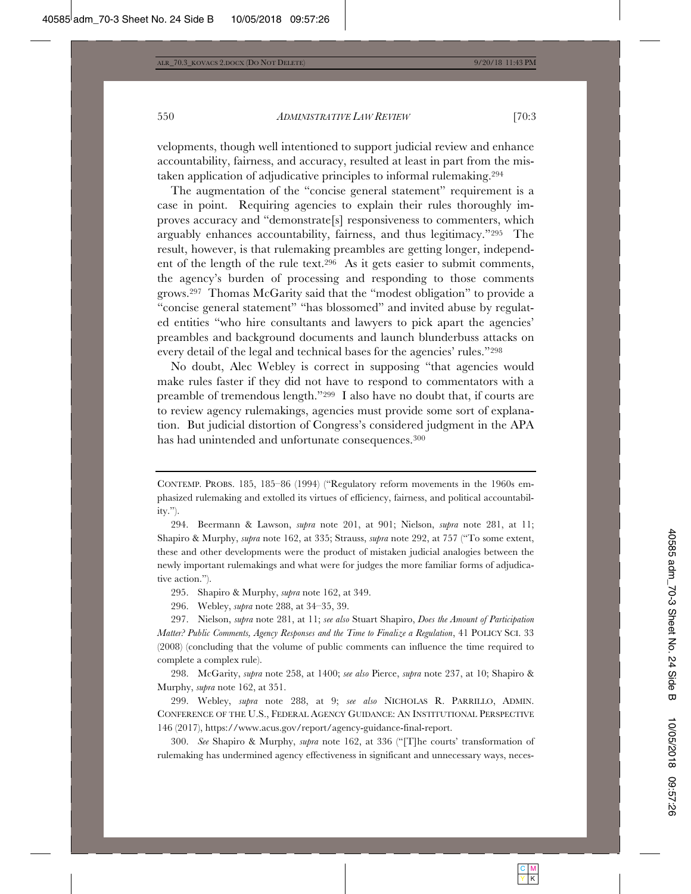velopments, though well intentioned to support judicial review and enhance accountability, fairness, and accuracy, resulted at least in part from the mistaken application of adjudicative principles to informal rulemaking.[294]

The augmentation of the "concise general statement" requirement is a case in point. Requiring agencies to explain their rules thoroughly improves accuracy and "demonstrate[s] responsiveness to commenters, which arguably enhances accountability, fairness, and thus legitimacy."[295] The result, however, is that rulemaking preambles are getting longer, independent of the length of the rule text.[296] As it gets easier to submit comments, the agency's burden of processing and responding to those comments grows.[297] Thomas McGarity said that the "modest obligation" to provide a "concise general statement" "has blossomed" and invited abuse by regulated entities "who hire consultants and lawyers to pick apart the agencies' preambles and background documents and launch blunderbuss attacks on every detail of the legal and technical bases for the agencies' rules."[298]

No doubt, Alec Webley is correct in supposing "that agencies would make rules faster if they did not have to respond to commentators with a preamble of tremendous length."[299] I also have no doubt that, if courts are to review agency rulemakings, agencies must provide some sort of explanation. But judicial distortion of Congress's considered judgment in the APA has had unintended and unfortunate consequences.[300]

---

CONTEMP. PROBS. 185, 185–86 (1994) ("Regulatory reform movements in the 1960s emphasized rulemaking and extolled its virtues of efficiency, fairness, and political accountability.").

294. Beermann & Lawson, *supra* note 201, at 901; Nielson, *supra* note 281, at 11; Shapiro & Murphy, *supra* note 162, at 335; Strauss, *supra* note 292, at 757 ("To some extent, these and other developments were the product of mistaken judicial analogies between the newly important rulemakings and what were for judges the more familiar forms of adjudicative action.").

295. Shapiro & Murphy, *supra* note 162, at 349.

296. Webley, *supra* note 288, at 34–35, 39.

297. Nielson, *supra* note 281, at 11; *see also* Stuart Shapiro, *Does the Amount of Participation Matter? Public Comments, Agency Responses and the Time to Finalize a Regulation*, 41 POLICY SCI. 33 (2008) (concluding that the volume of public comments can influence the time required to complete a complex rule).

298. McGarity, *supra* note 258, at 1400; *see also* Pierce, *supra* note 237, at 10; Shapiro & Murphy, *supra* note 162, at 351.

299. Webley, *supra* note 288, at 9; *see also* NICHOLAS R. PARRILLO, ADMIN. CONFERENCE OF THE U.S., FEDERAL AGENCY GUIDANCE: AN INSTITUTIONAL PERSPECTIVE 146 (2017), https://www.acus.gov/report/agency-guidance-final-report.

300. *See* Shapiro & Murphy, *supra* note 162, at 336 ("[T]he courts' transformation of rulemaking has undermined agency effectiveness in significant and unnecessary ways, neces-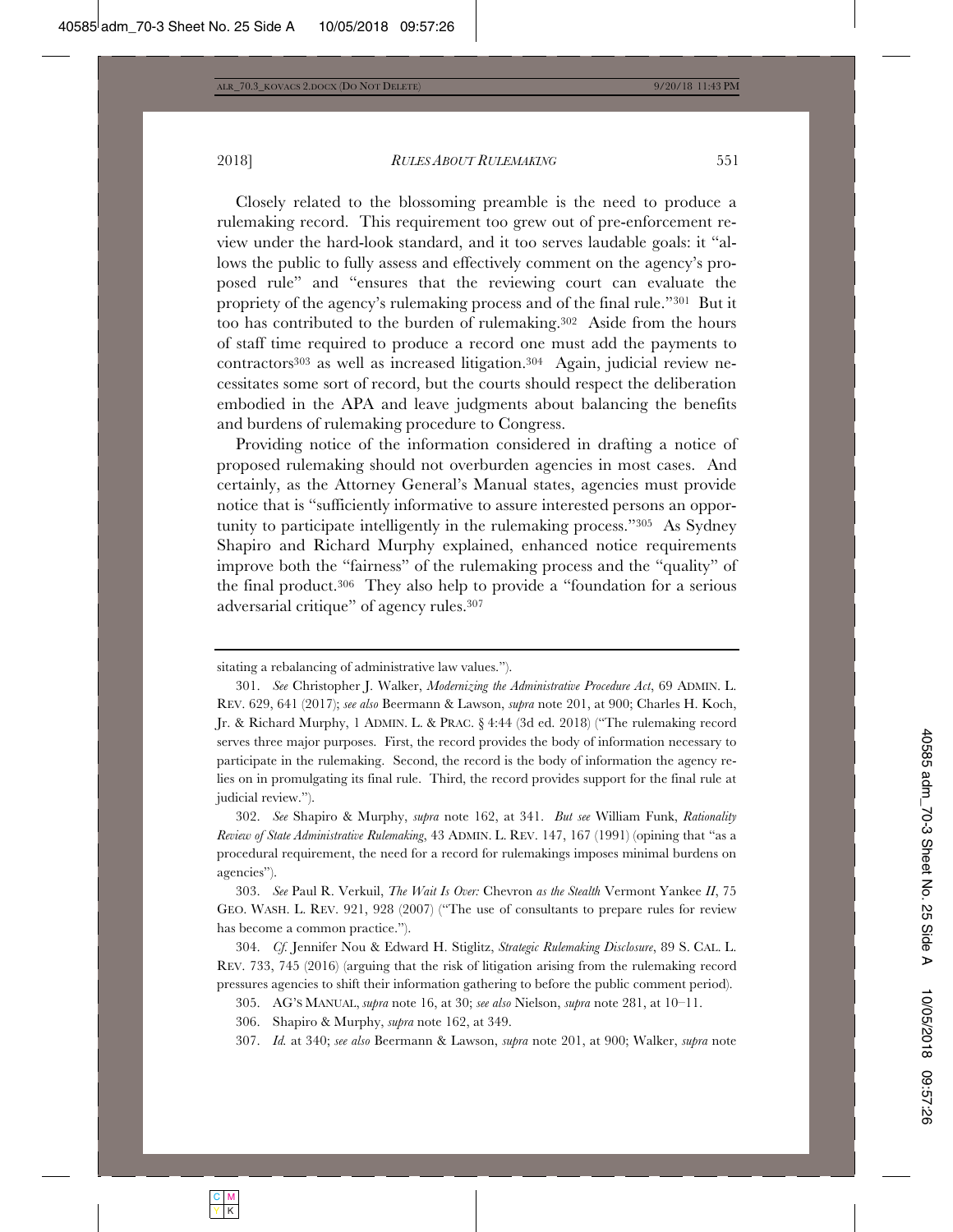Closely related to the blossoming preamble is the need to produce a rulemaking record. This requirement too grew out of pre-enforcement review under the hard-look standard, and it too serves laudable goals: it "allows the public to fully assess and effectively comment on the agency's proposed rule" and "ensures that the reviewing court can evaluate the propriety of the agency's rulemaking process and of the final rule."[301] But it too has contributed to the burden of rulemaking.[302] Aside from the hours of staff time required to produce a record one must add the payments to contractors[303] as well as increased litigation.[304] Again, judicial review necessitates some sort of record, but the courts should respect the deliberation embodied in the APA and leave judgments about balancing the benefits and burdens of rulemaking procedure to Congress.

Providing notice of the information considered in drafting a notice of proposed rulemaking should not overburden agencies in most cases. And certainly, as the Attorney General's Manual states, agencies must provide notice that is "sufficiently informative to assure interested persons an opportunity to participate intelligently in the rulemaking process."[305] As Sydney Shapiro and Richard Murphy explained, enhanced notice requirements improve both the "fairness" of the rulemaking process and the "quality" of the final product.[306] They also help to provide a "foundation for a serious adversarial critique" of agency rules.[307]

---

sitating a rebalancing of administrative law values.").

301. *See* Christopher J. Walker, *Modernizing the Administrative Procedure Act*, 69 ADMIN. L. REV. 629, 641 (2017); *see also* Beermann & Lawson, *supra* note 201, at 900; Charles H. Koch, Jr. & Richard Murphy, 1 ADMIN. L. & PRAC. § 4:44 (3d ed. 2018) ("The rulemaking record serves three major purposes. First, the record provides the body of information necessary to participate in the rulemaking. Second, the record is the body of information the agency relies on in promulgating its final rule. Third, the record provides support for the final rule at judicial review.").

302. *See* Shapiro & Murphy, *supra* note 162, at 341. *But see* William Funk, *Rationality Review of State Administrative Rulemaking*, 43 ADMIN. L. REV. 147, 167 (1991) (opining that "as a procedural requirement, the need for a record for rulemakings imposes minimal burdens on agencies").

303. *See* Paul R. Verkuil, *The Wait Is Over:* Chevron *as the Stealth* Vermont Yankee *II*, 75 GEO. WASH. L. REV. 921, 928 (2007) ("The use of consultants to prepare rules for review has become a common practice.").

304. *Cf.* Jennifer Nou & Edward H. Stiglitz, *Strategic Rulemaking Disclosure*, 89 S. CAL. L. REV. 733, 745 (2016) (arguing that the risk of litigation arising from the rulemaking record pressures agencies to shift their information gathering to before the public comment period).

305. AG'S MANUAL, *supra* note 16, at 30; *see also* Nielson, *supra* note 281, at 10–11.

306. Shapiro & Murphy, *supra* note 162, at 349.

307. *Id.* at 340; *see also* Beermann & Lawson, *supra* note 201, at 900; Walker, *supra* note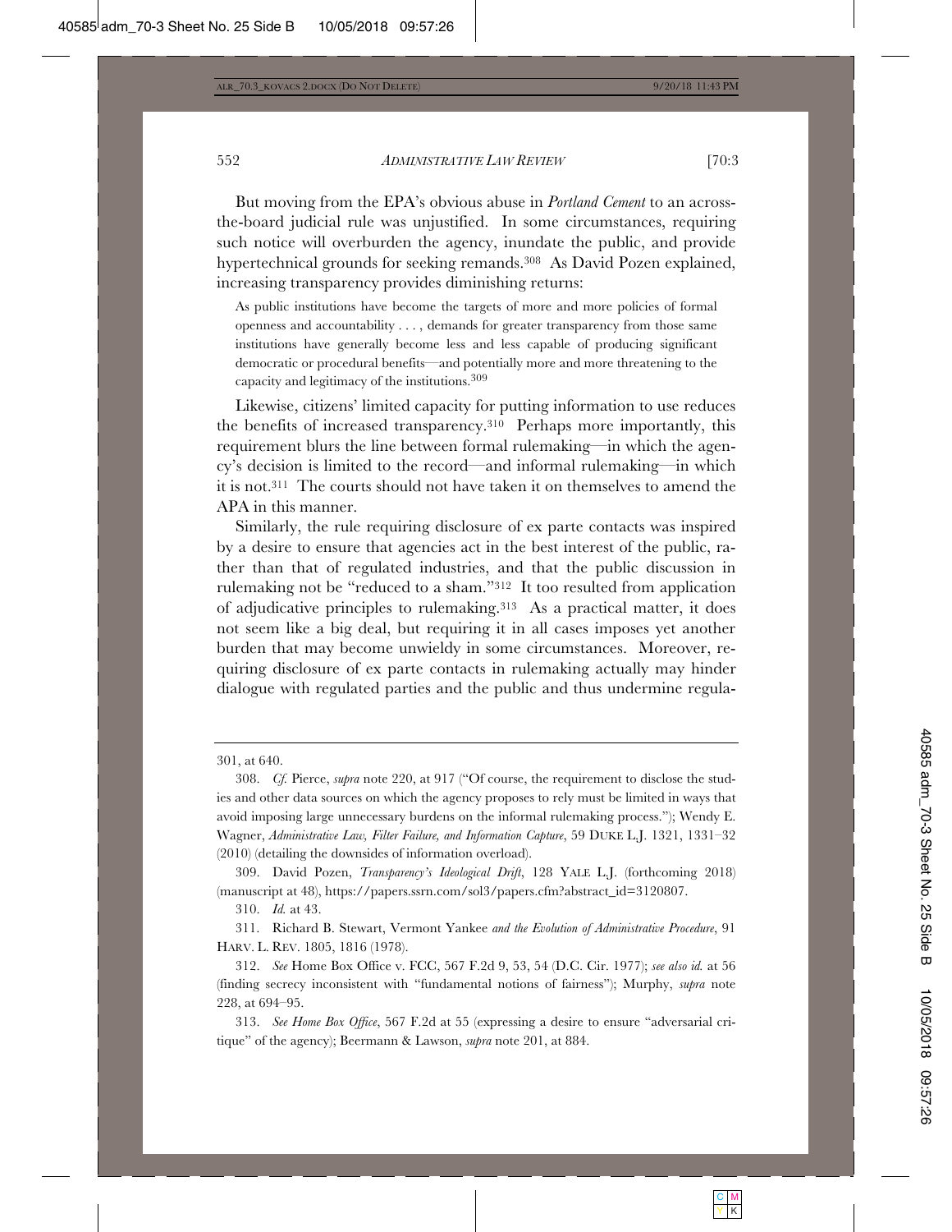But moving from the EPA's obvious abuse in *Portland Cement* to an across-the-board judicial rule was unjustified. In some circumstances, requiring such notice will overburden the agency, inundate the public, and provide hypertechnical grounds for seeking remands.[308] As David Pozen explained, increasing transparency provides diminishing returns:

> As public institutions have become the targets of more and more policies of formal openness and accountability . . . , demands for greater transparency from those same institutions have generally become less and less capable of producing significant democratic or procedural benefits—and potentially more and more threatening to the capacity and legitimacy of the institutions.[309]

Likewise, citizens' limited capacity for putting information to use reduces the benefits of increased transparency.[310] Perhaps more importantly, this requirement blurs the line between formal rulemaking—in which the agency's decision is limited to the record—and informal rulemaking—in which it is not.[311] The courts should not have taken it on themselves to amend the APA in this manner.

Similarly, the rule requiring disclosure of ex parte contacts was inspired by a desire to ensure that agencies act in the best interest of the public, rather than that of regulated industries, and that the public discussion in rulemaking not be "reduced to a sham."[312] It too resulted from application of adjudicative principles to rulemaking.[313] As a practical matter, it does not seem like a big deal, but requiring it in all cases imposes yet another burden that may become unwieldy in some circumstances. Moreover, requiring disclosure of ex parte contacts in rulemaking actually may hinder dialogue with regulated parties and the public and thus undermine regula-

---

301, at 640.

308. *Cf.* Pierce, *supra* note 220, at 917 ("Of course, the requirement to disclose the studies and other data sources on which the agency proposes to rely must be limited in ways that avoid imposing large unnecessary burdens on the informal rulemaking process."); Wendy E. Wagner, *Administrative Law, Filter Failure, and Information Capture*, 59 DUKE L.J. 1321, 1331–32 (2010) (detailing the downsides of information overload).

309. David Pozen, *Transparency's Ideological Drift*, 128 YALE L.J. (forthcoming 2018) (manuscript at 48), https://papers.ssrn.com/sol3/papers.cfm?abstract_id=3120807.

310. *Id.* at 43.

311. Richard B. Stewart, Vermont Yankee *and the Evolution of Administrative Procedure*, 91 HARV. L. REV. 1805, 1816 (1978).

312. *See* Home Box Office v. FCC, 567 F.2d 9, 53, 54 (D.C. Cir. 1977); *see also id.* at 56 (finding secrecy inconsistent with "fundamental notions of fairness"); Murphy, *supra* note 228, at 694–95.

313. *See Home Box Office*, 567 F.2d at 55 (expressing a desire to ensure "adversarial critique" of the agency); Beermann & Lawson, *supra* note 201, at 884.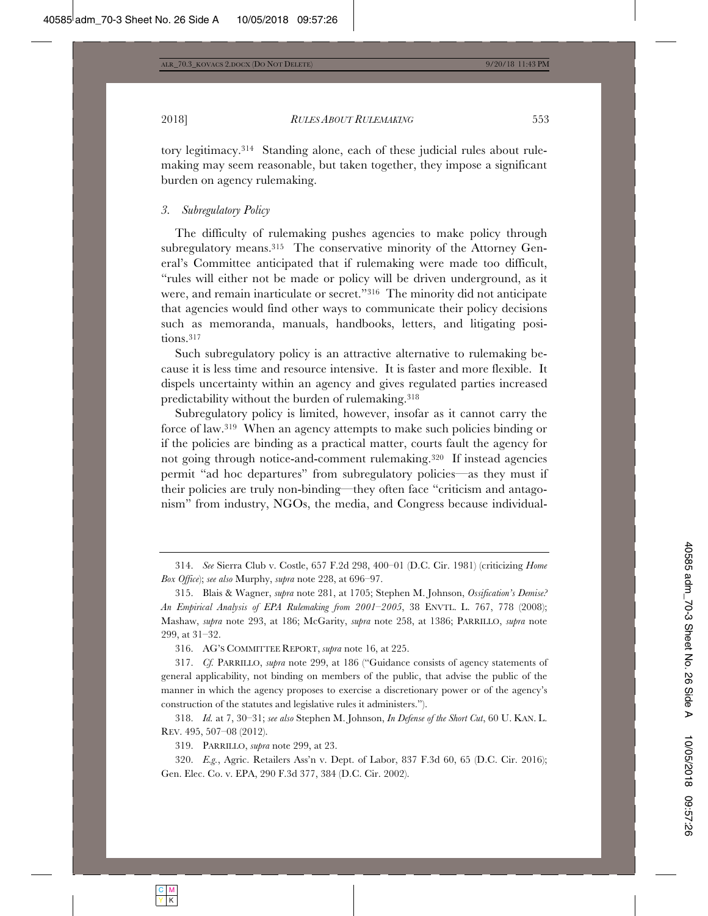tory legitimacy.[314] Standing alone, each of these judicial rules about rulemaking may seem reasonable, but taken together, they impose a significant burden on agency rulemaking.

### *3. Subregulatory Policy*

The difficulty of rulemaking pushes agencies to make policy through subregulatory means.[315] The conservative minority of the Attorney General's Committee anticipated that if rulemaking were made too difficult, "rules will either not be made or policy will be driven underground, as it were, and remain inarticulate or secret."[316] The minority did not anticipate that agencies would find other ways to communicate their policy decisions such as memoranda, manuals, handbooks, letters, and litigating positions.[317]

Such subregulatory policy is an attractive alternative to rulemaking because it is less time and resource intensive. It is faster and more flexible. It dispels uncertainty within an agency and gives regulated parties increased predictability without the burden of rulemaking.[318]

Subregulatory policy is limited, however, insofar as it cannot carry the force of law.[319] When an agency attempts to make such policies binding or if the policies are binding as a practical matter, courts fault the agency for not going through notice-and-comment rulemaking.[320] If instead agencies permit "ad hoc departures" from subregulatory policies—as they must if their policies are truly non-binding—they often face "criticism and antagonism" from industry, NGOs, the media, and Congress because individual-

---

314. *See* Sierra Club v. Costle, 657 F.2d 298, 400–01 (D.C. Cir. 1981) (criticizing *Home Box Office*); *see also* Murphy, *supra* note 228, at 696–97.

315. Blais & Wagner, *supra* note 281, at 1705; Stephen M. Johnson, *Ossification's Demise? An Empirical Analysis of EPA Rulemaking from 2001–2005*, 38 ENVTL. L. 767, 778 (2008); Mashaw, *supra* note 293, at 186; McGarity, *supra* note 258, at 1386; PARRILLO, *supra* note 299, at 31–32.

316. AG'S COMMITTEE REPORT, *supra* note 16, at 225.

317. *Cf.* PARRILLO, *supra* note 299, at 186 ("Guidance consists of agency statements of general applicability, not binding on members of the public, that advise the public of the manner in which the agency proposes to exercise a discretionary power or of the agency's construction of the statutes and legislative rules it administers.").

318. *Id.* at 7, 30–31; *see also* Stephen M. Johnson, *In Defense of the Short Cut*, 60 U. KAN. L. REV. 495, 507–08 (2012).

319. PARRILLO, *supra* note 299, at 23.

320. *E.g.*, Agric. Retailers Ass'n v. Dept. of Labor, 837 F.3d 60, 65 (D.C. Cir. 2016); Gen. Elec. Co. v. EPA, 290 F.3d 377, 384 (D.C. Cir. 2002).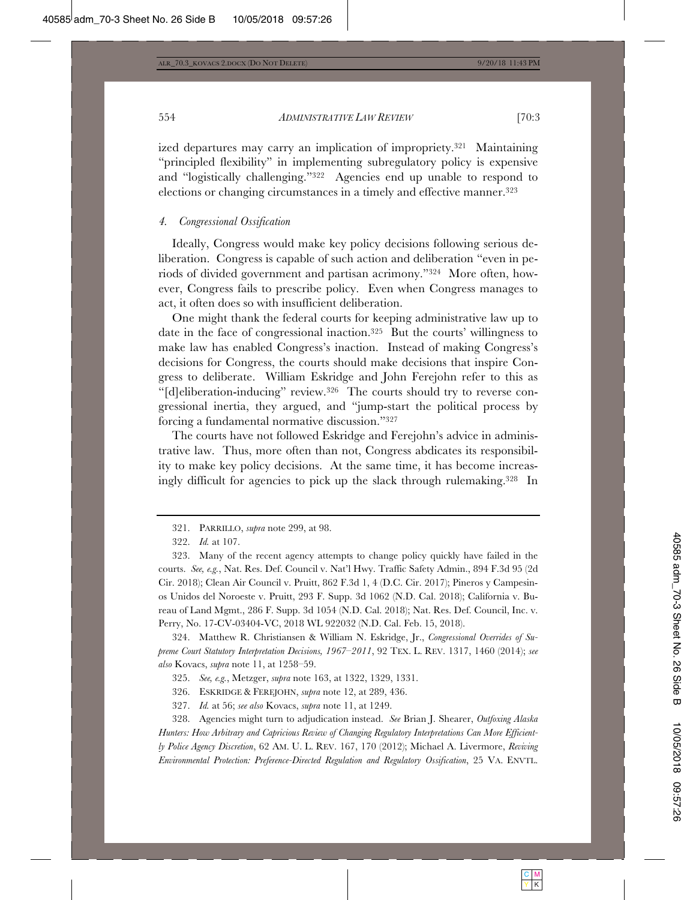ized departures may carry an implication of impropriety.[321] Maintaining "principled flexibility" in implementing subregulatory policy is expensive and "logistically challenging."[322] Agencies end up unable to respond to elections or changing circumstances in a timely and effective manner.[323]

#### *4. Congressional Ossification*

Ideally, Congress would make key policy decisions following serious deliberation. Congress is capable of such action and deliberation "even in periods of divided government and partisan acrimony."[324] More often, however, Congress fails to prescribe policy. Even when Congress manages to act, it often does so with insufficient deliberation.

One might thank the federal courts for keeping administrative law up to date in the face of congressional inaction.[325] But the courts' willingness to make law has enabled Congress's inaction. Instead of making Congress's decisions for Congress, the courts should make decisions that inspire Congress to deliberate. William Eskridge and John Ferejohn refer to this as "[d]eliberation-inducing" review.[326] The courts should try to reverse congressional inertia, they argued, and "jump-start the political process by forcing a fundamental normative discussion."[327]

The courts have not followed Eskridge and Ferejohn's advice in administrative law. Thus, more often than not, Congress abdicates its responsibility to make key policy decisions. At the same time, it has become increasingly difficult for agencies to pick up the slack through rulemaking.[328] In

---

321. PARRILLO, *supra* note 299, at 98.

322. *Id.* at 107.

323. Many of the recent agency attempts to change policy quickly have failed in the courts. *See, e.g.*, Nat. Res. Def. Council v. Nat'l Hwy. Traffic Safety Admin., 894 F.3d 95 (2d Cir. 2018); Clean Air Council v. Pruitt, 862 F.3d 1, 4 (D.C. Cir. 2017); Pineros y Campesinos Unidos del Noroeste v. Pruitt, 293 F. Supp. 3d 1062 (N.D. Cal. 2018); California v. Bureau of Land Mgmt., 286 F. Supp. 3d 1054 (N.D. Cal. 2018); Nat. Res. Def. Council, Inc. v. Perry, No. 17-CV-03404-VC, 2018 WL 922032 (N.D. Cal. Feb. 15, 2018).

324. Matthew R. Christiansen & William N. Eskridge, Jr., *Congressional Overrides of Supreme Court Statutory Interpretation Decisions, 1967–2011*, 92 TEX. L. REV. 1317, 1460 (2014); *see also* Kovacs, *supra* note 11, at 1258–59.

325. *See, e.g.*, Metzger, *supra* note 163, at 1322, 1329, 1331.

326. ESKRIDGE & FEREJOHN, *supra* note 12, at 289, 436.

327. *Id.* at 56; *see also* Kovacs, *supra* note 11, at 1249.

328. Agencies might turn to adjudication instead. *See* Brian J. Shearer, *Outfoxing Alaska Hunters: How Arbitrary and Capricious Review of Changing Regulatory Interpretations Can More Efficiently Police Agency Discretion*, 62 AM. U. L. REV. 167, 170 (2012); Michael A. Livermore, *Reviving Environmental Protection: Preference-Directed Regulation and Regulatory Ossification*, 25 VA. ENVTL.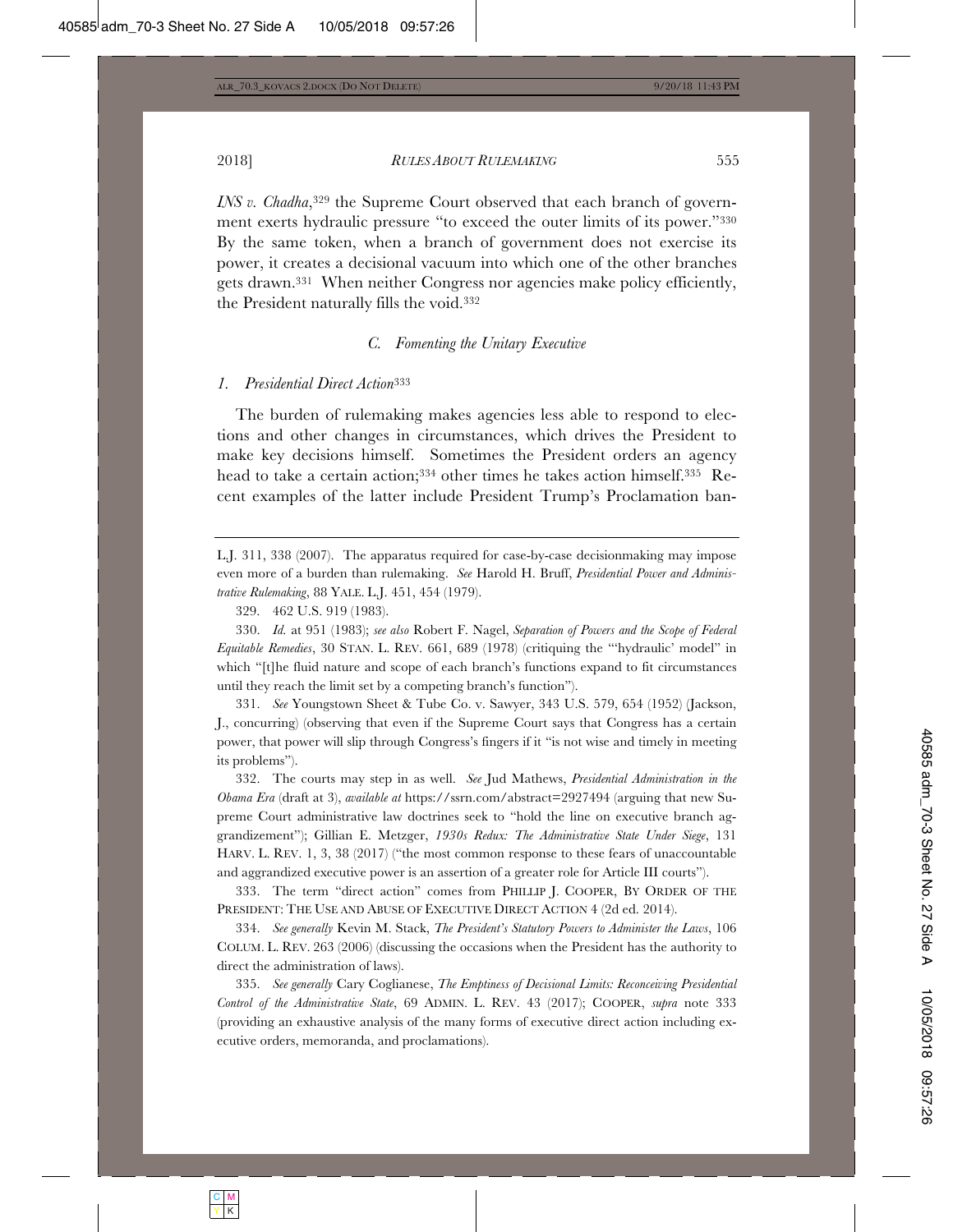*INS v. Chadha*,[329] the Supreme Court observed that each branch of government exerts hydraulic pressure "to exceed the outer limits of its power."[330] By the same token, when a branch of government does not exercise its power, it creates a decisional vacuum into which one of the other branches gets drawn.[331] When neither Congress nor agencies make policy efficiently, the President naturally fills the void.[332]

### *C. Fomenting the Unitary Executive*

#### *1. Presidential Direct Action*[333]

The burden of rulemaking makes agencies less able to respond to elections and other changes in circumstances, which drives the President to make key decisions himself. Sometimes the President orders an agency head to take a certain action;[334] other times he takes action himself.[335] Recent examples of the latter include President Trump's Proclamation ban-

---

L.J. 311, 338 (2007). The apparatus required for case-by-case decisionmaking may impose even more of a burden than rulemaking. *See* Harold H. Bruff, *Presidential Power and Administrative Rulemaking*, 88 YALE. L.J. 451, 454 (1979).

329. 462 U.S. 919 (1983).

330. *Id.* at 951 (1983); *see also* Robert F. Nagel, *Separation of Powers and the Scope of Federal Equitable Remedies*, 30 STAN. L. REV. 661, 689 (1978) (critiquing the "'hydraulic' model" in which "[t]he fluid nature and scope of each branch's functions expand to fit circumstances until they reach the limit set by a competing branch's function").

331. *See* Youngstown Sheet & Tube Co. v. Sawyer, 343 U.S. 579, 654 (1952) (Jackson, J., concurring) (observing that even if the Supreme Court says that Congress has a certain power, that power will slip through Congress's fingers if it "is not wise and timely in meeting its problems").

332. The courts may step in as well. *See* Jud Mathews, *Presidential Administration in the Obama Era* (draft at 3), *available at* https://ssrn.com/abstract=2927494 (arguing that new Supreme Court administrative law doctrines seek to "hold the line on executive branch aggrandizement"); Gillian E. Metzger, *1930s Redux: The Administrative State Under Siege*, 131 HARV. L. REV. 1, 3, 38 (2017) ("the most common response to these fears of unaccountable and aggrandized executive power is an assertion of a greater role for Article III courts").

333. The term "direct action" comes from PHILLIP J. COOPER, BY ORDER OF THE PRESIDENT: THE USE AND ABUSE OF EXECUTIVE DIRECT ACTION 4 (2d ed. 2014).

334. *See generally* Kevin M. Stack, *The President's Statutory Powers to Administer the Laws*, 106 COLUM. L. REV. 263 (2006) (discussing the occasions when the President has the authority to direct the administration of laws).

335. *See generally* Cary Coglianese, *The Emptiness of Decisional Limits: Reconceiving Presidential Control of the Administrative State*, 69 ADMIN. L. REV. 43 (2017); COOPER, *supra* note 333 (providing an exhaustive analysis of the many forms of executive direct action including executive orders, memoranda, and proclamations).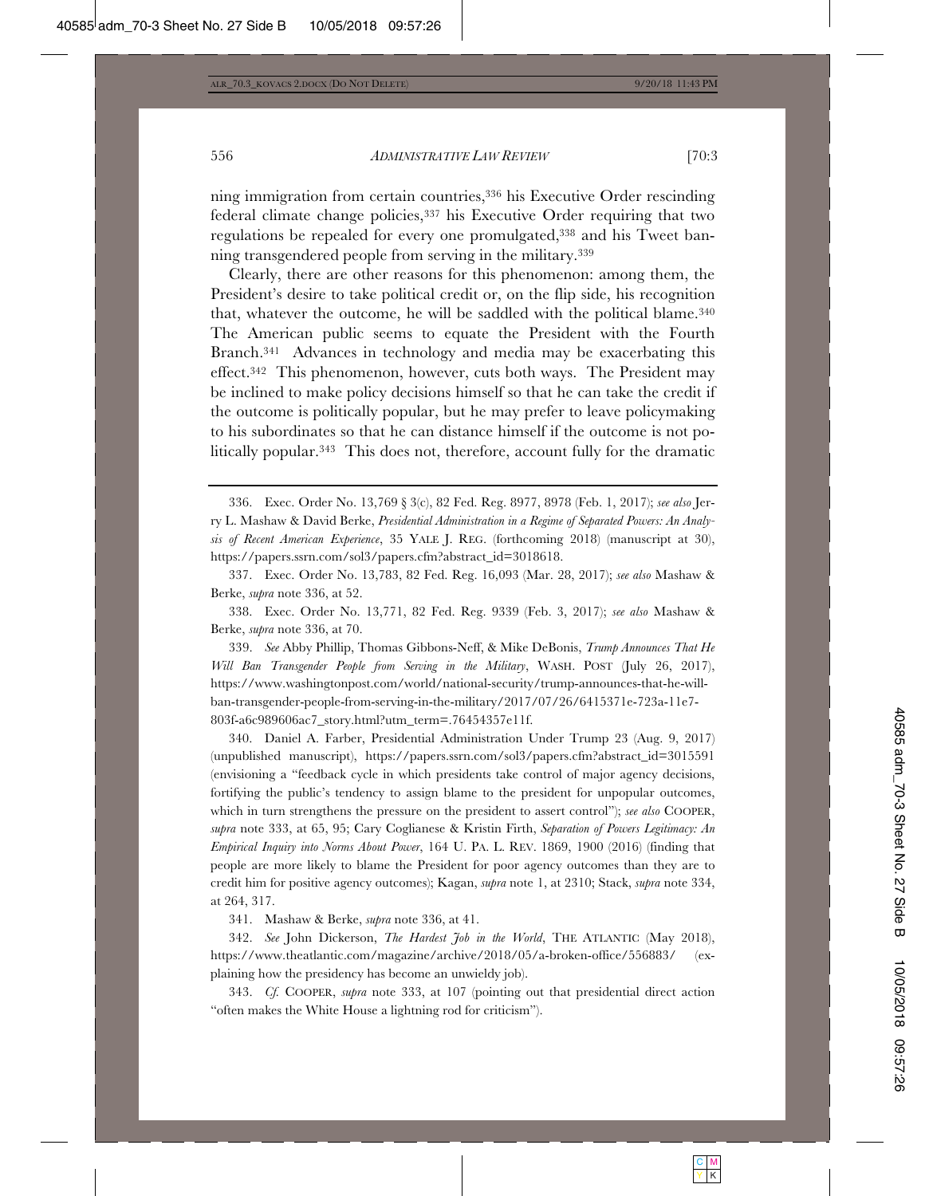ning immigration from certain countries,[336] his Executive Order rescinding federal climate change policies,[337] his Executive Order requiring that two regulations be repealed for every one promulgated,[338] and his Tweet banning transgendered people from serving in the military.[339]

Clearly, there are other reasons for this phenomenon: among them, the President's desire to take political credit or, on the flip side, his recognition that, whatever the outcome, he will be saddled with the political blame.[340] The American public seems to equate the President with the Fourth Branch.[341] Advances in technology and media may be exacerbating this effect.[342] This phenomenon, however, cuts both ways. The President may be inclined to make policy decisions himself so that he can take the credit if the outcome is politically popular, but he may prefer to leave policymaking to his subordinates so that he can distance himself if the outcome is not politically popular.[343] This does not, therefore, account fully for the dramatic

---

336. Exec. Order No. 13,769 § 3(c), 82 Fed. Reg. 8977, 8978 (Feb. 1, 2017); *see also* Jerry L. Mashaw & David Berke, *Presidential Administration in a Regime of Separated Powers: An Analysis of Recent American Experience*, 35 YALE J. REG. (forthcoming 2018) (manuscript at 30), https://papers.ssrn.com/sol3/papers.cfm?abstract_id=3018618.

337. Exec. Order No. 13,783, 82 Fed. Reg. 16,093 (Mar. 28, 2017); *see also* Mashaw & Berke, *supra* note 336, at 52.

338. Exec. Order No. 13,771, 82 Fed. Reg. 9339 (Feb. 3, 2017); *see also* Mashaw & Berke, *supra* note 336, at 70.

339. *See* Abby Phillip, Thomas Gibbons-Neff, & Mike DeBonis, *Trump Announces That He Will Ban Transgender People from Serving in the Military*, WASH. POST (July 26, 2017), https://www.washingtonpost.com/world/national-security/trump-announces-that-he-will-ban-transgender-people-from-serving-in-the-military/2017/07/26/6415371e-723a-11e7-803f-a6c989606ac7_story.html?utm_term=.76454357e11f.

340. Daniel A. Farber, Presidential Administration Under Trump 23 (Aug. 9, 2017) (unpublished manuscript), https://papers.ssrn.com/sol3/papers.cfm?abstract_id=3015591 (envisioning a "feedback cycle in which presidents take control of major agency decisions, fortifying the public's tendency to assign blame to the president for unpopular outcomes, which in turn strengthens the pressure on the president to assert control"); *see also* COOPER, *supra* note 333, at 65, 95; Cary Coglianese & Kristin Firth, *Separation of Powers Legitimacy: An Empirical Inquiry into Norms About Power*, 164 U. PA. L. REV. 1869, 1900 (2016) (finding that people are more likely to blame the President for poor agency outcomes than they are to credit him for positive agency outcomes); Kagan, *supra* note 1, at 2310; Stack, *supra* note 334, at 264, 317.

341. Mashaw & Berke, *supra* note 336, at 41.

342. *See* John Dickerson, *The Hardest Job in the World*, THE ATLANTIC (May 2018), https://www.theatlantic.com/magazine/archive/2018/05/a-broken-office/556883/ (explaining how the presidency has become an unwieldy job).

343. *Cf.* COOPER, *supra* note 333, at 107 (pointing out that presidential direct action "often makes the White House a lightning rod for criticism").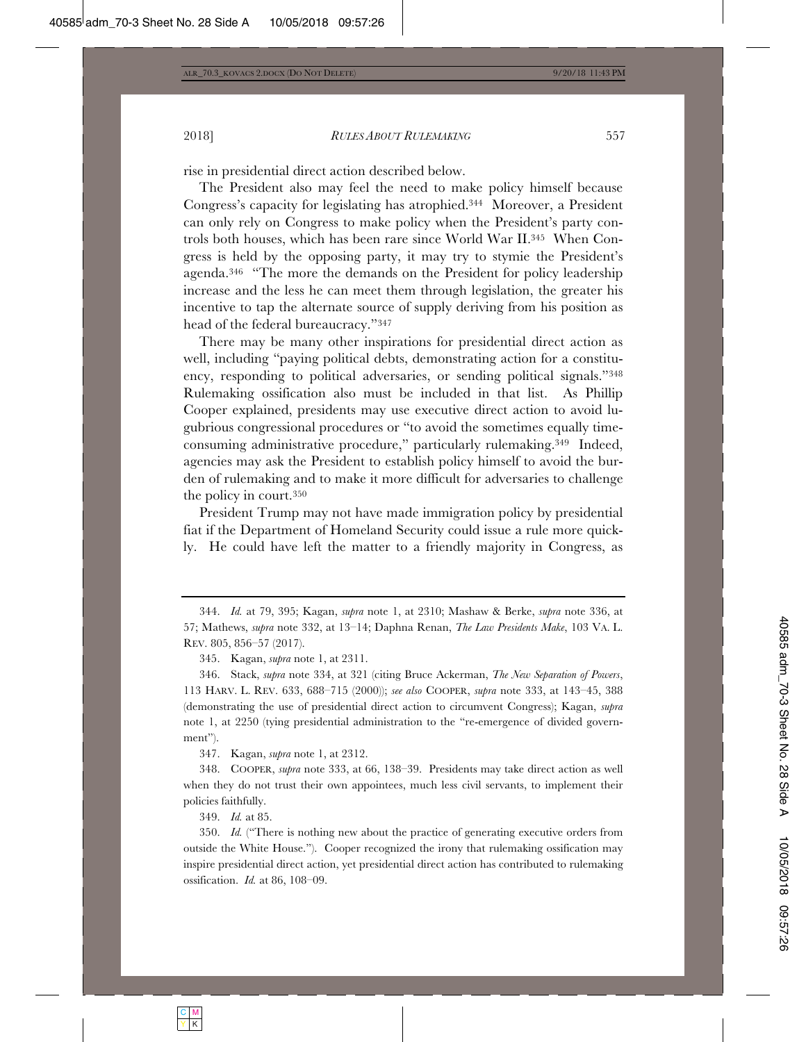rise in presidential direct action described below.

The President also may feel the need to make policy himself because Congress's capacity for legislating has atrophied.[344] Moreover, a President can only rely on Congress to make policy when the President's party controls both houses, which has been rare since World War II.[345] When Congress is held by the opposing party, it may try to stymie the President's agenda.[346] "The more the demands on the President for policy leadership increase and the less he can meet them through legislation, the greater his incentive to tap the alternate source of supply deriving from his position as head of the federal bureaucracy."[347]

There may be many other inspirations for presidential direct action as well, including "paying political debts, demonstrating action for a constituency, responding to political adversaries, or sending political signals."[348] Rulemaking ossification also must be included in that list. As Phillip Cooper explained, presidents may use executive direct action to avoid lugubrious congressional procedures or "to avoid the sometimes equally time-consuming administrative procedure," particularly rulemaking.[349] Indeed, agencies may ask the President to establish policy himself to avoid the burden of rulemaking and to make it more difficult for adversaries to challenge the policy in court.[350]

President Trump may not have made immigration policy by presidential fiat if the Department of Homeland Security could issue a rule more quickly. He could have left the matter to a friendly majority in Congress, as

---

344. *Id.* at 79, 395; Kagan, *supra* note 1, at 2310; Mashaw & Berke, *supra* note 336, at 57; Mathews, *supra* note 332, at 13–14; Daphna Renan, *The Law Presidents Make*, 103 VA. L. REV. 805, 856–57 (2017).

345. Kagan, *supra* note 1, at 2311.

346. Stack, *supra* note 334, at 321 (citing Bruce Ackerman, *The New Separation of Powers*, 113 HARV. L. REV. 633, 688–715 (2000)); *see also* COOPER, *supra* note 333, at 143–45, 388 (demonstrating the use of presidential direct action to circumvent Congress); Kagan, *supra* note 1, at 2250 (tying presidential administration to the "re-emergence of divided government").

347. Kagan, *supra* note 1, at 2312.

348. COOPER, *supra* note 333, at 66, 138–39. Presidents may take direct action as well when they do not trust their own appointees, much less civil servants, to implement their policies faithfully.

349. *Id.* at 85.

350. *Id.* ("There is nothing new about the practice of generating executive orders from outside the White House."). Cooper recognized the irony that rulemaking ossification may inspire presidential direct action, yet presidential direct action has contributed to rulemaking ossification. *Id.* at 86, 108–09.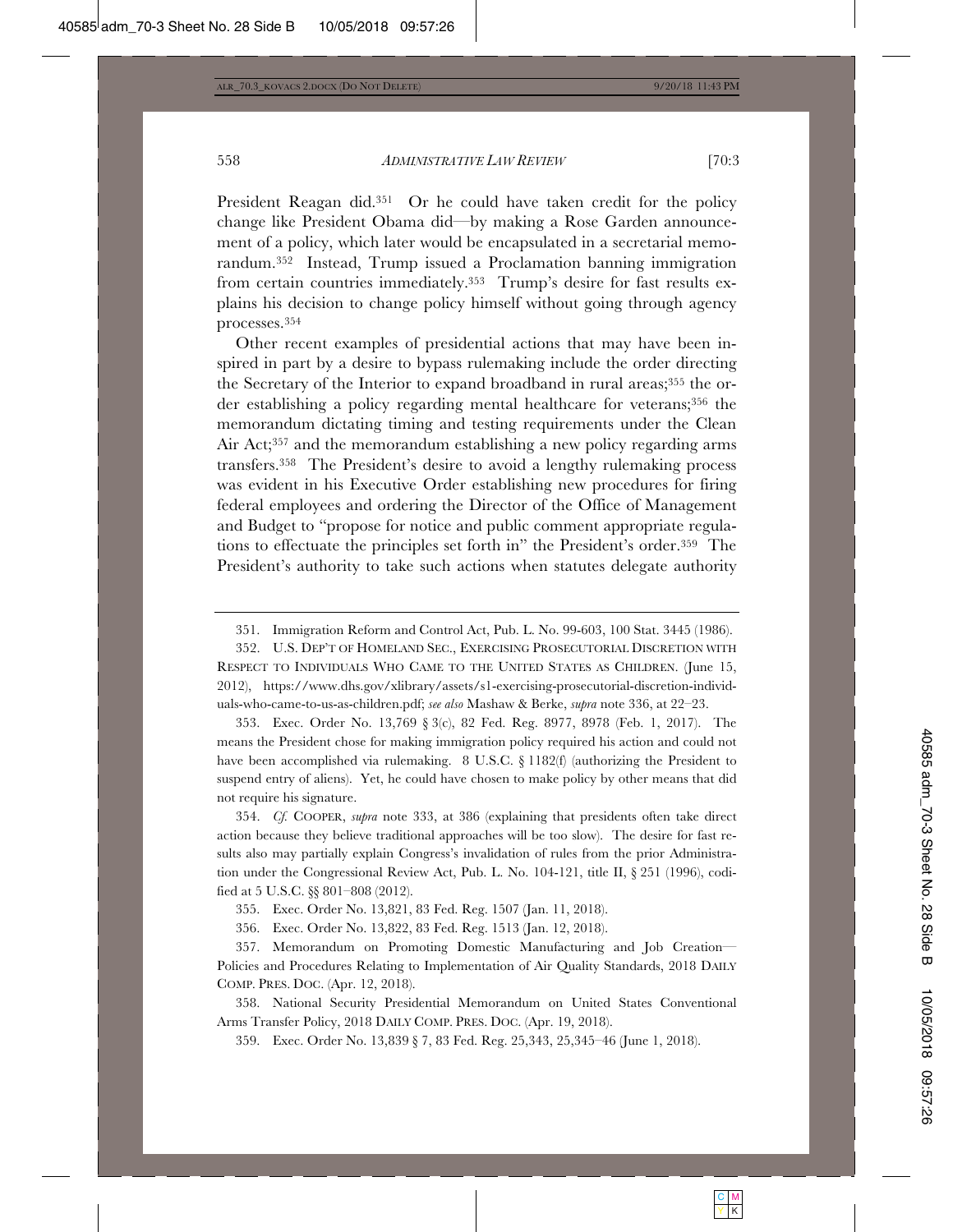President Reagan did.[351] Or he could have taken credit for the policy change like President Obama did—by making a Rose Garden announcement of a policy, which later would be encapsulated in a secretarial memorandum.[352] Instead, Trump issued a Proclamation banning immigration from certain countries immediately.[353] Trump's desire for fast results explains his decision to change policy himself without going through agency processes.[354]

Other recent examples of presidential actions that may have been inspired in part by a desire to bypass rulemaking include the order directing the Secretary of the Interior to expand broadband in rural areas;[355] the order establishing a policy regarding mental healthcare for veterans;[356] the memorandum dictating timing and testing requirements under the Clean Air Act;[357] and the memorandum establishing a new policy regarding arms transfers.[358] The President's desire to avoid a lengthy rulemaking process was evident in his Executive Order establishing new procedures for firing federal employees and ordering the Director of the Office of Management and Budget to "propose for notice and public comment appropriate regulations to effectuate the principles set forth in" the President's order.[359] The President's authority to take such actions when statutes delegate authority

---

351. Immigration Reform and Control Act, Pub. L. No. 99-603, 100 Stat. 3445 (1986).

352. U.S. DEP'T OF HOMELAND SEC., EXERCISING PROSECUTORIAL DISCRETION WITH RESPECT TO INDIVIDUALS WHO CAME TO THE UNITED STATES AS CHILDREN. (June 15, 2012), https://www.dhs.gov/xlibrary/assets/s1-exercising-prosecutorial-discretion-individuals-who-came-to-us-as-children.pdf; *see also* Mashaw & Berke, *supra* note 336, at 22–23.

353. Exec. Order No. 13,769 § 3(c), 82 Fed. Reg. 8977, 8978 (Feb. 1, 2017). The means the President chose for making immigration policy required his action and could not have been accomplished via rulemaking. 8 U.S.C. § 1182(f) (authorizing the President to suspend entry of aliens). Yet, he could have chosen to make policy by other means that did not require his signature.

354. *Cf.* COOPER, *supra* note 333, at 386 (explaining that presidents often take direct action because they believe traditional approaches will be too slow). The desire for fast results also may partially explain Congress's invalidation of rules from the prior Administration under the Congressional Review Act, Pub. L. No. 104-121, title II, § 251 (1996), codified at 5 U.S.C. §§ 801–808 (2012).

355. Exec. Order No. 13,821, 83 Fed. Reg. 1507 (Jan. 11, 2018).

356. Exec. Order No. 13,822, 83 Fed. Reg. 1513 (Jan. 12, 2018).

357. Memorandum on Promoting Domestic Manufacturing and Job Creation—Policies and Procedures Relating to Implementation of Air Quality Standards, 2018 DAILY COMP. PRES. DOC. (Apr. 12, 2018).

358. National Security Presidential Memorandum on United States Conventional Arms Transfer Policy, 2018 DAILY COMP. PRES. DOC. (Apr. 19, 2018).

359. Exec. Order No. 13,839 § 7, 83 Fed. Reg. 25,343, 25,345–46 (June 1, 2018).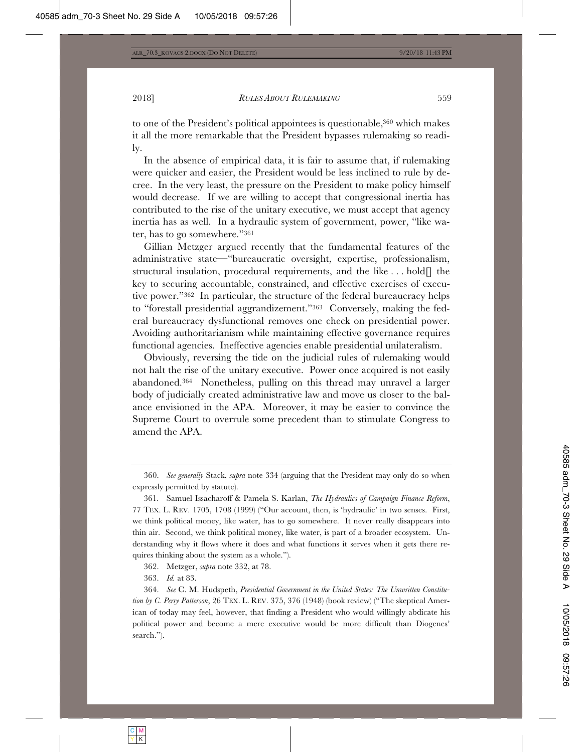to one of the President's political appointees is questionable,[360] which makes it all the more remarkable that the President bypasses rulemaking so readily.

In the absence of empirical data, it is fair to assume that, if rulemaking were quicker and easier, the President would be less inclined to rule by decree. In the very least, the pressure on the President to make policy himself would decrease. If we are willing to accept that congressional inertia has contributed to the rise of the unitary executive, we must accept that agency inertia has as well. In a hydraulic system of government, power, "like water, has to go somewhere."[361]

Gillian Metzger argued recently that the fundamental features of the administrative state—"bureaucratic oversight, expertise, professionalism, structural insulation, procedural requirements, and the like . . . hold[] the key to securing accountable, constrained, and effective exercises of executive power."[362] In particular, the structure of the federal bureaucracy helps to "forestall presidential aggrandizement."[363] Conversely, making the federal bureaucracy dysfunctional removes one check on presidential power. Avoiding authoritarianism while maintaining effective governance requires functional agencies. Ineffective agencies enable presidential unilateralism.

Obviously, reversing the tide on the judicial rules of rulemaking would not halt the rise of the unitary executive. Power once acquired is not easily abandoned.[364] Nonetheless, pulling on this thread may unravel a larger body of judicially created administrative law and move us closer to the balance envisioned in the APA. Moreover, it may be easier to convince the Supreme Court to overrule some precedent than to stimulate Congress to amend the APA.

---

360. *See generally* Stack, *supra* note 334 (arguing that the President may only do so when expressly permitted by statute).

361. Samuel Issacharoff & Pamela S. Karlan, *The Hydraulics of Campaign Finance Reform*, 77 TEX. L. REV. 1705, 1708 (1999) ("Our account, then, is 'hydraulic' in two senses. First, we think political money, like water, has to go somewhere. It never really disappears into thin air. Second, we think political money, like water, is part of a broader ecosystem. Understanding why it flows where it does and what functions it serves when it gets there requires thinking about the system as a whole.").

362. Metzger, *supra* note 332, at 78.

363. *Id.* at 83.

364. *See* C. M. Hudspeth, *Presidential Government in the United States: The Unwritten Constitution by C. Perry Patterson*, 26 TEX. L. REV. 375, 376 (1948) (book review) ("The skeptical American of today may feel, however, that finding a President who would willingly abdicate his political power and become a mere executive would be more difficult than Diogenes' search.").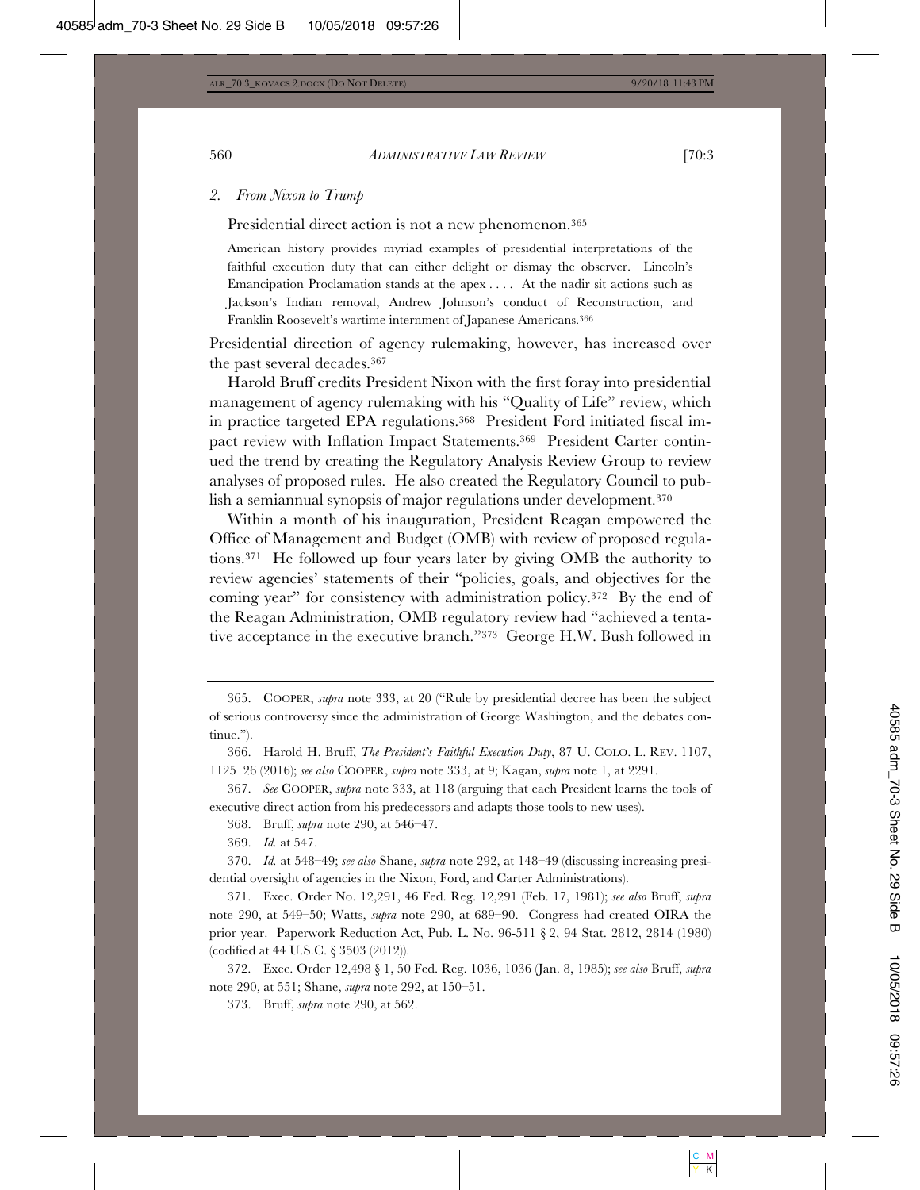### 2. *From Nixon to Trump*

Presidential direct action is not a new phenomenon.[365]

> American history provides myriad examples of presidential interpretations of the faithful execution duty that can either delight or dismay the observer. Lincoln's Emancipation Proclamation stands at the apex . . . . At the nadir sit actions such as Jackson's Indian removal, Andrew Johnson's conduct of Reconstruction, and Franklin Roosevelt's wartime internment of Japanese Americans.[366]

Presidential direction of agency rulemaking, however, has increased over the past several decades.[367]

Harold Bruff credits President Nixon with the first foray into presidential management of agency rulemaking with his "Quality of Life" review, which in practice targeted EPA regulations.[368] President Ford initiated fiscal impact review with Inflation Impact Statements.[369] President Carter continued the trend by creating the Regulatory Analysis Review Group to review analyses of proposed rules. He also created the Regulatory Council to publish a semiannual synopsis of major regulations under development.[370]

Within a month of his inauguration, President Reagan empowered the Office of Management and Budget (OMB) with review of proposed regulations.[371] He followed up four years later by giving OMB the authority to review agencies' statements of their "policies, goals, and objectives for the coming year" for consistency with administration policy.[372] By the end of the Reagan Administration, OMB regulatory review had "achieved a tentative acceptance in the executive branch."[373] George H.W. Bush followed in

---

365. COOPER, *supra* note 333, at 20 ("Rule by presidential decree has been the subject of serious controversy since the administration of George Washington, and the debates continue.").

366. Harold H. Bruff, *The President's Faithful Execution Duty*, 87 U. COLO. L. REV. 1107, 1125–26 (2016); *see also* COOPER, *supra* note 333, at 9; Kagan, *supra* note 1, at 2291.

367. *See* COOPER, *supra* note 333, at 118 (arguing that each President learns the tools of executive direct action from his predecessors and adapts those tools to new uses).

368. Bruff, *supra* note 290, at 546–47.

369. *Id.* at 547.

370. *Id.* at 548–49; *see also* Shane, *supra* note 292, at 148–49 (discussing increasing presidential oversight of agencies in the Nixon, Ford, and Carter Administrations).

371. Exec. Order No. 12,291, 46 Fed. Reg. 12,291 (Feb. 17, 1981); *see also* Bruff, *supra* note 290, at 549–50; Watts, *supra* note 290, at 689–90. Congress had created OIRA the prior year. Paperwork Reduction Act, Pub. L. No. 96-511 § 2, 94 Stat. 2812, 2814 (1980) (codified at 44 U.S.C. § 3503 (2012)).

372. Exec. Order 12,498 § 1, 50 Fed. Reg. 1036, 1036 (Jan. 8, 1985); *see also* Bruff, *supra* note 290, at 551; Shane, *supra* note 292, at 150–51.

373. Bruff, *supra* note 290, at 562.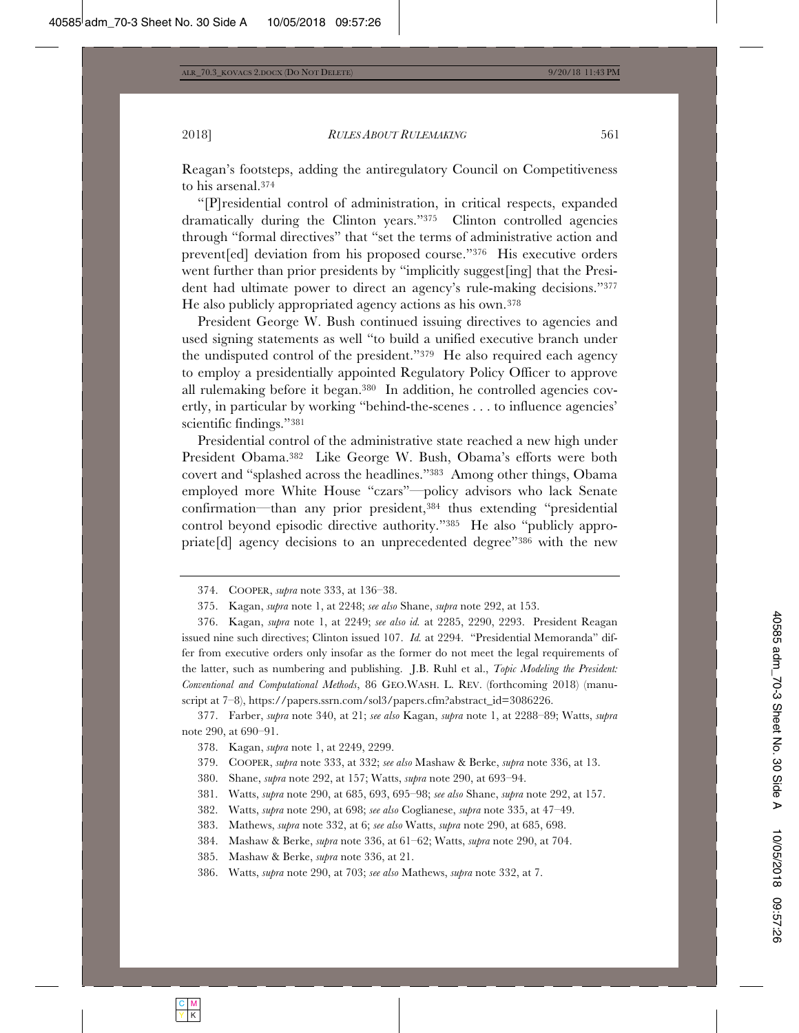Reagan's footsteps, adding the antiregulatory Council on Competitiveness to his arsenal.[374]

"[P]residential control of administration, in critical respects, expanded dramatically during the Clinton years."[375] Clinton controlled agencies through "formal directives" that "set the terms of administrative action and prevent[ed] deviation from his proposed course."[376] His executive orders went further than prior presidents by "implicitly suggest[ing] that the President had ultimate power to direct an agency's rule-making decisions."[377] He also publicly appropriated agency actions as his own.[378]

President George W. Bush continued issuing directives to agencies and used signing statements as well "to build a unified executive branch under the undisputed control of the president."[379] He also required each agency to employ a presidentially appointed Regulatory Policy Officer to approve all rulemaking before it began.[380] In addition, he controlled agencies covertly, in particular by working "behind-the-scenes . . . to influence agencies' scientific findings."[381]

Presidential control of the administrative state reached a new high under President Obama.[382] Like George W. Bush, Obama's efforts were both covert and "splashed across the headlines."[383] Among other things, Obama employed more White House "czars"—policy advisors who lack Senate confirmation—than any prior president,[384] thus extending "presidential control beyond episodic directive authority."[385] He also "publicly appropriate[d] agency decisions to an unprecedented degree"[386] with the new

---

374. COOPER, *supra* note 333, at 136–38.

375. Kagan, *supra* note 1, at 2248; *see also* Shane, *supra* note 292, at 153.

376. Kagan, *supra* note 1, at 2249; *see also id.* at 2285, 2290, 2293. President Reagan issued nine such directives; Clinton issued 107. *Id.* at 2294. "Presidential Memoranda" differ from executive orders only insofar as the former do not meet the legal requirements of the latter, such as numbering and publishing. J.B. Ruhl et al., *Topic Modeling the President: Conventional and Computational Methods*, 86 GEO.WASH. L. REV. (forthcoming 2018) (manuscript at 7–8), https://papers.ssrn.com/sol3/papers.cfm?abstract_id=3086226.

377. Farber, *supra* note 340, at 21; *see also* Kagan, *supra* note 1, at 2288–89; Watts, *supra* note 290, at 690–91.

378. Kagan, *supra* note 1, at 2249, 2299.

379. COOPER, *supra* note 333, at 332; *see also* Mashaw & Berke, *supra* note 336, at 13.

380. Shane, *supra* note 292, at 157; Watts, *supra* note 290, at 693–94.

381. Watts, *supra* note 290, at 685, 693, 695–98; *see also* Shane, *supra* note 292, at 157.

382. Watts, *supra* note 290, at 698; *see also* Coglianese, *supra* note 335, at 47–49.

383. Mathews, *supra* note 332, at 6; *see also* Watts, *supra* note 290, at 685, 698.

384. Mashaw & Berke, *supra* note 336, at 61–62; Watts, *supra* note 290, at 704.

385. Mashaw & Berke, *supra* note 336, at 21.

386. Watts, *supra* note 290, at 703; *see also* Mathews, *supra* note 332, at 7.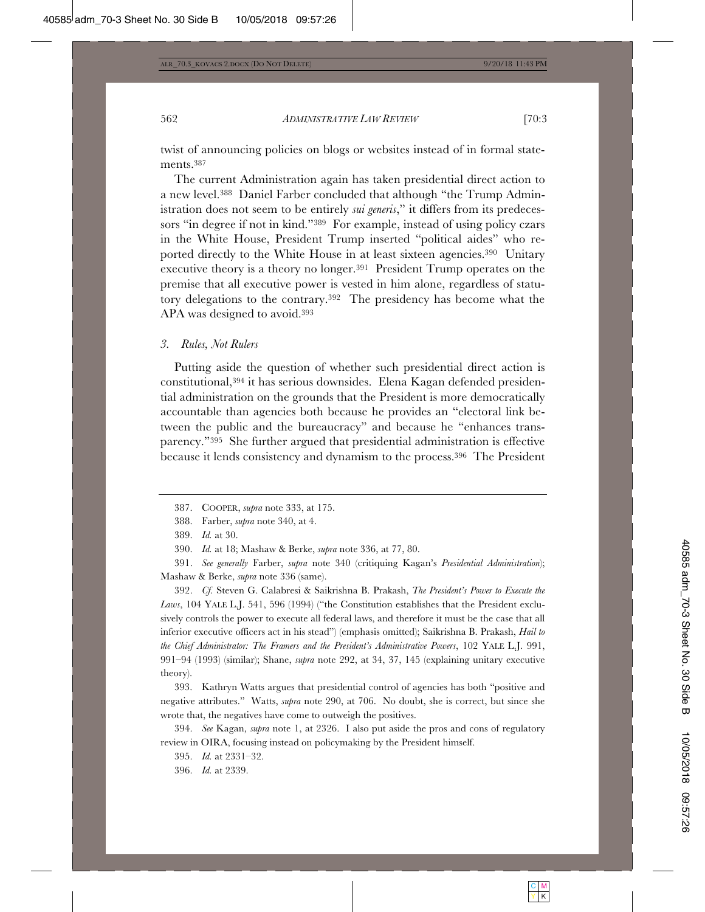twist of announcing policies on blogs or websites instead of in formal statements.[387]

The current Administration again has taken presidential direct action to a new level.[388] Daniel Farber concluded that although "the Trump Administration does not seem to be entirely *sui generis*," it differs from its predecessors "in degree if not in kind."[389] For example, instead of using policy czars in the White House, President Trump inserted "political aides" who reported directly to the White House in at least sixteen agencies.[390] Unitary executive theory is a theory no longer.[391] President Trump operates on the premise that all executive power is vested in him alone, regardless of statutory delegations to the contrary.[392] The presidency has become what the APA was designed to avoid.[393]

### *3. Rules, Not Rulers*

Putting aside the question of whether such presidential direct action is constitutional,[394] it has serious downsides. Elena Kagan defended presidential administration on the grounds that the President is more democratically accountable than agencies both because he provides an "electoral link between the public and the bureaucracy" and because he "enhances transparency."[395] She further argued that presidential administration is effective because it lends consistency and dynamism to the process.[396] The President

---

387. COOPER, *supra* note 333, at 175.

388. Farber, *supra* note 340, at 4.

389. *Id.* at 30.

390. *Id.* at 18; Mashaw & Berke, *supra* note 336, at 77, 80.

391. *See generally* Farber, *supra* note 340 (critiquing Kagan's *Presidential Administration*); Mashaw & Berke, *supra* note 336 (same).

392. *Cf.* Steven G. Calabresi & Saikrishna B. Prakash, *The President's Power to Execute the Laws*, 104 YALE L.J. 541, 596 (1994) ("the Constitution establishes that the President exclusively controls the power to execute all federal laws, and therefore it must be the case that all inferior executive officers act in his stead") (emphasis omitted); Saikrishna B. Prakash, *Hail to the Chief Administrator: The Framers and the President's Administrative Powers*, 102 YALE L.J. 991, 991–94 (1993) (similar); Shane, *supra* note 292, at 34, 37, 145 (explaining unitary executive theory).

393. Kathryn Watts argues that presidential control of agencies has both "positive and negative attributes." Watts, *supra* note 290, at 706. No doubt, she is correct, but since she wrote that, the negatives have come to outweigh the positives.

394. *See* Kagan, *supra* note 1, at 2326. I also put aside the pros and cons of regulatory review in OIRA, focusing instead on policymaking by the President himself.

395. *Id.* at 2331–32.

396. *Id.* at 2339.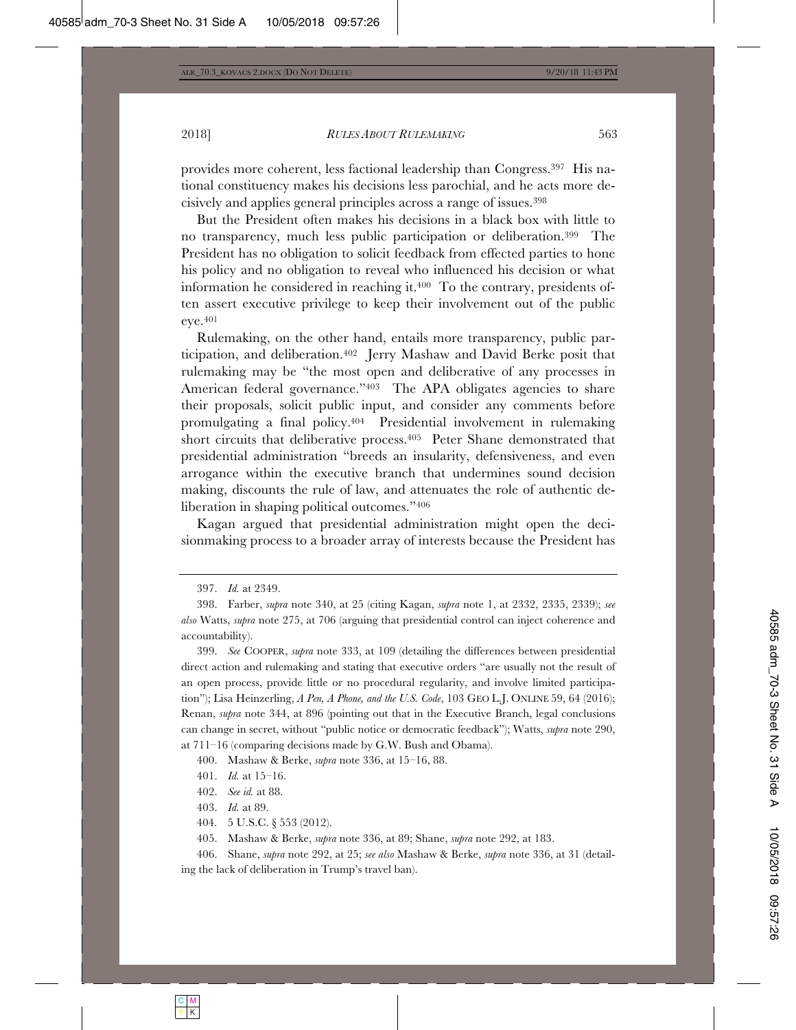provides more coherent, less factional leadership than Congress.[397] His national constituency makes his decisions less parochial, and he acts more decisively and applies general principles across a range of issues.[398]

But the President often makes his decisions in a black box with little to no transparency, much less public participation or deliberation.[399] The President has no obligation to solicit feedback from effected parties to hone his policy and no obligation to reveal who influenced his decision or what information he considered in reaching it.[400] To the contrary, presidents often assert executive privilege to keep their involvement out of the public eye.[401]

Rulemaking, on the other hand, entails more transparency, public participation, and deliberation.[402] Jerry Mashaw and David Berke posit that rulemaking may be "the most open and deliberative of any processes in American federal governance."[403] The APA obligates agencies to share their proposals, solicit public input, and consider any comments before promulgating a final policy.[404] Presidential involvement in rulemaking short circuits that deliberative process.[405] Peter Shane demonstrated that presidential administration "breeds an insularity, defensiveness, and even arrogance within the executive branch that undermines sound decision making, discounts the rule of law, and attenuates the role of authentic deliberation in shaping political outcomes."[406]

Kagan argued that presidential administration might open the decisionmaking process to a broader array of interests because the President has

---

397. *Id.* at 2349.

398. Farber, *supra* note 340, at 25 (citing Kagan, *supra* note 1, at 2332, 2335, 2339); *see also* Watts, *supra* note 275, at 706 (arguing that presidential control can inject coherence and accountability).

399. *See* COOPER, *supra* note 333, at 109 (detailing the differences between presidential direct action and rulemaking and stating that executive orders "are usually not the result of an open process, provide little or no procedural regularity, and involve limited participation"); Lisa Heinzerling, *A Pen, A Phone, and the U.S. Code*, 103 GEO L.J. ONLINE 59, 64 (2016); Renan, *supra* note 344, at 896 (pointing out that in the Executive Branch, legal conclusions can change in secret, without "public notice or democratic feedback"); Watts, *supra* note 290, at 711–16 (comparing decisions made by G.W. Bush and Obama).

400. Mashaw & Berke, *supra* note 336, at 15–16, 88.

401. *Id.* at 15–16.

402. *See id.* at 88.

403. *Id.* at 89.

404. 5 U.S.C. § 553 (2012).

405. Mashaw & Berke, *supra* note 336, at 89; Shane, *supra* note 292, at 183.

406. Shane, *supra* note 292, at 25; *see also* Mashaw & Berke, *supra* note 336, at 31 (detailing the lack of deliberation in Trump's travel ban).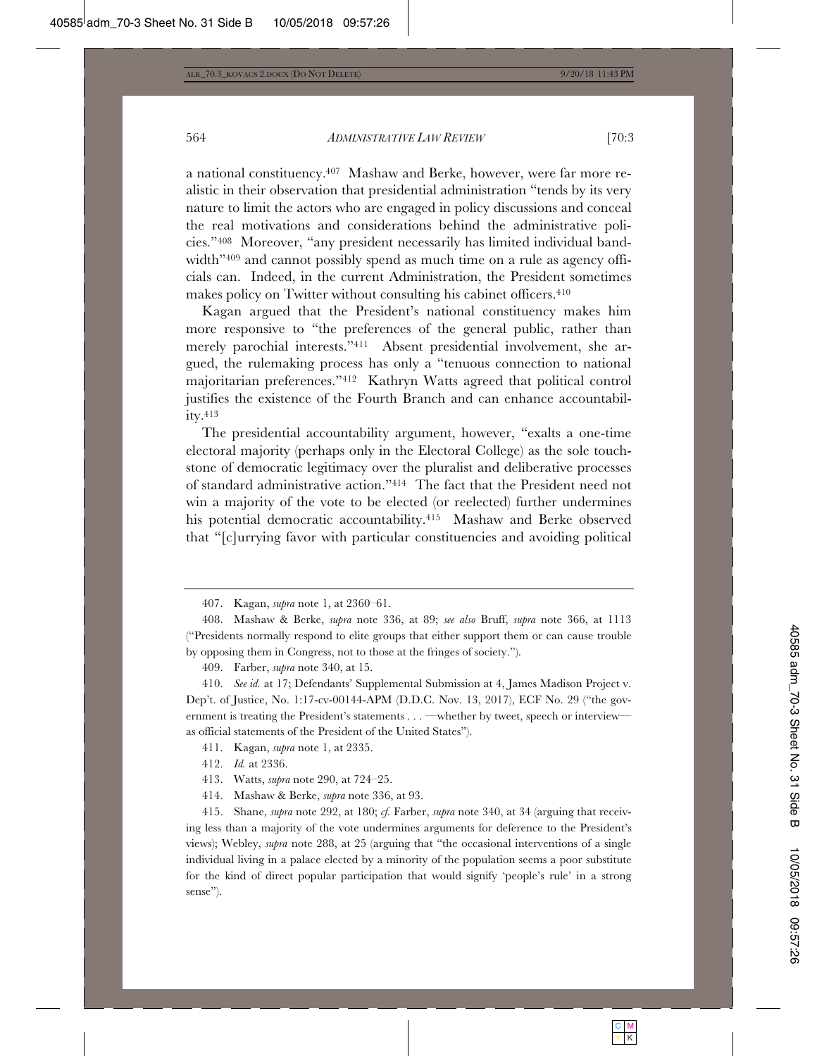a national constituency.[407] Mashaw and Berke, however, were far more realistic in their observation that presidential administration "tends by its very nature to limit the actors who are engaged in policy discussions and conceal the real motivations and considerations behind the administrative policies."[408] Moreover, "any president necessarily has limited individual bandwidth"[409] and cannot possibly spend as much time on a rule as agency officials can. Indeed, in the current Administration, the President sometimes makes policy on Twitter without consulting his cabinet officers.[410]

Kagan argued that the President's national constituency makes him more responsive to "the preferences of the general public, rather than merely parochial interests."[411] Absent presidential involvement, she argued, the rulemaking process has only a "tenuous connection to national majoritarian preferences."[412] Kathryn Watts agreed that political control justifies the existence of the Fourth Branch and can enhance accountability.[413]

The presidential accountability argument, however, "exalts a one-time electoral majority (perhaps only in the Electoral College) as the sole touchstone of democratic legitimacy over the pluralist and deliberative processes of standard administrative action."[414] The fact that the President need not win a majority of the vote to be elected (or reelected) further undermines his potential democratic accountability.[415] Mashaw and Berke observed that "[c]urrying favor with particular constituencies and avoiding political

---

407. Kagan, *supra* note 1, at 2360–61.

408. Mashaw & Berke, *supra* note 336, at 89; *see also* Bruff, *supra* note 366, at 1113 ("Presidents normally respond to elite groups that either support them or can cause trouble by opposing them in Congress, not to those at the fringes of society.").

409. Farber, *supra* note 340, at 15.

410. *See id.* at 17; Defendants' Supplemental Submission at 4, James Madison Project v. Dep't. of Justice, No. 1:17-cv-00144-APM (D.D.C. Nov. 13, 2017), ECF No. 29 ("the government is treating the President's statements . . . —whether by tweet, speech or interview—as official statements of the President of the United States").

411. Kagan, *supra* note 1, at 2335.

412. *Id.* at 2336.

413. Watts, *supra* note 290, at 724–25.

414. Mashaw & Berke, *supra* note 336, at 93.

415. Shane, *supra* note 292, at 180; *cf.* Farber, *supra* note 340, at 34 (arguing that receiving less than a majority of the vote undermines arguments for deference to the President's views); Webley, *supra* note 288, at 25 (arguing that "the occasional interventions of a single individual living in a palace elected by a minority of the population seems a poor substitute for the kind of direct popular participation that would signify 'people's rule' in a strong sense").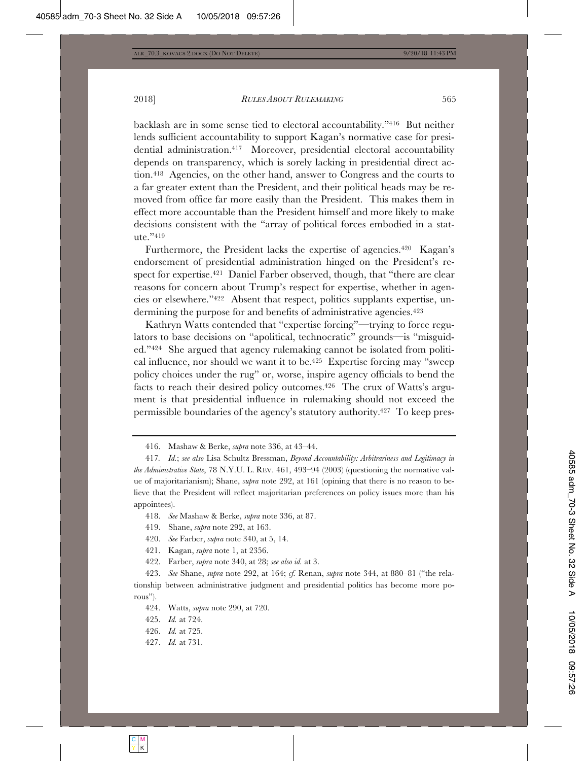backlash are in some sense tied to electoral accountability."[416] But neither lends sufficient accountability to support Kagan's normative case for presidential administration.[417] Moreover, presidential electoral accountability depends on transparency, which is sorely lacking in presidential direct action.[418] Agencies, on the other hand, answer to Congress and the courts to a far greater extent than the President, and their political heads may be removed from office far more easily than the President. This makes them in effect more accountable than the President himself and more likely to make decisions consistent with the "array of political forces embodied in a statute."[419]

Furthermore, the President lacks the expertise of agencies.[420] Kagan's endorsement of presidential administration hinged on the President's respect for expertise.[421] Daniel Farber observed, though, that "there are clear reasons for concern about Trump's respect for expertise, whether in agencies or elsewhere."[422] Absent that respect, politics supplants expertise, undermining the purpose for and benefits of administrative agencies.[423]

Kathryn Watts contended that "expertise forcing"—trying to force regulators to base decisions on "apolitical, technocratic" grounds—is "misguided."[424] She argued that agency rulemaking cannot be isolated from political influence, nor should we want it to be.[425] Expertise forcing may "sweep policy choices under the rug" or, worse, inspire agency officials to bend the facts to reach their desired policy outcomes.[426] The crux of Watts's argument is that presidential influence in rulemaking should not exceed the permissible boundaries of the agency's statutory authority.[427] To keep pres-

---

416. Mashaw & Berke, *supra* note 336, at 43–44.

417. *Id.*; *see also* Lisa Schultz Bressman, *Beyond Accountability: Arbitrariness and Legitimacy in the Administrative State*, 78 N.Y.U. L. REV. 461, 493–94 (2003) (questioning the normative value of majoritarianism); Shane, *supra* note 292, at 161 (opining that there is no reason to believe that the President will reflect majoritarian preferences on policy issues more than his appointees).

418. *See* Mashaw & Berke, *supra* note 336, at 87.

419. Shane, *supra* note 292, at 163.

420. *See* Farber, *supra* note 340, at 5, 14.

421. Kagan, *supra* note 1, at 2356.

422. Farber, *supra* note 340, at 28; *see also id.* at 3.

423. *See* Shane, *supra* note 292, at 164; *cf.* Renan, *supra* note 344, at 880–81 ("the relationship between administrative judgment and presidential politics has become more porous").

424. Watts, *supra* note 290, at 720.

425. *Id.* at 724.

426. *Id.* at 725.

427. *Id.* at 731.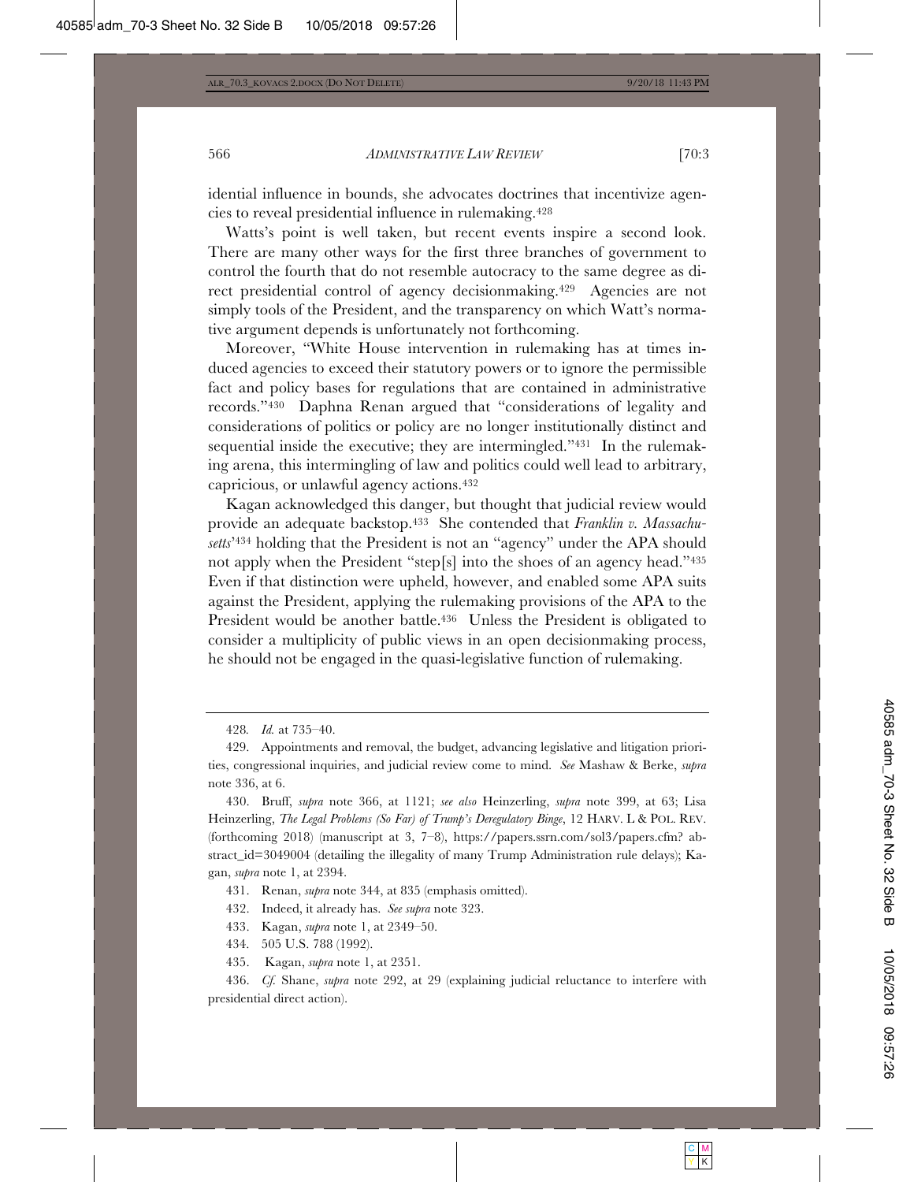idential influence in bounds, she advocates doctrines that incentivize agencies to reveal presidential influence in rulemaking.[428]

Watts's point is well taken, but recent events inspire a second look. There are many other ways for the first three branches of government to control the fourth that do not resemble autocracy to the same degree as direct presidential control of agency decisionmaking.[429] Agencies are not simply tools of the President, and the transparency on which Watt's normative argument depends is unfortunately not forthcoming.

Moreover, "White House intervention in rulemaking has at times induced agencies to exceed their statutory powers or to ignore the permissible fact and policy bases for regulations that are contained in administrative records."[430] Daphna Renan argued that "considerations of legality and considerations of politics or policy are no longer institutionally distinct and sequential inside the executive; they are intermingled."[431] In the rulemaking arena, this intermingling of law and politics could well lead to arbitrary, capricious, or unlawful agency actions.[432]

Kagan acknowledged this danger, but thought that judicial review would provide an adequate backstop.[433] She contended that *Franklin v. Massachusetts*'[434] holding that the President is not an "agency" under the APA should not apply when the President "step[s] into the shoes of an agency head."[435] Even if that distinction were upheld, however, and enabled some APA suits against the President, applying the rulemaking provisions of the APA to the President would be another battle.[436] Unless the President is obligated to consider a multiplicity of public views in an open decisionmaking process, he should not be engaged in the quasi-legislative function of rulemaking.

---

428. *Id.* at 735–40.

429. Appointments and removal, the budget, advancing legislative and litigation priorities, congressional inquiries, and judicial review come to mind. *See* Mashaw & Berke, *supra* note 336, at 6.

430. Bruff, *supra* note 366, at 1121; *see also* Heinzerling, *supra* note 399, at 63; Lisa Heinzerling, *The Legal Problems (So Far) of Trump's Deregulatory Binge*, 12 HARV. L & POL. REV. (forthcoming 2018) (manuscript at 3, 7–8), https://papers.ssrn.com/sol3/papers.cfm?abstract_id=3049004 (detailing the illegality of many Trump Administration rule delays); Kagan, *supra* note 1, at 2394.

431. Renan, *supra* note 344, at 835 (emphasis omitted).

432. Indeed, it already has. *See supra* note 323.

433. Kagan, *supra* note 1, at 2349–50.

434. 505 U.S. 788 (1992).

435. Kagan, *supra* note 1, at 2351.

436. *Cf.* Shane, *supra* note 292, at 29 (explaining judicial reluctance to interfere with presidential direct action).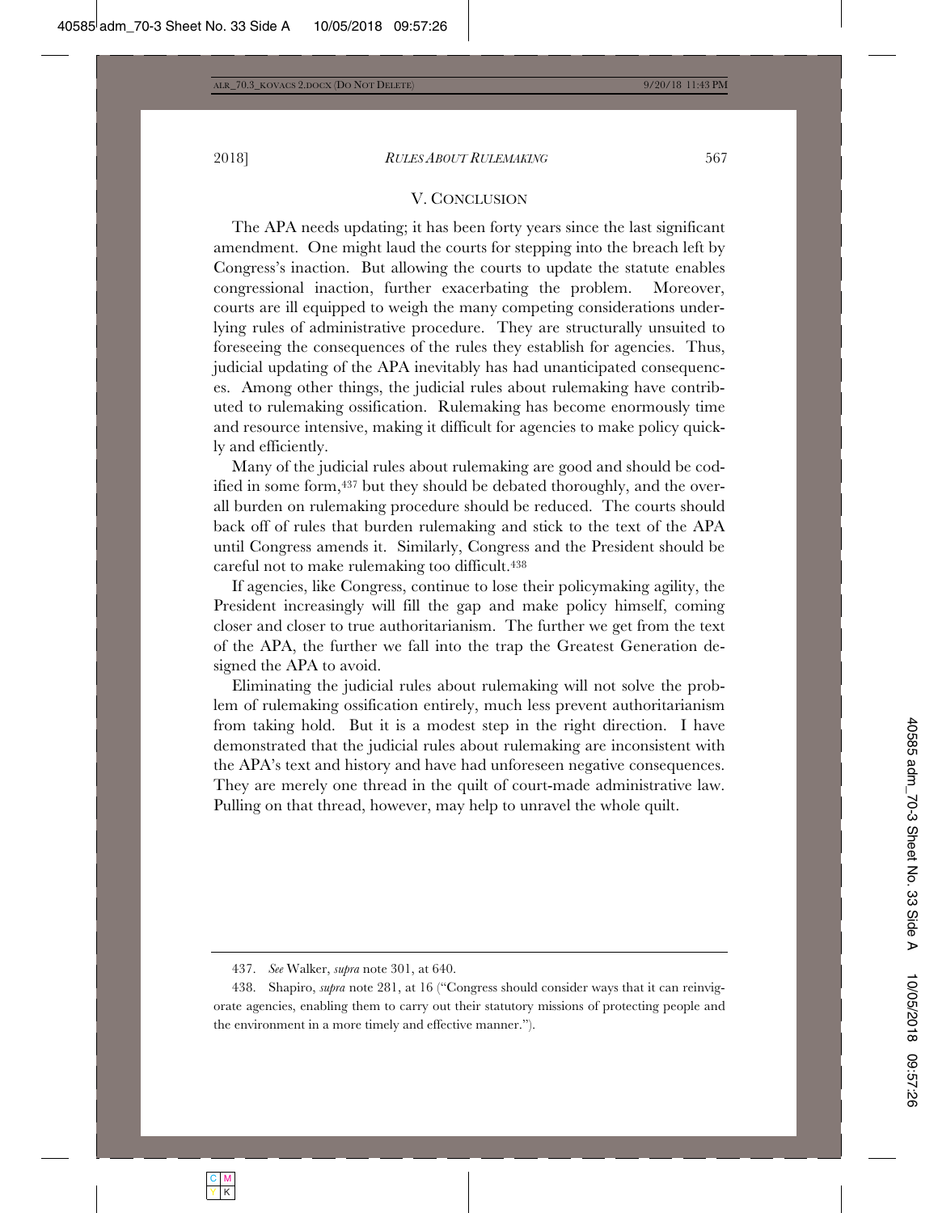## V. CONCLUSION

The APA needs updating; it has been forty years since the last significant amendment. One might laud the courts for stepping into the breach left by Congress's inaction. But allowing the courts to update the statute enables congressional inaction, further exacerbating the problem. Moreover, courts are ill equipped to weigh the many competing considerations underlying rules of administrative procedure. They are structurally unsuited to foreseeing the consequences of the rules they establish for agencies. Thus, judicial updating of the APA inevitably has had unanticipated consequences. Among other things, the judicial rules about rulemaking have contributed to rulemaking ossification. Rulemaking has become enormously time and resource intensive, making it difficult for agencies to make policy quickly and efficiently.

Many of the judicial rules about rulemaking are good and should be codified in some form,[437] but they should be debated thoroughly, and the overall burden on rulemaking procedure should be reduced. The courts should back off of rules that burden rulemaking and stick to the text of the APA until Congress amends it. Similarly, Congress and the President should be careful not to make rulemaking too difficult.[438]

If agencies, like Congress, continue to lose their policymaking agility, the President increasingly will fill the gap and make policy himself, coming closer and closer to true authoritarianism. The further we get from the text of the APA, the further we fall into the trap the Greatest Generation designed the APA to avoid.

Eliminating the judicial rules about rulemaking will not solve the problem of rulemaking ossification entirely, much less prevent authoritarianism from taking hold. But it is a modest step in the right direction. I have demonstrated that the judicial rules about rulemaking are inconsistent with the APA's text and history and have had unforeseen negative consequences. They are merely one thread in the quilt of court-made administrative law. Pulling on that thread, however, may help to unravel the whole quilt.

---

437. *See* Walker, *supra* note 301, at 640.

438. Shapiro, *supra* note 281, at 16 ("Congress should consider ways that it can reinvigorate agencies, enabling them to carry out their statutory missions of protecting people and the environment in a more timely and effective manner.").